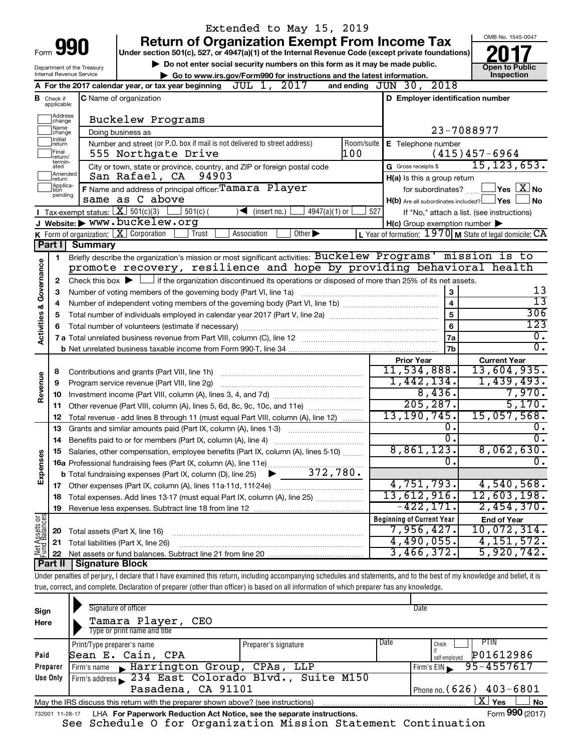Extended to May 15, 2019

# Form 990 — Return of Organization Exempt From Income Tax

Under section 501(c), 527, or 4947(a)(1) of the Internal Revenue Code (except private foundations)

▶ Do not enter social security numbers on this form as it may be made public.

▶ Go to www.irs.gov/Form990 for instructions and the latest information.

Department of the Treasury
Internal Revenue Service

OMB No. 1545-0047

**2017**

**Open to Public Inspection**

**A** For the 2017 calendar year, or tax year beginning JUL 1, 2017 and ending JUN 30, 2018

**B** Check if applicable: Address change, Name change, Initial return, Final return/terminated, Amended return, Application pending

**C** Name of organization: Buckelew Programs

Doing business as

Number and street (or P.O. box if mail is not delivered to street address): 555 Northgate Drive — Room/suite: 100

City or town, state or province, country, and ZIP or foreign postal code: San Rafael, CA 94903

**D** Employer identification number: 23-7088977

**E** Telephone number: (415)457-6964

**G** Gross receipts $ 15,123,653.

**F** Name and address of principal officer: Tamara Player, same as C above

**H(a)** Is this a group return for subordinates? ☐ Yes ☒ No

**H(b)** Are all subordinates included? ☐ Yes ☐ No — If "No," attach a list. (see instructions)

**H(c)** Group exemption number ▶

**I** Tax-exempt status: ☒ 501(c)(3) ☐ 501(c) ( ) ◀ (insert no.) ☐ 4947(a)(1) or ☐ 527

**J** Website: ▶ www.buckelew.org

**K** Form of organization: ☒ Corporation ☐ Trust ☐ Association ☐ Other ▶

**L** Year of formation: 1970 **M** State of legal domicile: CA

## Part I Summary

**Activities & Governance**

1 Briefly describe the organization's mission or most significant activities: Buckelew Programs' mission is to promote recovery, resilience and hope by providing behavioral health

2 Check this box ▶ ☐ if the organization discontinued its operations or disposed of more than 25% of its net assets.

| | | | |
|---|---|---|---|
| 3 | Number of voting members of the governing body (Part VI, line 1a) | 3 | 13 |
| 4 | Number of independent voting members of the governing body (Part VI, line 1b) | 4 | 13 |
| 5 | Total number of individuals employed in calendar year 2017 (Part V, line 2a) | 5 | 306 |
| 6 | Total number of volunteers (estimate if necessary) | 6 | 123 |
| 7a | Total unrelated business revenue from Part VIII, column (C), line 12 | 7a | 0. |
| b | Net unrelated business taxable income from Form 990-T, line 34 | 7b | 0. |

| | | | Prior Year | Current Year |
|---|---|---|---|---|
| **Revenue** | 8 | Contributions and grants (Part VIII, line 1h) | 11,534,888. | 13,604,935. |
| | 9 | Program service revenue (Part VIII, line 2g) | 1,442,134. | 1,439,493. |
| | 10 | Investment income (Part VIII, column (A), lines 3, 4, and 7d) | 8,436. | 7,970. |
| | 11 | Other revenue (Part VIII, column (A), lines 5, 6d, 8c, 9c, 10c, and 11e) | 205,287. | 5,170. |
| | 12 | Total revenue - add lines 8 through 11 (must equal Part VIII, column (A), line 12) | 13,190,745. | 15,057,568. |
| **Expenses** | 13 | Grants and similar amounts paid (Part IX, column (A), lines 1-3) | 0. | 0. |
| | 14 | Benefits paid to or for members (Part IX, column (A), line 4) | 0. | 0. |
| | 15 | Salaries, other compensation, employee benefits (Part IX, column (A), lines 5-10) | 8,861,123. | 8,062,630. |
| | 16a | Professional fundraising fees (Part IX, column (A), line 11e) | 0. | 0. |
| | b | Total fundraising expenses (Part IX, column (D), line 25) ▶ 372,780. | | |
| | 17 | Other expenses (Part IX, column (A), lines 11a-11d, 11f-24e) | 4,751,793. | 4,540,568. |
| | 18 | Total expenses. Add lines 13-17 (must equal Part IX, column (A), line 25) | 13,612,916. | 12,603,198. |
| | 19 | Revenue less expenses. Subtract line 18 from line 12 | -422,171. | 2,454,370. |

| | | | Beginning of Current Year | End of Year |
|---|---|---|---|---|
| **Net Assets or Fund Balances** | 20 | Total assets (Part X, line 16) | 7,956,427. | 10,072,314. |
| | 21 | Total liabilities (Part X, line 26) | 4,490,055. | 4,151,572. |
| | 22 | Net assets or fund balances. Subtract line 21 from line 20 | 3,466,372. | 5,920,742. |

## Part II Signature Block

Under penalties of perjury, I declare that I have examined this return, including accompanying schedules and statements, and to the best of my knowledge and belief, it is true, correct, and complete. Declaration of preparer (other than officer) is based on all information of which preparer has any knowledge.

**Sign Here**

Signature of officer — Date

Tamara Player, CEO
Type or print name and title

**Paid Preparer Use Only**

| Print/Type preparer's name | Preparer's signature | Date | Check if self-employed | PTIN |
|---|---|---|---|---|
| Sean E. Cain, CPA | | | ☐ | P01612986 |

Firm's name ▶ Harrington Group, CPAs, LLP — Firm's EIN ▶ 95-4557617

Firm's address ▶ 234 East Colorado Blvd., Suite M150, Pasadena, CA 91101 — Phone no. (626) 403-6801

May the IRS discuss this return with the preparer shown above? (see instructions) ☒ Yes ☐ No

732001 11-28-17 LHA For Paperwork Reduction Act Notice, see the separate instructions. Form **990** (2017)

See Schedule O for Organization Mission Statement Continuation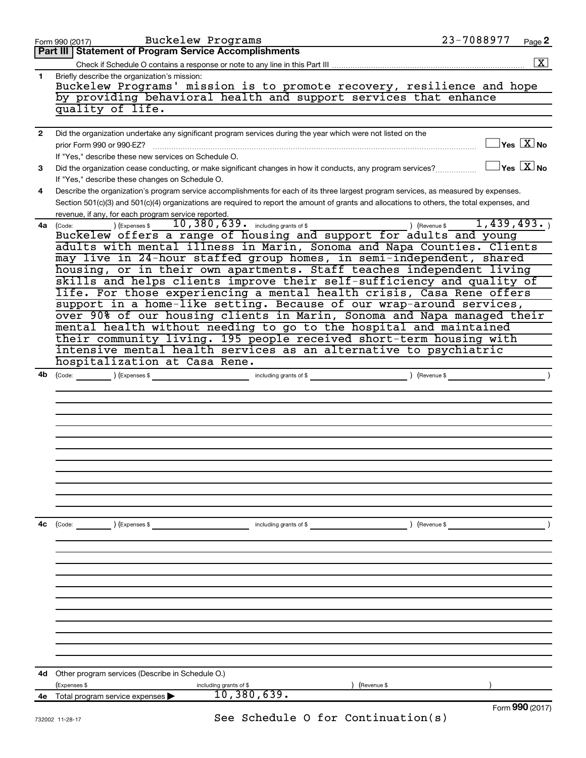Form 990 (2017) Buckelew Programs 23-7088977 Page 2

## Part III Statement of Program Service Accomplishments

Check if Schedule O contains a response or note to any line in this Part III ..... [X]

**1** Briefly describe the organization's mission:

Buckelew Programs' mission is to promote recovery, resilience and hope by providing behavioral health and support services that enhance quality of life.

**2** Did the organization undertake any significant program services during the year which were not listed on the prior Form 990 or 990-EZ? ..... [ ] Yes [X] No

If "Yes," describe these new services on Schedule O.

**3** Did the organization cease conducting, or make significant changes in how it conducts, any program services? ..... [ ] Yes [X] No

If "Yes," describe these changes on Schedule O.

**4** Describe the organization's program service accomplishments for each of its three largest program services, as measured by expenses. Section 501(c)(3) and 501(c)(4) organizations are required to report the amount of grants and allocations to others, the total expenses, and revenue, if any, for each program service reported.

**4a** (Code: ) (Expenses $ 10,380,639. including grants of $ ) (Revenue $ 1,439,493. )

Buckelew offers a range of housing and support for adults and young adults with mental illness in Marin, Sonoma and Napa Counties. Clients may live in 24-hour staffed group homes, in semi-independent, shared housing, or in their own apartments. Staff teaches independent living skills and helps clients improve their self-sufficiency and quality of life. For those experiencing a mental health crisis, Casa Rene offers support in a home-like setting. Because of our wrap-around services, over 90% of our housing clients in Marin, Sonoma and Napa managed their mental health without needing to go to the hospital and maintained their community living. 195 people received short-term housing with intensive mental health services as an alternative to psychiatric hospitalization at Casa Rene.

**4b** (Code: ) (Expenses $ including grants of $ ) (Revenue $ )

**4c** (Code: ) (Expenses $ including grants of $ ) (Revenue $ )

**4d** Other program services (Describe in Schedule O.)

(Expenses $ including grants of $ ) (Revenue $ )

**4e** Total program service expenses ▶ 10,380,639.

See Schedule O for Continuation(s)

Form 990 (2017)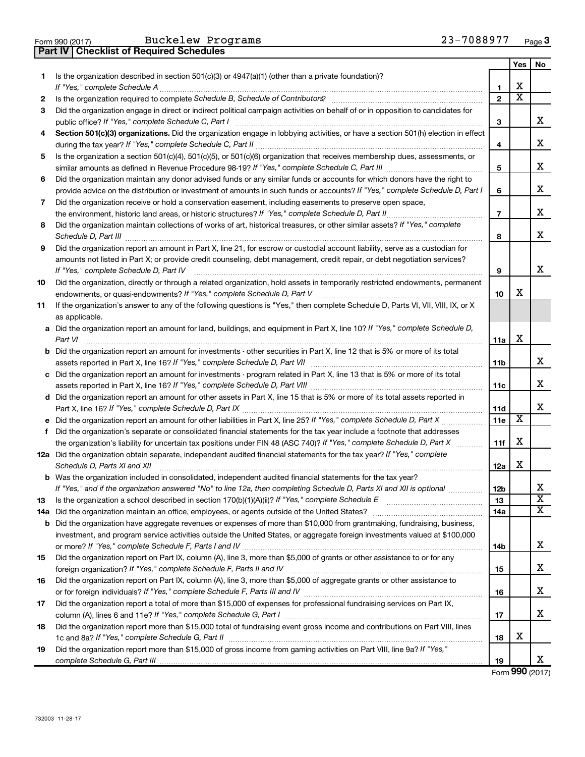Form 990 (2017) Buckelew Programs 23-7088977 Page 3

## Part IV | Checklist of Required Schedules

| | | | Yes | No |
|---|---|---|---|---|
| 1 | Is the organization described in section 501(c)(3) or 4947(a)(1) (other than a private foundation)? *If "Yes," complete Schedule A* | 1 | X | |
| 2 | Is the organization required to complete *Schedule B, Schedule of Contributors*? | 2 | X | |
| 3 | Did the organization engage in direct or indirect political campaign activities on behalf of or in opposition to candidates for public office? *If "Yes," complete Schedule C, Part I* | 3 | | X |
| 4 | **Section 501(c)(3) organizations.** Did the organization engage in lobbying activities, or have a section 501(h) election in effect during the tax year? *If "Yes," complete Schedule C, Part II* | 4 | | X |
| 5 | Is the organization a section 501(c)(4), 501(c)(5), or 501(c)(6) organization that receives membership dues, assessments, or similar amounts as defined in Revenue Procedure 98-19? *If "Yes," complete Schedule C, Part III* | 5 | | X |
| 6 | Did the organization maintain any donor advised funds or any similar funds or accounts for which donors have the right to provide advice on the distribution or investment of amounts in such funds or accounts? *If "Yes," complete Schedule D, Part I* | 6 | | X |
| 7 | Did the organization receive or hold a conservation easement, including easements to preserve open space, the environment, historic land areas, or historic structures? *If "Yes," complete Schedule D, Part II* | 7 | | X |
| 8 | Did the organization maintain collections of works of art, historical treasures, or other similar assets? *If "Yes," complete Schedule D, Part III* | 8 | | X |
| 9 | Did the organization report an amount in Part X, line 21, for escrow or custodial account liability, serve as a custodian for amounts not listed in Part X; or provide credit counseling, debt management, credit repair, or debt negotiation services? *If "Yes," complete Schedule D, Part IV* | 9 | | X |
| 10 | Did the organization, directly or through a related organization, hold assets in temporarily restricted endowments, permanent endowments, or quasi-endowments? *If "Yes," complete Schedule D, Part V* | 10 | X | |
| 11 | If the organization's answer to any of the following questions is "Yes," then complete Schedule D, Parts VI, VII, VIII, IX, or X as applicable. | | | |
| a | Did the organization report an amount for land, buildings, and equipment in Part X, line 10? *If "Yes," complete Schedule D, Part VI* | 11a | X | |
| b | Did the organization report an amount for investments - other securities in Part X, line 12 that is 5% or more of its total assets reported in Part X, line 16? *If "Yes," complete Schedule D, Part VII* | 11b | | X |
| c | Did the organization report an amount for investments - program related in Part X, line 13 that is 5% or more of its total assets reported in Part X, line 16? *If "Yes," complete Schedule D, Part VIII* | 11c | | X |
| d | Did the organization report an amount for other assets in Part X, line 15 that is 5% or more of its total assets reported in Part X, line 16? *If "Yes," complete Schedule D, Part IX* | 11d | | X |
| e | Did the organization report an amount for other liabilities in Part X, line 25? *If "Yes," complete Schedule D, Part X* | 11e | X | |
| f | Did the organization's separate or consolidated financial statements for the tax year include a footnote that addresses the organization's liability for uncertain tax positions under FIN 48 (ASC 740)? *If "Yes," complete Schedule D, Part X* | 11f | X | |
| 12a | Did the organization obtain separate, independent audited financial statements for the tax year? *If "Yes," complete Schedule D, Parts XI and XII* | 12a | X | |
| b | Was the organization included in consolidated, independent audited financial statements for the tax year? *If "Yes," and if the organization answered "No" to line 12a, then completing Schedule D, Parts XI and XII is optional* | 12b | | X |
| 13 | Is the organization a school described in section 170(b)(1)(A)(ii)? *If "Yes," complete Schedule E* | 13 | | X |
| 14a | Did the organization maintain an office, employees, or agents outside of the United States? | 14a | | X |
| b | Did the organization have aggregate revenues or expenses of more than $10,000 from grantmaking, fundraising, business, investment, and program service activities outside the United States, or aggregate foreign investments valued at $100,000 or more? *If "Yes," complete Schedule F, Parts I and IV* | 14b | | X |
| 15 | Did the organization report on Part IX, column (A), line 3, more than $5,000 of grants or other assistance to or for any foreign organization? *If "Yes," complete Schedule F, Parts II and IV* | 15 | | X |
| 16 | Did the organization report on Part IX, column (A), line 3, more than $5,000 of aggregate grants or other assistance to or for foreign individuals? *If "Yes," complete Schedule F, Parts III and IV* | 16 | | X |
| 17 | Did the organization report a total of more than $15,000 of expenses for professional fundraising services on Part IX, column (A), lines 6 and 11e? *If "Yes," complete Schedule G, Part I* | 17 | | X |
| 18 | Did the organization report more than $15,000 total of fundraising event gross income and contributions on Part VIII, lines 1c and 8a? *If "Yes," complete Schedule G, Part II* | 18 | X | |
| 19 | Did the organization report more than $15,000 of gross income from gaming activities on Part VIII, line 9a? *If "Yes," complete Schedule G, Part III* | 19 | | X |

Form **990** (2017)

732003 11-28-17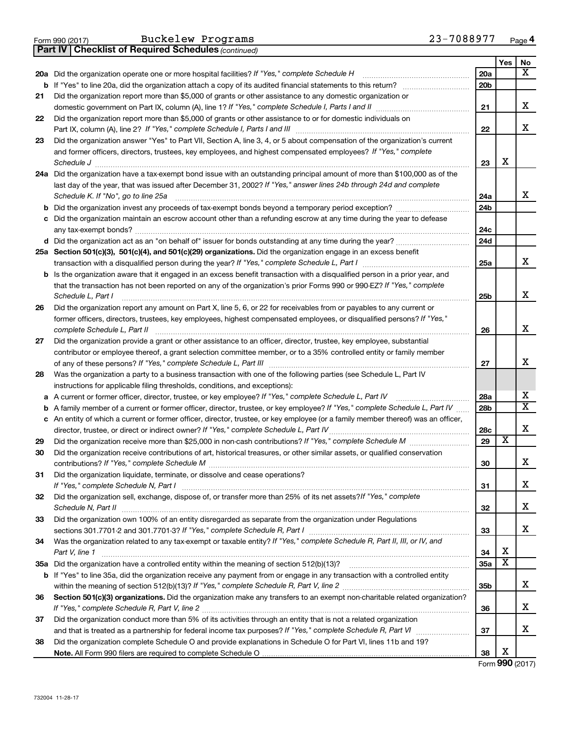Form 990 (2017) Buckelew Programs 23-7088977 Page 4

**Part IV | Checklist of Required Schedules** *(continued)*

| | | | Yes | No |
|---|---|---|---|---|
| **20a** | Did the organization operate one or more hospital facilities? *If "Yes," complete Schedule H* | **20a** | | X |
| **b** | If "Yes" to line 20a, did the organization attach a copy of its audited financial statements to this return? | **20b** | | |
| **21** | Did the organization report more than $5,000 of grants or other assistance to any domestic organization or domestic government on Part IX, column (A), line 1? *If "Yes," complete Schedule I, Parts I and II* | **21** | | X |
| **22** | Did the organization report more than $5,000 of grants or other assistance to or for domestic individuals on Part IX, column (A), line 2? *If "Yes," complete Schedule I, Parts I and III* | **22** | | X |
| **23** | Did the organization answer "Yes" to Part VII, Section A, line 3, 4, or 5 about compensation of the organization's current and former officers, directors, trustees, key employees, and highest compensated employees? *If "Yes," complete Schedule J* | **23** | X | |
| **24a** | Did the organization have a tax-exempt bond issue with an outstanding principal amount of more than $100,000 as of the last day of the year, that was issued after December 31, 2002? *If "Yes," answer lines 24b through 24d and complete Schedule K. If "No", go to line 25a* | **24a** | | X |
| **b** | Did the organization invest any proceeds of tax-exempt bonds beyond a temporary period exception? | **24b** | | |
| **c** | Did the organization maintain an escrow account other than a refunding escrow at any time during the year to defease any tax-exempt bonds? | **24c** | | |
| **d** | Did the organization act as an "on behalf of" issuer for bonds outstanding at any time during the year? | **24d** | | |
| **25a** | **Section 501(c)(3), 501(c)(4), and 501(c)(29) organizations.** Did the organization engage in an excess benefit transaction with a disqualified person during the year? *If "Yes," complete Schedule L, Part I* | **25a** | | X |
| **b** | Is the organization aware that it engaged in an excess benefit transaction with a disqualified person in a prior year, and that the transaction has not been reported on any of the organization's prior Forms 990 or 990-EZ? *If "Yes," complete Schedule L, Part I* | **25b** | | X |
| **26** | Did the organization report any amount on Part X, line 5, 6, or 22 for receivables from or payables to any current or former officers, directors, trustees, key employees, highest compensated employees, or disqualified persons? *If "Yes," complete Schedule L, Part II* | **26** | | X |
| **27** | Did the organization provide a grant or other assistance to an officer, director, trustee, key employee, substantial contributor or employee thereof, a grant selection committee member, or to a 35% controlled entity or family member of any of these persons? *If "Yes," complete Schedule L, Part III* | **27** | | X |
| **28** | Was the organization a party to a business transaction with one of the following parties (see Schedule L, Part IV instructions for applicable filing thresholds, conditions, and exceptions): | | | |
| **a** | A current or former officer, director, trustee, or key employee? *If "Yes," complete Schedule L, Part IV* | **28a** | | X |
| **b** | A family member of a current or former officer, director, trustee, or key employee? *If "Yes," complete Schedule L, Part IV* | **28b** | | X |
| **c** | An entity of which a current or former officer, director, trustee, or key employee (or a family member thereof) was an officer, director, trustee, or direct or indirect owner? *If "Yes," complete Schedule L, Part IV* | **28c** | | X |
| **29** | Did the organization receive more than $25,000 in non-cash contributions? *If "Yes," complete Schedule M* | **29** | X | |
| **30** | Did the organization receive contributions of art, historical treasures, or other similar assets, or qualified conservation contributions? *If "Yes," complete Schedule M* | **30** | | X |
| **31** | Did the organization liquidate, terminate, or dissolve and cease operations? *If "Yes," complete Schedule N, Part I* | **31** | | X |
| **32** | Did the organization sell, exchange, dispose of, or transfer more than 25% of its net assets? *If "Yes," complete Schedule N, Part II* | **32** | | X |
| **33** | Did the organization own 100% of an entity disregarded as separate from the organization under Regulations sections 301.7701-2 and 301.7701-3? *If "Yes," complete Schedule R, Part I* | **33** | | X |
| **34** | Was the organization related to any tax-exempt or taxable entity? *If "Yes," complete Schedule R, Part II, III, or IV, and Part V, line 1* | **34** | X | |
| **35a** | Did the organization have a controlled entity within the meaning of section 512(b)(13)? | **35a** | X | |
| **b** | If "Yes" to line 35a, did the organization receive any payment from or engage in any transaction with a controlled entity within the meaning of section 512(b)(13)? *If "Yes," complete Schedule R, Part V, line 2* | **35b** | | X |
| **36** | **Section 501(c)(3) organizations.** Did the organization make any transfers to an exempt non-charitable related organization? *If "Yes," complete Schedule R, Part V, line 2* | **36** | | X |
| **37** | Did the organization conduct more than 5% of its activities through an entity that is not a related organization and that is treated as a partnership for federal income tax purposes? *If "Yes," complete Schedule R, Part VI* | **37** | | X |
| **38** | Did the organization complete Schedule O and provide explanations in Schedule O for Part VI, lines 11b and 19? **Note.** All Form 990 filers are required to complete Schedule O | **38** | X | |

Form **990** (2017)

732004 11-28-17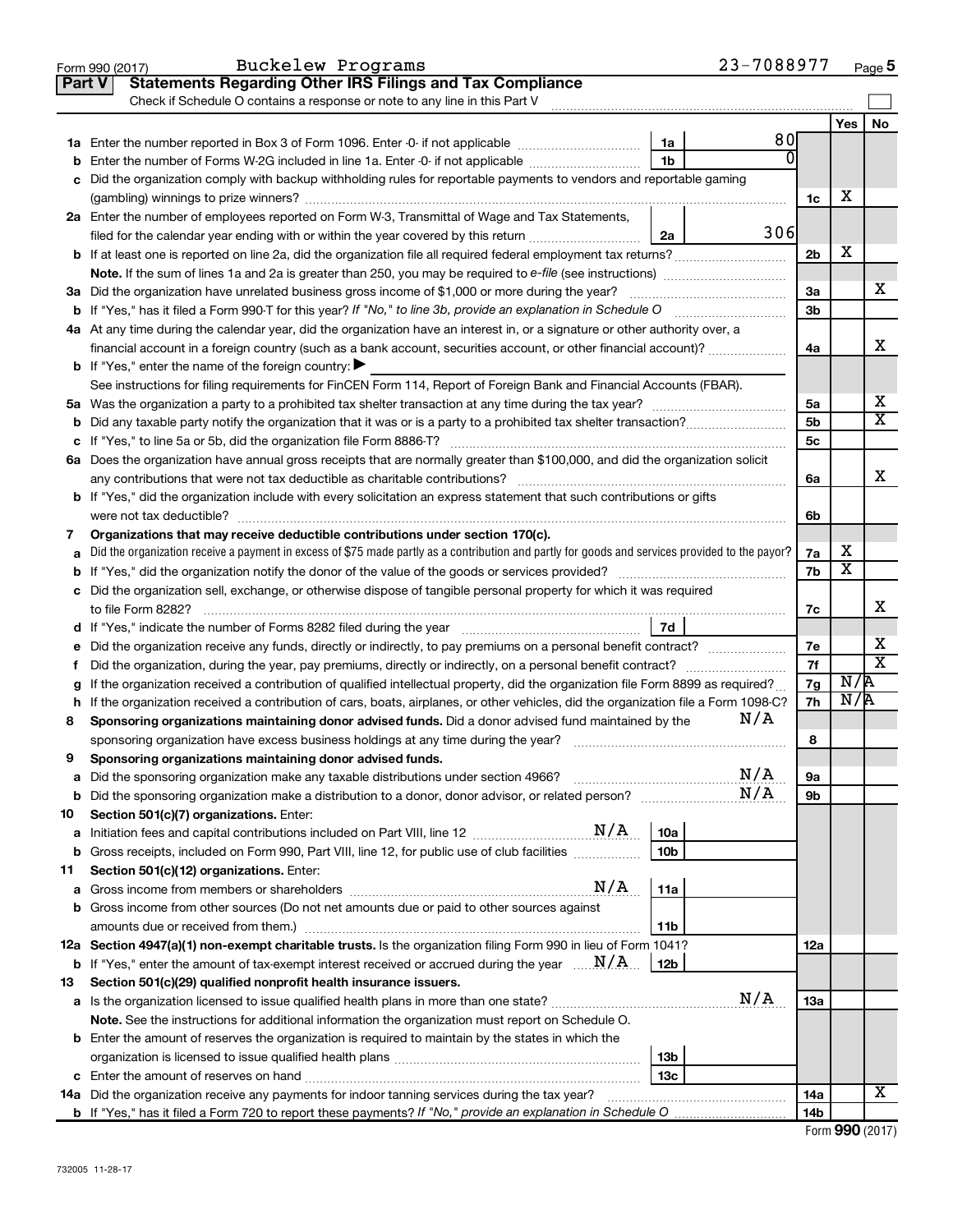Form 990 (2017) Buckelew Programs 23-7088977 Page 5

## Part V Statements Regarding Other IRS Filings and Tax Compliance

Check if Schedule O contains a response or note to any line in this Part V

| | | | | | Yes | No |
|---|---|---|---|---|---|---|
| **1a** | Enter the number reported in Box 3 of Form 1096. Enter -0- if not applicable | 1a | 80 | | | |
| **b** | Enter the number of Forms W-2G included in line 1a. Enter -0- if not applicable | 1b | 0 | | | |
| **c** | Did the organization comply with backup withholding rules for reportable payments to vendors and reportable gaming (gambling) winnings to prize winners? | | | 1c | X | |
| **2a** | Enter the number of employees reported on Form W-3, Transmittal of Wage and Tax Statements, filed for the calendar year ending with or within the year covered by this return | 2a | 306 | | | |
| **b** | If at least one is reported on line 2a, did the organization file all required federal employment tax returns? | | | 2b | X | |
| | **Note.** If the sum of lines 1a and 2a is greater than 250, you may be required to *e-file* (see instructions) | | | | | |
| **3a** | Did the organization have unrelated business gross income of $1,000 or more during the year? | | | 3a | | X |
| **b** | If "Yes," has it filed a Form 990-T for this year? *If "No," to line 3b, provide an explanation in Schedule O* | | | 3b | | |
| **4a** | At any time during the calendar year, did the organization have an interest in, or a signature or other authority over, a financial account in a foreign country (such as a bank account, securities account, or other financial account)? | | | 4a | | X |
| **b** | If "Yes," enter the name of the foreign country: ▶ | | | | | |
| | See instructions for filing requirements for FinCEN Form 114, Report of Foreign Bank and Financial Accounts (FBAR). | | | | | |
| **5a** | Was the organization a party to a prohibited tax shelter transaction at any time during the tax year? | | | 5a | | X |
| **b** | Did any taxable party notify the organization that it was or is a party to a prohibited tax shelter transaction? | | | 5b | | X |
| **c** | If "Yes," to line 5a or 5b, did the organization file Form 8886-T? | | | 5c | | |
| **6a** | Does the organization have annual gross receipts that are normally greater than $100,000, and did the organization solicit any contributions that were not tax deductible as charitable contributions? | | | 6a | | X |
| **b** | If "Yes," did the organization include with every solicitation an express statement that such contributions or gifts were not tax deductible? | | | 6b | | |
| **7** | **Organizations that may receive deductible contributions under section 170(c).** | | | | | |
| **a** | Did the organization receive a payment in excess of $75 made partly as a contribution and partly for goods and services provided to the payor? | | | 7a | X | |
| **b** | If "Yes," did the organization notify the donor of the value of the goods or services provided? | | | 7b | X | |
| **c** | Did the organization sell, exchange, or otherwise dispose of tangible personal property for which it was required to file Form 8282? | | | 7c | | X |
| **d** | If "Yes," indicate the number of Forms 8282 filed during the year | 7d | | | | |
| **e** | Did the organization receive any funds, directly or indirectly, to pay premiums on a personal benefit contract? | | | 7e | | X |
| **f** | Did the organization, during the year, pay premiums, directly or indirectly, on a personal benefit contract? | | | 7f | | X |
| **g** | If the organization received a contribution of qualified intellectual property, did the organization file Form 8899 as required? | | | 7g | N/A | |
| **h** | If the organization received a contribution of cars, boats, airplanes, or other vehicles, did the organization file a Form 1098-C? | | | 7h | N/A | |
| **8** | **Sponsoring organizations maintaining donor advised funds.** Did a donor advised fund maintained by the sponsoring organization have excess business holdings at any time during the year? N/A | | | 8 | | |
| **9** | **Sponsoring organizations maintaining donor advised funds.** | | | | | |
| **a** | Did the sponsoring organization make any taxable distributions under section 4966? N/A | | | 9a | | |
| **b** | Did the sponsoring organization make a distribution to a donor, donor advisor, or related person? N/A | | | 9b | | |
| **10** | **Section 501(c)(7) organizations.** Enter: | | | | | |
| **a** | Initiation fees and capital contributions included on Part VIII, line 12 N/A | 10a | | | | |
| **b** | Gross receipts, included on Form 990, Part VIII, line 12, for public use of club facilities | 10b | | | | |
| **11** | **Section 501(c)(12) organizations.** Enter: | | | | | |
| **a** | Gross income from members or shareholders N/A | 11a | | | | |
| **b** | Gross income from other sources (Do not net amounts due or paid to other sources against amounts due or received from them.) | 11b | | | | |
| **12a** | **Section 4947(a)(1) non-exempt charitable trusts.** Is the organization filing Form 990 in lieu of Form 1041? | | | 12a | | |
| **b** | If "Yes," enter the amount of tax-exempt interest received or accrued during the year N/A | 12b | | | | |
| **13** | **Section 501(c)(29) qualified nonprofit health insurance issuers.** | | | | | |
| **a** | Is the organization licensed to issue qualified health plans in more than one state? N/A | | | 13a | | |
| | **Note.** See the instructions for additional information the organization must report on Schedule O. | | | | | |
| **b** | Enter the amount of reserves the organization is required to maintain by the states in which the organization is licensed to issue qualified health plans | 13b | | | | |
| **c** | Enter the amount of reserves on hand | 13c | | | | |
| **14a** | Did the organization receive any payments for indoor tanning services during the tax year? | | | 14a | | X |
| **b** | If "Yes," has it filed a Form 720 to report these payments? *If "No," provide an explanation in Schedule O* | | | 14b | | |

Form **990** (2017)

732005 11-28-17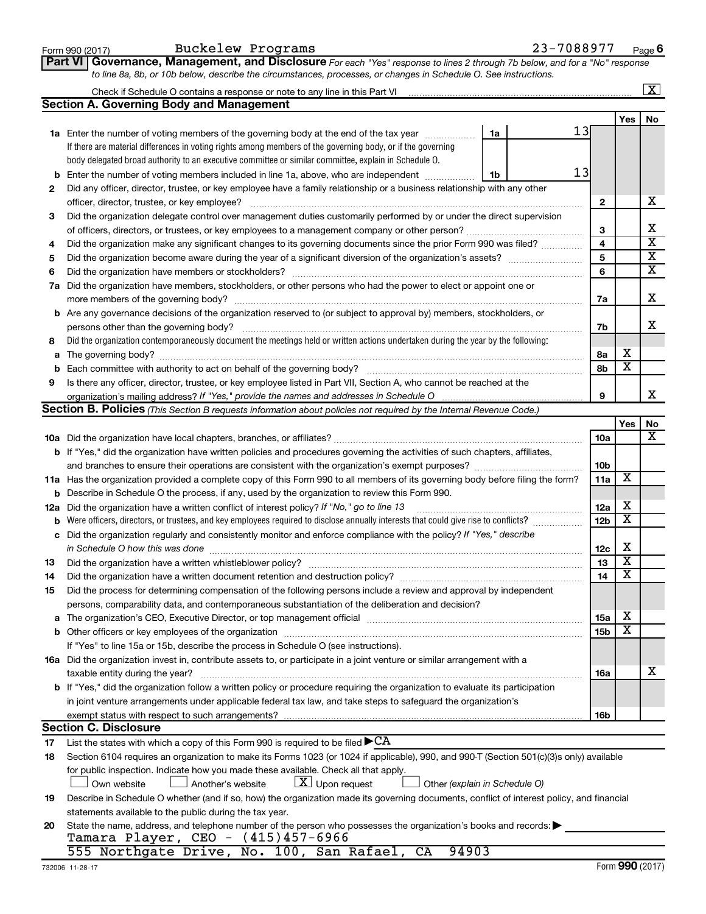Form 990 (2017) Buckelew Programs 23-7088977 Page **6**

## Part VI Governance, Management, and Disclosure

*For each "Yes" response to lines 2 through 7b below, and for a "No" response to line 8a, 8b, or 10b below, describe the circumstances, processes, or changes in Schedule O. See instructions.*

Check if Schedule O contains a response or note to any line in this Part VI .......... [X]

### Section A. Governing Body and Management

| | | | | Yes | No |
|---|---|---|---|---|---|
| **1a** | Enter the number of voting members of the governing body at the end of the tax year. If there are material differences in voting rights among members of the governing body, or if the governing body delegated broad authority to an executive committee or similar committee, explain in Schedule O. | 1a: 13 | | | |
| **b** | Enter the number of voting members included in line 1a, above, who are independent | 1b: 13 | | | |
| **2** | Did any officer, director, trustee, or key employee have a family relationship or a business relationship with any other officer, director, trustee, or key employee? | | 2 | | X |
| **3** | Did the organization delegate control over management duties customarily performed by or under the direct supervision of officers, directors, or trustees, or key employees to a management company or other person? | | 3 | | X |
| **4** | Did the organization make any significant changes to its governing documents since the prior Form 990 was filed? | | 4 | | X |
| **5** | Did the organization become aware during the year of a significant diversion of the organization's assets? | | 5 | | X |
| **6** | Did the organization have members or stockholders? | | 6 | | X |
| **7a** | Did the organization have members, stockholders, or other persons who had the power to elect or appoint one or more members of the governing body? | | 7a | | X |
| **b** | Are any governance decisions of the organization reserved to (or subject to approval by) members, stockholders, or persons other than the governing body? | | 7b | | X |
| **8** | Did the organization contemporaneously document the meetings held or written actions undertaken during the year by the following: | | | | |
| **a** | The governing body? | | 8a | X | |
| **b** | Each committee with authority to act on behalf of the governing body? | | 8b | X | |
| **9** | Is there any officer, director, trustee, or key employee listed in Part VII, Section A, who cannot be reached at the organization's mailing address? *If "Yes," provide the names and addresses in Schedule O* | | 9 | | X |

### Section B. Policies *(This Section B requests information about policies not required by the Internal Revenue Code.)*

| | | | Yes | No |
|---|---|---|---|---|
| **10a** | Did the organization have local chapters, branches, or affiliates? | 10a | | X |
| **b** | If "Yes," did the organization have written policies and procedures governing the activities of such chapters, affiliates, and branches to ensure their operations are consistent with the organization's exempt purposes? | 10b | | |
| **11a** | Has the organization provided a complete copy of this Form 990 to all members of its governing body before filing the form? | 11a | X | |
| **b** | Describe in Schedule O the process, if any, used by the organization to review this Form 990. | | | |
| **12a** | Did the organization have a written conflict of interest policy? *If "No," go to line 13* | 12a | X | |
| **b** | Were officers, directors, or trustees, and key employees required to disclose annually interests that could give rise to conflicts? | 12b | X | |
| **c** | Did the organization regularly and consistently monitor and enforce compliance with the policy? *If "Yes," describe in Schedule O how this was done* | 12c | X | |
| **13** | Did the organization have a written whistleblower policy? | 13 | X | |
| **14** | Did the organization have a written document retention and destruction policy? | 14 | X | |
| **15** | Did the process for determining compensation of the following persons include a review and approval by independent persons, comparability data, and contemporaneous substantiation of the deliberation and decision? | | | |
| **a** | The organization's CEO, Executive Director, or top management official | 15a | X | |
| **b** | Other officers or key employees of the organization | 15b | X | |
| | If "Yes" to line 15a or 15b, describe the process in Schedule O (see instructions). | | | |
| **16a** | Did the organization invest in, contribute assets to, or participate in a joint venture or similar arrangement with a taxable entity during the year? | 16a | | X |
| **b** | If "Yes," did the organization follow a written policy or procedure requiring the organization to evaluate its participation in joint venture arrangements under applicable federal tax law, and take steps to safeguard the organization's exempt status with respect to such arrangements? | 16b | | |

### Section C. Disclosure

**17** List the states with which a copy of this Form 990 is required to be filed ▶ CA

**18** Section 6104 requires an organization to make its Forms 1023 (or 1024 if applicable), 990, and 990-T (Section 501(c)(3)s only) available for public inspection. Indicate how you made these available. Check all that apply.

[ ] Own website [ ] Another's website [X] Upon request [ ] Other *(explain in Schedule O)*

**19** Describe in Schedule O whether (and if so, how) the organization made its governing documents, conflict of interest policy, and financial statements available to the public during the tax year.

**20** State the name, address, and telephone number of the person who possesses the organization's books and records: ▶

Tamara Player, CEO - (415)457-6966
555 Northgate Drive, No. 100, San Rafael, CA 94903

732006 11-28-17 Form **990** (2017)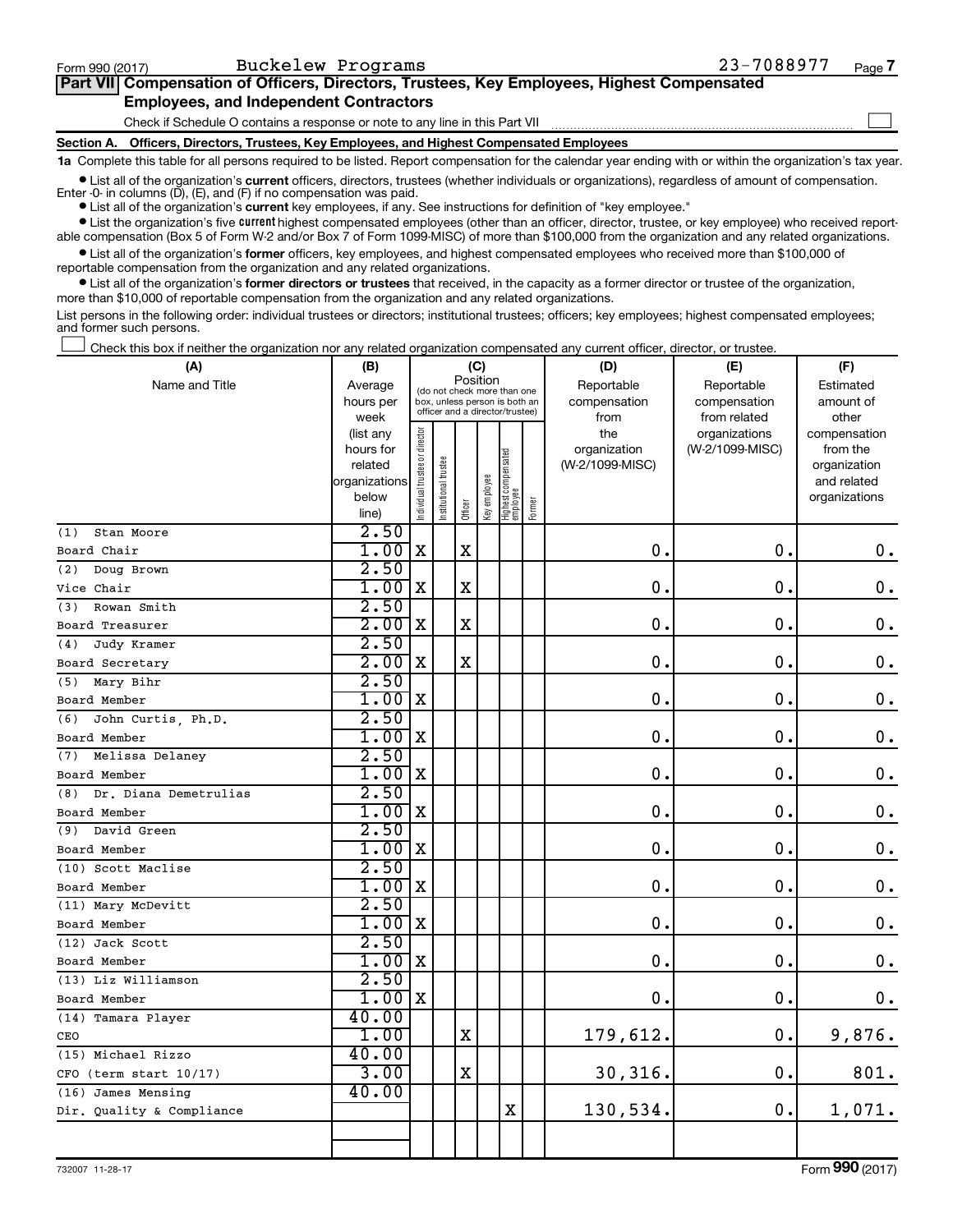Form 990 (2017) Buckelew Programs 23-7088977 Page 7

## Part VII Compensation of Officers, Directors, Trustees, Key Employees, Highest Compensated Employees, and Independent Contractors

Check if Schedule O contains a response or note to any line in this Part VII ☐

### Section A. Officers, Directors, Trustees, Key Employees, and Highest Compensated Employees

**1a** Complete this table for all persons required to be listed. Report compensation for the calendar year ending with or within the organization's tax year.

- List all of the organization's **current** officers, directors, trustees (whether individuals or organizations), regardless of amount of compensation. Enter -0- in columns (D), (E), and (F) if no compensation was paid.
- List all of the organization's **current** key employees, if any. See instructions for definition of "key employee."
- List the organization's five **current** highest compensated employees (other than an officer, director, trustee, or key employee) who received reportable compensation (Box 5 of Form W-2 and/or Box 7 of Form 1099-MISC) of more than $100,000 from the organization and any related organizations.
- List all of the organization's **former** officers, key employees, and highest compensated employees who received more than $100,000 of reportable compensation from the organization and any related organizations.
- List all of the organization's **former directors or trustees** that received, in the capacity as a former director or trustee of the organization, more than $10,000 of reportable compensation from the organization and any related organizations.

List persons in the following order: individual trustees or directors; institutional trustees; officers; key employees; highest compensated employees; and former such persons.

☐ Check this box if neither the organization nor any related organization compensated any current officer, director, or trustee.

| (A) Name and Title | (B) Average hours per week (list any hours for related organizations below line) | (C) Position: Individual trustee or director | Institutional trustee | Officer | Key employee | Highest compensated employee | Former | (D) Reportable compensation from the organization (W-2/1099-MISC) | (E) Reportable compensation from related organizations (W-2/1099-MISC) | (F) Estimated amount of other compensation from the organization and related organizations |
|---|---|---|---|---|---|---|---|---|---|---|
| (1) Stan Moore<br>Board Chair | 2.50<br>1.00 | X | | X | | | | 0. | 0. | 0. |
| (2) Doug Brown<br>Vice Chair | 2.50<br>1.00 | X | | X | | | | 0. | 0. | 0. |
| (3) Rowan Smith<br>Board Treasurer | 2.50<br>2.00 | X | | X | | | | 0. | 0. | 0. |
| (4) Judy Kramer<br>Board Secretary | 2.50<br>2.00 | X | | X | | | | 0. | 0. | 0. |
| (5) Mary Bihr<br>Board Member | 2.50<br>1.00 | X | | | | | | 0. | 0. | 0. |
| (6) John Curtis, Ph.D.<br>Board Member | 2.50<br>1.00 | X | | | | | | 0. | 0. | 0. |
| (7) Melissa Delaney<br>Board Member | 2.50<br>1.00 | X | | | | | | 0. | 0. | 0. |
| (8) Dr. Diana Demetrulias<br>Board Member | 2.50<br>1.00 | X | | | | | | 0. | 0. | 0. |
| (9) David Green<br>Board Member | 2.50<br>1.00 | X | | | | | | 0. | 0. | 0. |
| (10) Scott Maclise<br>Board Member | 2.50<br>1.00 | X | | | | | | 0. | 0. | 0. |
| (11) Mary McDevitt<br>Board Member | 2.50<br>1.00 | X | | | | | | 0. | 0. | 0. |
| (12) Jack Scott<br>Board Member | 2.50<br>1.00 | X | | | | | | 0. | 0. | 0. |
| (13) Liz Williamson<br>Board Member | 2.50<br>1.00 | X | | | | | | 0. | 0. | 0. |
| (14) Tamara Player<br>CEO | 40.00<br>1.00 | | | X | | | | 179,612. | 0. | 9,876. |
| (15) Michael Rizzo<br>CFO (term start 10/17) | 40.00<br>3.00 | | | X | | | | 30,316. | 0. | 801. |
| (16) James Mensing<br>Dir. Quality & Compliance | 40.00 | | | | | X | | 130,534. | 0. | 1,071. |

732007 11-28-17 Form **990** (2017)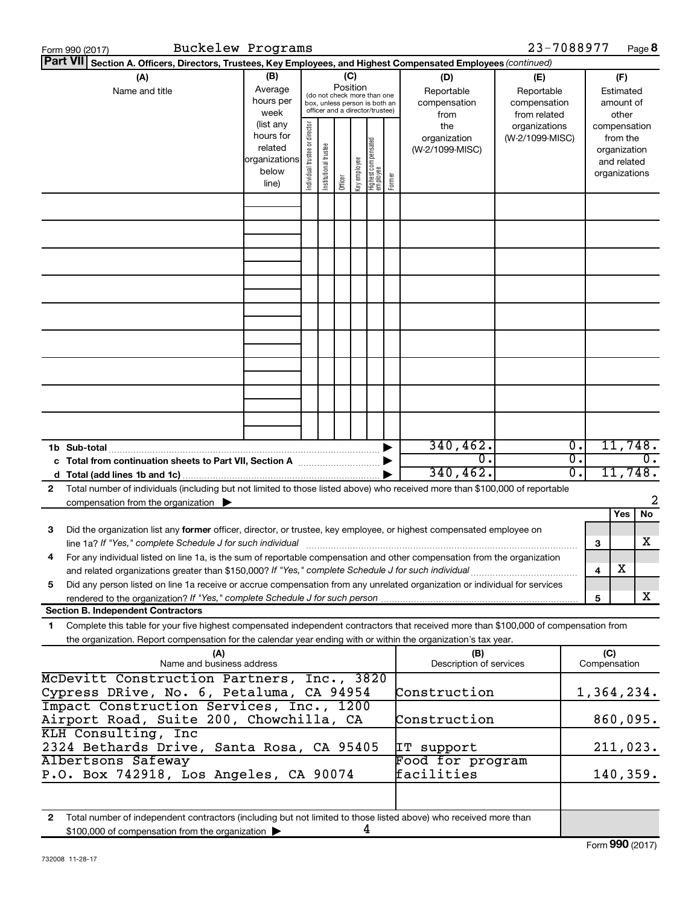Form 990 (2017) Buckelew Programs 23-7088977 Page 8

**Part VII Section A. Officers, Directors, Trustees, Key Employees, and Highest Compensated Employees** *(continued)*

| (A) Name and title | (B) Average hours per week (list any hours for related organizations below line) | (C) Position (do not check more than one box, unless person is both an officer and a director/trustee): Individual trustee or director | Institutional trustee | Officer | Key employee | Highest compensated employee | Former | (D) Reportable compensation from the organization (W-2/1099-MISC) | (E) Reportable compensation from related organizations (W-2/1099-MISC) | (F) Estimated amount of other compensation from the organization and related organizations |
|---|---|---|---|---|---|---|---|---|---|---|
| | | | | | | | | | | |
| | | | | | | | | | | |
| | | | | | | | | | | |
| | | | | | | | | | | |
| | | | | | | | | | | |
| | | | | | | | | | | |
| | | | | | | | | | | |
| | | | | | | | | | | |
| | | | | | | | | | | |
| **1b Sub-total** | | | | | | | | 340,462. | 0. | 11,748. |
| **c Total from continuation sheets to Part VII, Section A** | | | | | | | | 0. | 0. | 0. |
| **d Total (add lines 1b and 1c)** | | | | | | | | 340,462. | 0. | 11,748. |

**2** Total number of individuals (including but not limited to those listed above) who received more than $100,000 of reportable compensation from the organization ▶ 2

| | | | Yes | No |
|---|---|---|---|---|
| **3** | Did the organization list any **former** officer, director, or trustee, key employee, or highest compensated employee on line 1a? *If "Yes," complete Schedule J for such individual* | 3 | | X |
| **4** | For any individual listed on line 1a, is the sum of reportable compensation and other compensation from the organization and related organizations greater than $150,000? *If "Yes," complete Schedule J for such individual* | 4 | X | |
| **5** | Did any person listed on line 1a receive or accrue compensation from any unrelated organization or individual for services rendered to the organization? *If "Yes," complete Schedule J for such person* | 5 | | X |

**Section B. Independent Contractors**

**1** Complete this table for your five highest compensated independent contractors that received more than $100,000 of compensation from the organization. Report compensation for the calendar year ending with or within the organization's tax year.

| (A) Name and business address | (B) Description of services | (C) Compensation |
|---|---|---|
| McDevitt Construction Partners, Inc., 3820 Cypress DRive, No. 6, Petaluma, CA 94954 | Construction | 1,364,234. |
| Impact Construction Services, Inc., 1200 Airport Road, Suite 200, Chowchilla, CA | Construction | 860,095. |
| KLH Consulting, Inc 2324 Bethards Drive, Santa Rosa, CA 95405 | IT support | 211,023. |
| Albertsons Safeway P.O. Box 742918, Los Angeles, CA 90074 | Food for program facilities | 140,359. |
| | | |

**2** Total number of independent contractors (including but not limited to those listed above) who received more than $100,000 of compensation from the organization ▶ 4

732008 11-28-17 Form **990** (2017)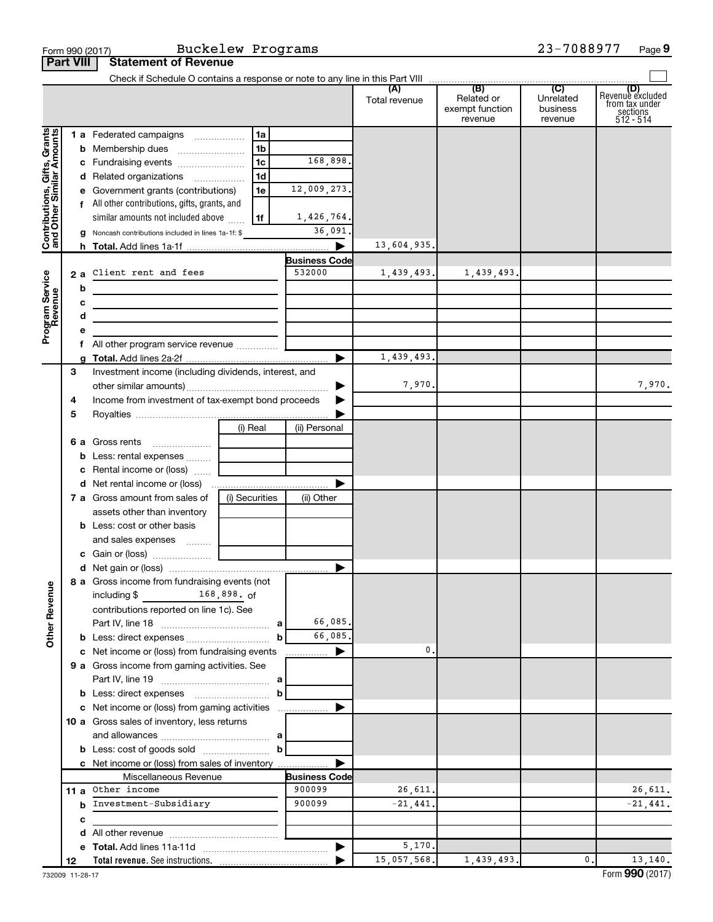Form 990 (2017) Buckelew Programs 23-7088977 Page 9

**Part VIII Statement of Revenue**

Check if Schedule O contains a response or note to any line in this Part VIII

| | | | (A) Total revenue | (B) Related or exempt function revenue | (C) Unrelated business revenue | (D) Revenue excluded from tax under sections 512 - 514 |
|---|---|---|---|---|---|---|
| **Contributions, Gifts, Grants and Other Similar Amounts** | | | | | | |
| 1 a Federated campaigns | 1a | | | | | |
| b Membership dues | 1b | | | | | |
| c Fundraising events | 1c | 168,898. | | | | |
| d Related organizations | 1d | | | | | |
| e Government grants (contributions) | 1e | 12,009,273. | | | | |
| f All other contributions, gifts, grants, and similar amounts not included above | 1f | 1,426,764. | | | | |
| g Noncash contributions included in lines 1a-1f: $ | | 36,091. | | | | |
| h **Total.** Add lines 1a-1f | | ▶ | 13,604,935. | | | |
| **Program Service Revenue** | | **Business Code** | | | | |
| 2 a Client rent and fees | | 532000 | 1,439,493. | 1,439,493. | | |
| b | | | | | | |
| c | | | | | | |
| d | | | | | | |
| e | | | | | | |
| f All other program service revenue | | | | | | |
| g **Total.** Add lines 2a-2f | | ▶ | 1,439,493. | | | |
| 3 Investment income (including dividends, interest, and other similar amounts) | | ▶ | 7,970. | | | 7,970. |
| 4 Income from investment of tax-exempt bond proceeds | | ▶ | | | | |
| 5 Royalties | | ▶ | | | | |
| | (i) Real | (ii) Personal | | | | |
| 6 a Gross rents | | | | | | |
| b Less: rental expenses | | | | | | |
| c Rental income or (loss) | | | | | | |
| d Net rental income or (loss) | | ▶ | | | | |
| 7 a Gross amount from sales of assets other than inventory | (i) Securities | (ii) Other | | | | |
| b Less: cost or other basis and sales expenses | | | | | | |
| c Gain or (loss) | | | | | | |
| d Net gain or (loss) | | ▶ | | | | |
| **Other Revenue** | | | | | | |
| 8 a Gross income from fundraising events (not including $ 168,898. of contributions reported on line 1c). See Part IV, line 18 | a | 66,085. | | | | |
| b Less: direct expenses | b | 66,085. | | | | |
| c Net income or (loss) from fundraising events | | ▶ | 0. | | | |
| 9 a Gross income from gaming activities. See Part IV, line 19 | a | | | | | |
| b Less: direct expenses | b | | | | | |
| c Net income or (loss) from gaming activities | | ▶ | | | | |
| 10 a Gross sales of inventory, less returns and allowances | a | | | | | |
| b Less: cost of goods sold | b | | | | | |
| c Net income or (loss) from sales of inventory | | ▶ | | | | |
| Miscellaneous Revenue | | **Business Code** | | | | |
| 11 a Other income | | 900099 | 26,611. | | | 26,611. |
| b Investment-Subsidiary | | 900099 | -21,441. | | | -21,441. |
| c | | | | | | |
| d All other revenue | | | | | | |
| e **Total.** Add lines 11a-11d | | ▶ | 5,170. | | | |
| 12 **Total revenue.** See instructions. | | ▶ | 15,057,568. | 1,439,493. | 0. | 13,140. |

732009 11-28-17 Form **990** (2017)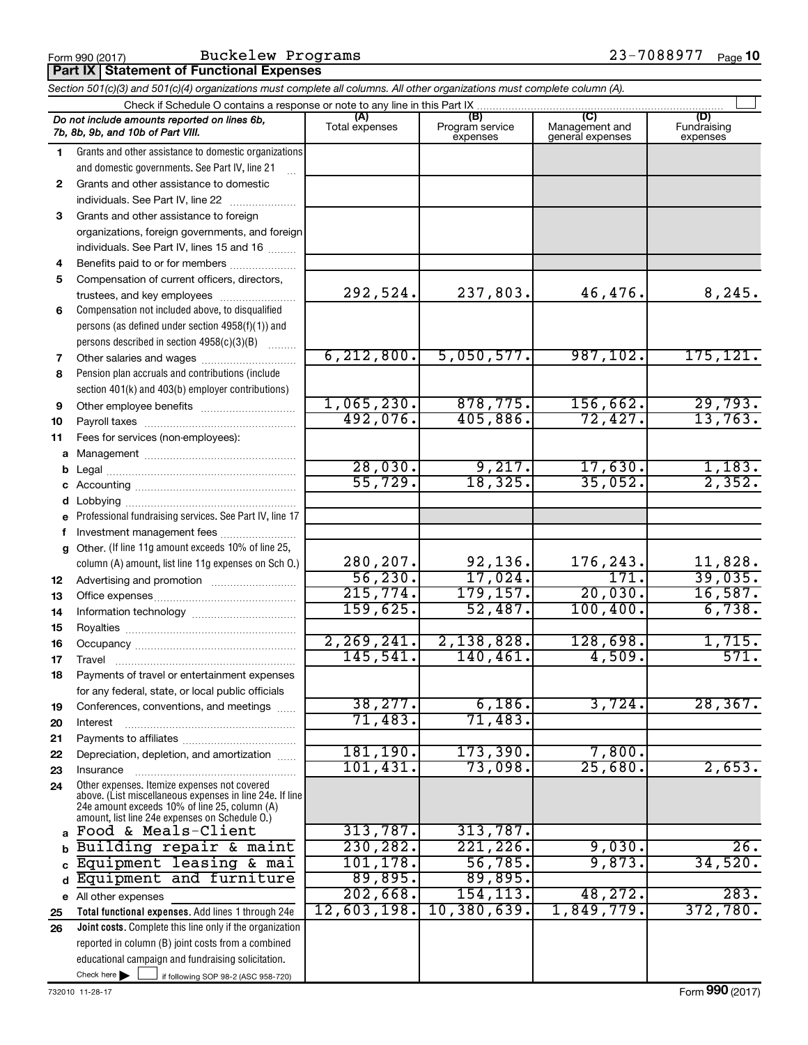Form 990 (2017) Buckelew Programs 23-7088977 Page 10

## Part IX Statement of Functional Expenses

*Section 501(c)(3) and 501(c)(4) organizations must complete all columns. All other organizations must complete column (A).*

Check if Schedule O contains a response or note to any line in this Part IX

| *Do not include amounts reported on lines 6b, 7b, 8b, 9b, and 10b of Part VIII.* | (A) Total expenses | (B) Program service expenses | (C) Management and general expenses | (D) Fundraising expenses |
|---|---|---|---|---|
| 1 Grants and other assistance to domestic organizations and domestic governments. See Part IV, line 21 | | | | |
| 2 Grants and other assistance to domestic individuals. See Part IV, line 22 | | | | |
| 3 Grants and other assistance to foreign organizations, foreign governments, and foreign individuals. See Part IV, lines 15 and 16 | | | | |
| 4 Benefits paid to or for members | | | | |
| 5 Compensation of current officers, directors, trustees, and key employees | 292,524. | 237,803. | 46,476. | 8,245. |
| 6 Compensation not included above, to disqualified persons (as defined under section 4958(f)(1)) and persons described in section 4958(c)(3)(B) | | | | |
| 7 Other salaries and wages | 6,212,800. | 5,050,577. | 987,102. | 175,121. |
| 8 Pension plan accruals and contributions (include section 401(k) and 403(b) employer contributions) | | | | |
| 9 Other employee benefits | 1,065,230. | 878,775. | 156,662. | 29,793. |
| 10 Payroll taxes | 492,076. | 405,886. | 72,427. | 13,763. |
| 11 Fees for services (non-employees): | | | | |
| a Management | | | | |
| b Legal | 28,030. | 9,217. | 17,630. | 1,183. |
| c Accounting | 55,729. | 18,325. | 35,052. | 2,352. |
| d Lobbying | | | | |
| e Professional fundraising services. See Part IV, line 17 | | | | |
| f Investment management fees | | | | |
| g Other. (If line 11g amount exceeds 10% of line 25, column (A) amount, list line 11g expenses on Sch O.) | 280,207. | 92,136. | 176,243. | 11,828. |
| 12 Advertising and promotion | 56,230. | 17,024. | 171. | 39,035. |
| 13 Office expenses | 215,774. | 179,157. | 20,030. | 16,587. |
| 14 Information technology | 159,625. | 52,487. | 100,400. | 6,738. |
| 15 Royalties | | | | |
| 16 Occupancy | 2,269,241. | 2,138,828. | 128,698. | 1,715. |
| 17 Travel | 145,541. | 140,461. | 4,509. | 571. |
| 18 Payments of travel or entertainment expenses for any federal, state, or local public officials | | | | |
| 19 Conferences, conventions, and meetings | 38,277. | 6,186. | 3,724. | 28,367. |
| 20 Interest | 71,483. | 71,483. | | |
| 21 Payments to affiliates | | | | |
| 22 Depreciation, depletion, and amortization | 181,190. | 173,390. | 7,800. | |
| 23 Insurance | 101,431. | 73,098. | 25,680. | 2,653. |
| 24 Other expenses. Itemize expenses not covered above. (List miscellaneous expenses in line 24e. If line 24e amount exceeds 10% of line 25, column (A) amount, list line 24e expenses on Schedule O.) | | | | |
| a Food & Meals-Client | 313,787. | 313,787. | | |
| b Building repair & maint | 230,282. | 221,226. | 9,030. | 26. |
| c Equipment leasing & mai | 101,178. | 56,785. | 9,873. | 34,520. |
| d Equipment and furniture | 89,895. | 89,895. | | |
| e All other expenses | 202,668. | 154,113. | 48,272. | 283. |
| 25 **Total functional expenses.** Add lines 1 through 24e | 12,603,198. | 10,380,639. | 1,849,779. | 372,780. |
| 26 **Joint costs.** Complete this line only if the organization reported in column (B) joint costs from a combined educational campaign and fundraising solicitation. Check here ☐ if following SOP 98-2 (ASC 958-720) | | | | |

732010 11-28-17

Form **990** (2017)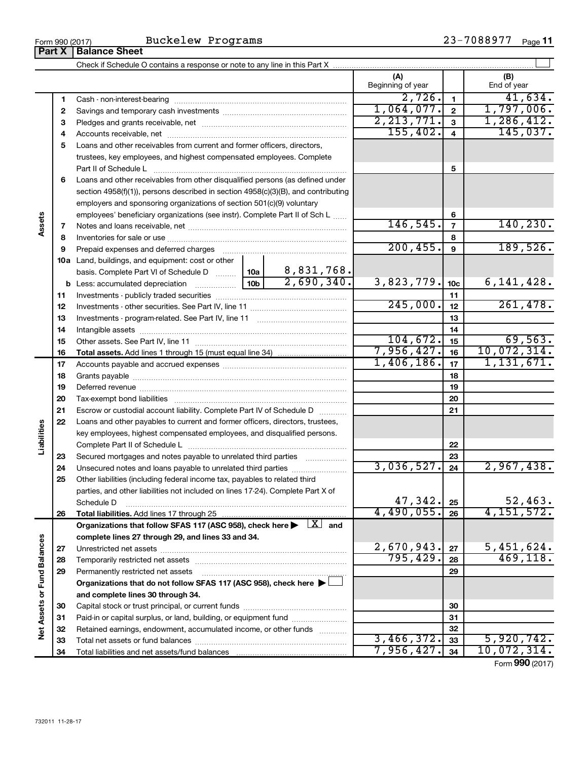Form 990 (2017) Buckelew Programs 23-7088977 Page **11**

## Part X | Balance Sheet

Check if Schedule O contains a response or note to any line in this Part X ☐

| | | | | (A) Beginning of year | | (B) End of year |
|---|---|---|---|---|---|---|
| **Assets** | 1 | Cash - non-interest-bearing | | 2,726. | 1 | 41,634. |
| | 2 | Savings and temporary cash investments | | 1,064,077. | 2 | 1,797,006. |
| | 3 | Pledges and grants receivable, net | | 2,213,771. | 3 | 1,286,412. |
| | 4 | Accounts receivable, net | | 155,402. | 4 | 145,037. |
| | 5 | Loans and other receivables from current and former officers, directors, trustees, key employees, and highest compensated employees. Complete Part II of Schedule L | | | 5 | |
| | 6 | Loans and other receivables from other disqualified persons (as defined under section 4958(f)(1)), persons described in section 4958(c)(3)(B), and contributing employers and sponsoring organizations of section 501(c)(9) voluntary employees' beneficiary organizations (see instr). Complete Part II of Sch L | | | 6 | |
| | 7 | Notes and loans receivable, net | | 146,545. | 7 | 140,230. |
| | 8 | Inventories for sale or use | | | 8 | |
| | 9 | Prepaid expenses and deferred charges | | 200,455. | 9 | 189,526. |
| | 10a | Land, buildings, and equipment: cost or other basis. Complete Part VI of Schedule D | 10a 8,831,768. | | | |
| | b | Less: accumulated depreciation | 10b 2,690,340. | 3,823,779. | 10c | 6,141,428. |
| | 11 | Investments - publicly traded securities | | | 11 | |
| | 12 | Investments - other securities. See Part IV, line 11 | | 245,000. | 12 | 261,478. |
| | 13 | Investments - program-related. See Part IV, line 11 | | | 13 | |
| | 14 | Intangible assets | | | 14 | |
| | 15 | Other assets. See Part IV, line 11 | | 104,672. | 15 | 69,563. |
| | 16 | **Total assets.** Add lines 1 through 15 (must equal line 34) | | 7,956,427. | 16 | 10,072,314. |
| **Liabilities** | 17 | Accounts payable and accrued expenses | | 1,406,186. | 17 | 1,131,671. |
| | 18 | Grants payable | | | 18 | |
| | 19 | Deferred revenue | | | 19 | |
| | 20 | Tax-exempt bond liabilities | | | 20 | |
| | 21 | Escrow or custodial account liability. Complete Part IV of Schedule D | | | 21 | |
| | 22 | Loans and other payables to current and former officers, directors, trustees, key employees, highest compensated employees, and disqualified persons. Complete Part II of Schedule L | | | 22 | |
| | 23 | Secured mortgages and notes payable to unrelated third parties | | | 23 | |
| | 24 | Unsecured notes and loans payable to unrelated third parties | | 3,036,527. | 24 | 2,967,438. |
| | 25 | Other liabilities (including federal income tax, payables to related third parties, and other liabilities not included on lines 17-24). Complete Part X of Schedule D | | 47,342. | 25 | 52,463. |
| | 26 | **Total liabilities.** Add lines 17 through 25 | | 4,490,055. | 26 | 4,151,572. |
| **Net Assets or Fund Balances** | | **Organizations that follow SFAS 117 (ASC 958), check here ▶ [X] and complete lines 27 through 29, and lines 33 and 34.** | | | | |
| | 27 | Unrestricted net assets | | 2,670,943. | 27 | 5,451,624. |
| | 28 | Temporarily restricted net assets | | 795,429. | 28 | 469,118. |
| | 29 | Permanently restricted net assets | | | 29 | |
| | | **Organizations that do not follow SFAS 117 (ASC 958), check here ▶ ☐ and complete lines 30 through 34.** | | | | |
| | 30 | Capital stock or trust principal, or current funds | | | 30 | |
| | 31 | Paid-in or capital surplus, or land, building, or equipment fund | | | 31 | |
| | 32 | Retained earnings, endowment, accumulated income, or other funds | | | 32 | |
| | 33 | Total net assets or fund balances | | 3,466,372. | 33 | 5,920,742. |
| | 34 | Total liabilities and net assets/fund balances | | 7,956,427. | 34 | 10,072,314. |

Form **990** (2017)

732011 11-28-17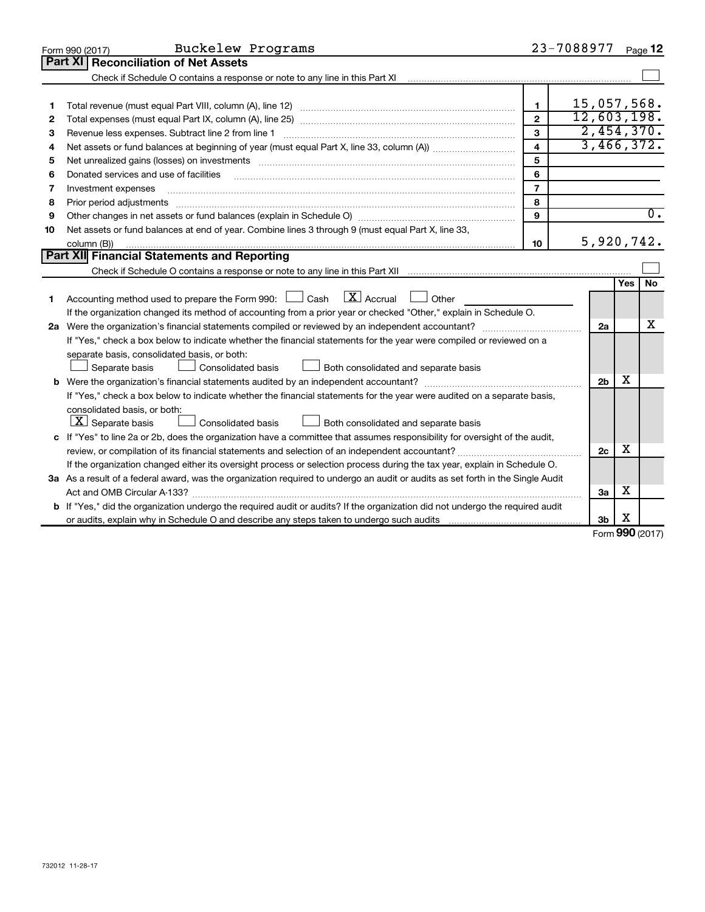Form 990 (2017) Buckelew Programs 23-7088977 Page **12**

## Part XI Reconciliation of Net Assets

Check if Schedule O contains a response or note to any line in this Part XI ☐

| | | | |
|---|---|---|---|
| 1 | Total revenue (must equal Part VIII, column (A), line 12) | 1 | 15,057,568. |
| 2 | Total expenses (must equal Part IX, column (A), line 25) | 2 | 12,603,198. |
| 3 | Revenue less expenses. Subtract line 2 from line 1 | 3 | 2,454,370. |
| 4 | Net assets or fund balances at beginning of year (must equal Part X, line 33, column (A)) | 4 | 3,466,372. |
| 5 | Net unrealized gains (losses) on investments | 5 | |
| 6 | Donated services and use of facilities | 6 | |
| 7 | Investment expenses | 7 | |
| 8 | Prior period adjustments | 8 | |
| 9 | Other changes in net assets or fund balances (explain in Schedule O) | 9 | 0. |
| 10 | Net assets or fund balances at end of year. Combine lines 3 through 9 (must equal Part X, line 33, column (B)) | 10 | 5,920,742. |

## Part XII Financial Statements and Reporting

Check if Schedule O contains a response or note to any line in this Part XII ☐

| | | | Yes | No |
|---|---|---|---|---|
| 1 | Accounting method used to prepare the Form 990: ☐ Cash ☒ Accrual ☐ Other<br>If the organization changed its method of accounting from a prior year or checked "Other," explain in Schedule O. | | | |
| 2a | Were the organization's financial statements compiled or reviewed by an independent accountant?<br>If "Yes," check a box below to indicate whether the financial statements for the year were compiled or reviewed on a separate basis, consolidated basis, or both:<br>☐ Separate basis ☐ Consolidated basis ☐ Both consolidated and separate basis | 2a | | X |
| b | Were the organization's financial statements audited by an independent accountant?<br>If "Yes," check a box below to indicate whether the financial statements for the year were audited on a separate basis, consolidated basis, or both:<br>☒ Separate basis ☐ Consolidated basis ☐ Both consolidated and separate basis | 2b | X | |
| c | If "Yes" to line 2a or 2b, does the organization have a committee that assumes responsibility for oversight of the audit, review, or compilation of its financial statements and selection of an independent accountant?<br>If the organization changed either its oversight process or selection process during the tax year, explain in Schedule O. | 2c | X | |
| 3a | As a result of a federal award, was the organization required to undergo an audit or audits as set forth in the Single Audit Act and OMB Circular A-133? | 3a | X | |
| b | If "Yes," did the organization undergo the required audit or audits? If the organization did not undergo the required audit or audits, explain why in Schedule O and describe any steps taken to undergo such audits | 3b | X | |

Form **990** (2017)

732012 11-28-17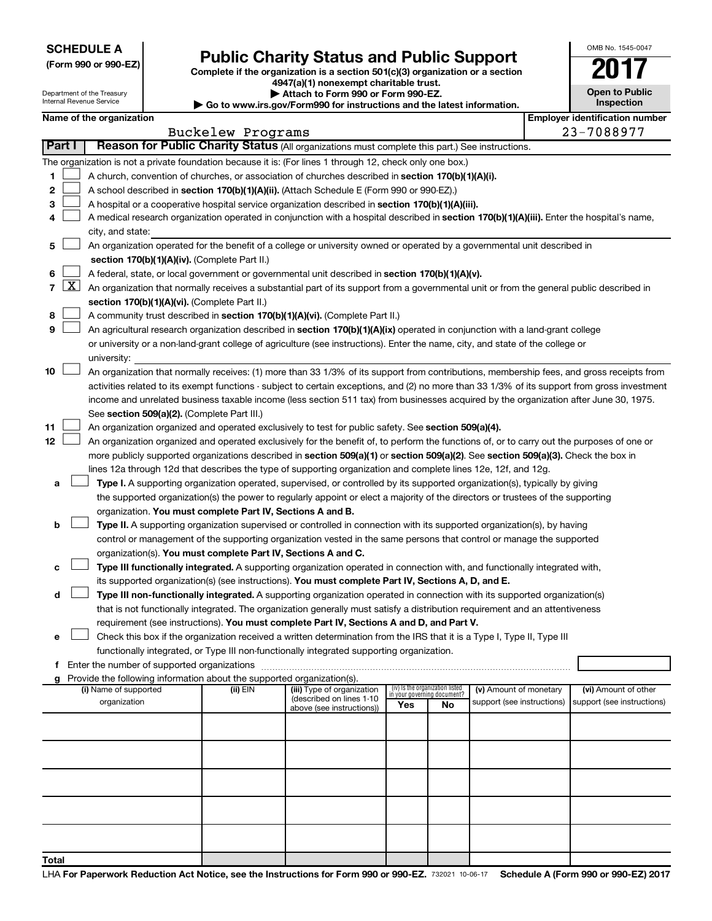**SCHEDULE A**
**(Form 990 or 990-EZ)**

Department of the Treasury
Internal Revenue Service

# Public Charity Status and Public Support

**Complete if the organization is a section 501(c)(3) organization or a section 4947(a)(1) nonexempt charitable trust.**
**▶ Attach to Form 990 or Form 990-EZ.**
**▶ Go to www.irs.gov/Form990 for instructions and the latest information.**

OMB No. 1545-0047
**2017**
**Open to Public Inspection**

**Name of the organization:** Buckelew Programs
**Employer identification number:** 23-7088977

## Part I — Reason for Public Charity Status (All organizations must complete this part.) See instructions.

The organization is not a private foundation because it is: (For lines 1 through 12, check only one box.)

1. ☐ A church, convention of churches, or association of churches described in **section 170(b)(1)(A)(i).**
2. ☐ A school described in **section 170(b)(1)(A)(ii).** (Attach Schedule E (Form 990 or 990-EZ).)
3. ☐ A hospital or a cooperative hospital service organization described in **section 170(b)(1)(A)(iii).**
4. ☐ A medical research organization operated in conjunction with a hospital described in **section 170(b)(1)(A)(iii).** Enter the hospital's name, city, and state:
5. ☐ An organization operated for the benefit of a college or university owned or operated by a governmental unit described in **section 170(b)(1)(A)(iv).** (Complete Part II.)
6. ☐ A federal, state, or local government or governmental unit described in **section 170(b)(1)(A)(v).**
7. ☒ An organization that normally receives a substantial part of its support from a governmental unit or from the general public described in **section 170(b)(1)(A)(vi).** (Complete Part II.)
8. ☐ A community trust described in **section 170(b)(1)(A)(vi).** (Complete Part II.)
9. ☐ An agricultural research organization described in **section 170(b)(1)(A)(ix)** operated in conjunction with a land-grant college or university or a non-land-grant college of agriculture (see instructions). Enter the name, city, and state of the college or university:
10. ☐ An organization that normally receives: (1) more than 33 1/3% of its support from contributions, membership fees, and gross receipts from activities related to its exempt functions - subject to certain exceptions, and (2) no more than 33 1/3% of its support from gross investment income and unrelated business taxable income (less section 511 tax) from businesses acquired by the organization after June 30, 1975. See **section 509(a)(2).** (Complete Part III.)
11. ☐ An organization organized and operated exclusively to test for public safety. See **section 509(a)(4).**
12. ☐ An organization organized and operated exclusively for the benefit of, to perform the functions of, or to carry out the purposes of one or more publicly supported organizations described in **section 509(a)(1)** or **section 509(a)(2).** See **section 509(a)(3).** Check the box in lines 12a through 12d that describes the type of supporting organization and complete lines 12e, 12f, and 12g.
   - **a** ☐ **Type I.** A supporting organization operated, supervised, or controlled by its supported organization(s), typically by giving the supported organization(s) the power to regularly appoint or elect a majority of the directors or trustees of the supporting organization. **You must complete Part IV, Sections A and B.**
   - **b** ☐ **Type II.** A supporting organization supervised or controlled in connection with its supported organization(s), by having control or management of the supporting organization vested in the same persons that control or manage the supported organization(s). **You must complete Part IV, Sections A and C.**
   - **c** ☐ **Type III functionally integrated.** A supporting organization operated in connection with, and functionally integrated with, its supported organization(s) (see instructions). **You must complete Part IV, Sections A, D, and E.**
   - **d** ☐ **Type III non-functionally integrated.** A supporting organization operated in connection with its supported organization(s) that is not functionally integrated. The organization generally must satisfy a distribution requirement and an attentiveness requirement (see instructions). **You must complete Part IV, Sections A and D, and Part V.**
   - **e** ☐ Check this box if the organization received a written determination from the IRS that it is a Type I, Type II, Type III functionally integrated, or Type III non-functionally integrated supporting organization.
   - **f** Enter the number of supported organizations
   - **g** Provide the following information about the supported organization(s).

| (i) Name of supported organization | (ii) EIN | (iii) Type of organization (described on lines 1-10 above (see instructions)) | (iv) Is the organization listed in your governing document? Yes | No | (v) Amount of monetary support (see instructions) | (vi) Amount of other support (see instructions) |
|---|---|---|---|---|---|---|
| | | | | | | |
| | | | | | | |
| | | | | | | |
| | | | | | | |
| | | | | | | |
| **Total** | | | | | | |

LHA **For Paperwork Reduction Act Notice, see the Instructions for Form 990 or 990-EZ.** 732021 10-06-17 **Schedule A (Form 990 or 990-EZ) 2017**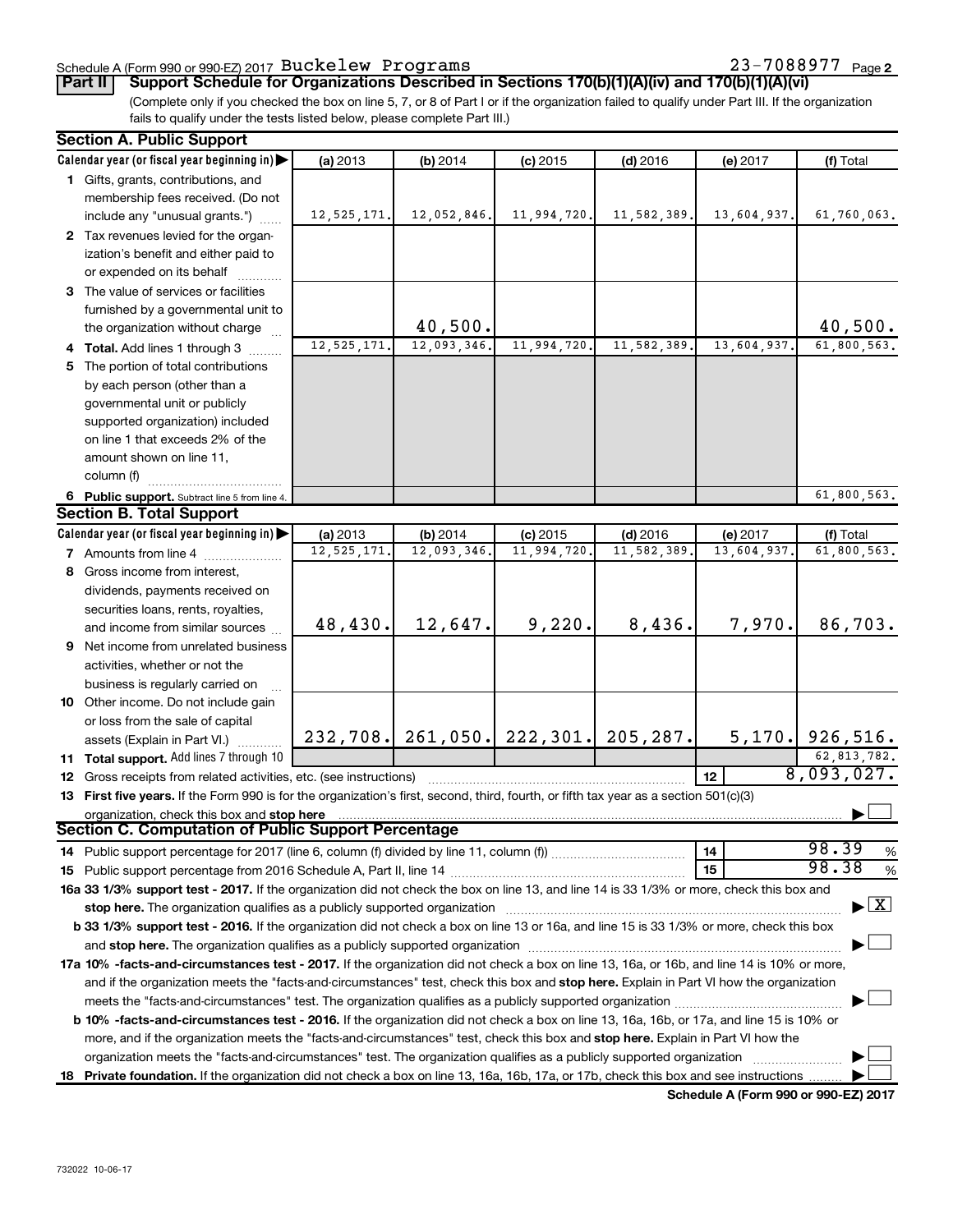Schedule A (Form 990 or 990-EZ) 2017 Buckelew Programs 23-7088977 Page 2

**Part II Support Schedule for Organizations Described in Sections 170(b)(1)(A)(iv) and 170(b)(1)(A)(vi)**

(Complete only if you checked the box on line 5, 7, or 8 of Part I or if the organization failed to qualify under Part III. If the organization fails to qualify under the tests listed below, please complete Part III.)

## Section A. Public Support

| Calendar year (or fiscal year beginning in) | (a) 2013 | (b) 2014 | (c) 2015 | (d) 2016 | (e) 2017 | (f) Total |
|---|---|---|---|---|---|---|
| 1 Gifts, grants, contributions, and membership fees received. (Do not include any "unusual grants.") | 12,525,171. | 12,052,846. | 11,994,720. | 11,582,389. | 13,604,937. | 61,760,063. |
| 2 Tax revenues levied for the organization's benefit and either paid to or expended on its behalf | | | | | | |
| 3 The value of services or facilities furnished by a governmental unit to the organization without charge | | 40,500. | | | | 40,500. |
| 4 Total. Add lines 1 through 3 | 12,525,171. | 12,093,346. | 11,994,720. | 11,582,389. | 13,604,937. | 61,800,563. |
| 5 The portion of total contributions by each person (other than a governmental unit or publicly supported organization) included on line 1 that exceeds 2% of the amount shown on line 11, column (f) | | | | | | |
| 6 Public support. Subtract line 5 from line 4. | | | | | | 61,800,563. |

## Section B. Total Support

| Calendar year (or fiscal year beginning in) | (a) 2013 | (b) 2014 | (c) 2015 | (d) 2016 | (e) 2017 | (f) Total |
|---|---|---|---|---|---|---|
| 7 Amounts from line 4 | 12,525,171. | 12,093,346. | 11,994,720. | 11,582,389. | 13,604,937. | 61,800,563. |
| 8 Gross income from interest, dividends, payments received on securities loans, rents, royalties, and income from similar sources | 48,430. | 12,647. | 9,220. | 8,436. | 7,970. | 86,703. |
| 9 Net income from unrelated business activities, whether or not the business is regularly carried on | | | | | | |
| 10 Other income. Do not include gain or loss from the sale of capital assets (Explain in Part VI.) | 232,708. | 261,050. | 222,301. | 205,287. | 5,170. | 926,516. |
| 11 Total support. Add lines 7 through 10 | | | | | | 62,813,782. |

**12** Gross receipts from related activities, etc. (see instructions) | 12 | 8,093,027.

**13 First five years.** If the Form 990 is for the organization's first, second, third, fourth, or fifth tax year as a section 501(c)(3) organization, check this box and **stop here** ☐

## Section C. Computation of Public Support Percentage

**14** Public support percentage for 2017 (line 6, column (f) divided by line 11, column (f)) | 14 | 98.39 %

**15** Public support percentage from 2016 Schedule A, Part II, line 14 | 15 | 98.38 %

**16a 33 1/3% support test - 2017.** If the organization did not check the box on line 13, and line 14 is 33 1/3% or more, check this box and **stop here.** The organization qualifies as a publicly supported organization ☒

**b 33 1/3% support test - 2016.** If the organization did not check a box on line 13 or 16a, and line 15 is 33 1/3% or more, check this box and **stop here.** The organization qualifies as a publicly supported organization ☐

**17a 10% -facts-and-circumstances test - 2017.** If the organization did not check a box on line 13, 16a, or 16b, and line 14 is 10% or more, and if the organization meets the "facts-and-circumstances" test, check this box and **stop here.** Explain in Part VI how the organization meets the "facts-and-circumstances" test. The organization qualifies as a publicly supported organization ☐

**b 10% -facts-and-circumstances test - 2016.** If the organization did not check a box on line 13, 16a, 16b, or 17a, and line 15 is 10% or more, and if the organization meets the "facts-and-circumstances" test, check this box and **stop here.** Explain in Part VI how the organization meets the "facts-and-circumstances" test. The organization qualifies as a publicly supported organization ☐

**18 Private foundation.** If the organization did not check a box on line 13, 16a, 16b, 17a, or 17b, check this box and see instructions ☐

**Schedule A (Form 990 or 990-EZ) 2017**

732022 10-06-17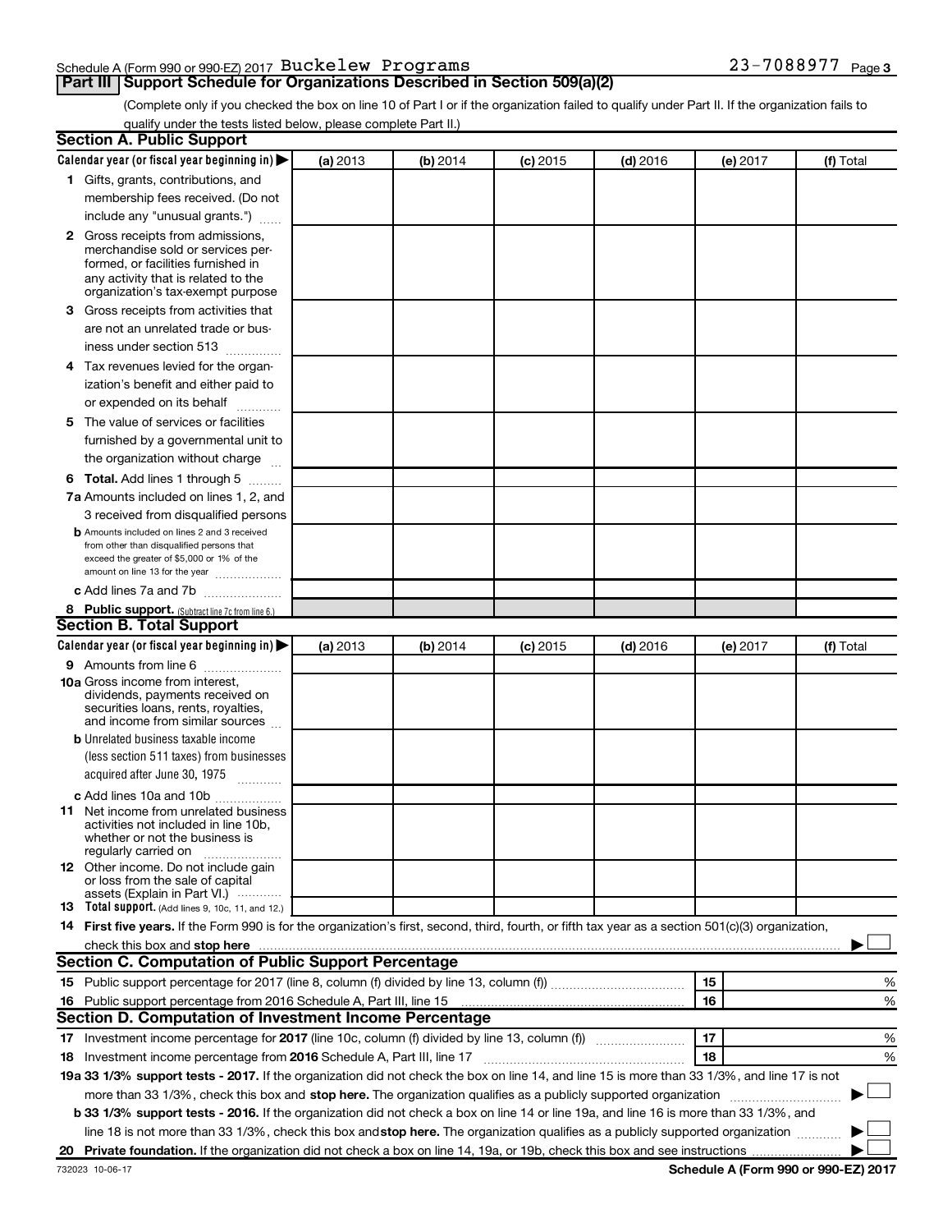Schedule A (Form 990 or 990-EZ) 2017 Buckelew Programs 23-7088977 Page 3

## Part III Support Schedule for Organizations Described in Section 509(a)(2)

(Complete only if you checked the box on line 10 of Part I or if the organization failed to qualify under Part II. If the organization fails to qualify under the tests listed below, please complete Part II.)

### Section A. Public Support

| Calendar year (or fiscal year beginning in) ▶ | (a) 2013 | (b) 2014 | (c) 2015 | (d) 2016 | (e) 2017 | (f) Total |
|---|---|---|---|---|---|---|
| **1** Gifts, grants, contributions, and membership fees received. (Do not include any "unusual grants.") | | | | | | |
| **2** Gross receipts from admissions, merchandise sold or services performed, or facilities furnished in any activity that is related to the organization's tax-exempt purpose | | | | | | |
| **3** Gross receipts from activities that are not an unrelated trade or business under section 513 | | | | | | |
| **4** Tax revenues levied for the organization's benefit and either paid to or expended on its behalf | | | | | | |
| **5** The value of services or facilities furnished by a governmental unit to the organization without charge | | | | | | |
| **6** **Total.** Add lines 1 through 5 | | | | | | |
| **7a** Amounts included on lines 1, 2, and 3 received from disqualified persons | | | | | | |
| **b** Amounts included on lines 2 and 3 received from other than disqualified persons that exceed the greater of $5,000 or 1% of the amount on line 13 for the year | | | | | | |
| **c** Add lines 7a and 7b | | | | | | |
| **8** **Public support.** (Subtract line 7c from line 6.) | | | | | | |

### Section B. Total Support

| Calendar year (or fiscal year beginning in) ▶ | (a) 2013 | (b) 2014 | (c) 2015 | (d) 2016 | (e) 2017 | (f) Total |
|---|---|---|---|---|---|---|
| **9** Amounts from line 6 | | | | | | |
| **10a** Gross income from interest, dividends, payments received on securities loans, rents, royalties, and income from similar sources | | | | | | |
| **b** Unrelated business taxable income (less section 511 taxes) from businesses acquired after June 30, 1975 | | | | | | |
| **c** Add lines 10a and 10b | | | | | | |
| **11** Net income from unrelated business activities not included in line 10b, whether or not the business is regularly carried on | | | | | | |
| **12** Other income. Do not include gain or loss from the sale of capital assets (Explain in Part VI.) | | | | | | |
| **13** **Total support.** (Add lines 9, 10c, 11, and 12.) | | | | | | |

**14** **First five years.** If the Form 990 is for the organization's first, second, third, fourth, or fifth tax year as a section 501(c)(3) organization, check this box and **stop here** ▶ ☐

### Section C. Computation of Public Support Percentage

| | | | |
|---|---|---|---|
| **15** | Public support percentage for 2017 (line 8, column (f) divided by line 13, column (f)) | 15 | % |
| **16** | Public support percentage from 2016 Schedule A, Part III, line 15 | 16 | % |

### Section D. Computation of Investment Income Percentage

| | | | |
|---|---|---|---|
| **17** | Investment income percentage for **2017** (line 10c, column (f) divided by line 13, column (f)) | 17 | % |
| **18** | Investment income percentage from **2016** Schedule A, Part III, line 17 | 18 | % |

**19a 33 1/3% support tests - 2017.** If the organization did not check the box on line 14, and line 15 is more than 33 1/3%, and line 17 is not more than 33 1/3%, check this box and **stop here.** The organization qualifies as a publicly supported organization ▶ ☐

**b 33 1/3% support tests - 2016.** If the organization did not check a box on line 14 or line 19a, and line 16 is more than 33 1/3%, and line 18 is not more than 33 1/3%, check this box and **stop here.** The organization qualifies as a publicly supported organization ▶ ☐

**20 Private foundation.** If the organization did not check a box on line 14, 19a, or 19b, check this box and see instructions ▶ ☐

732023 10-06-17 **Schedule A (Form 990 or 990-EZ) 2017**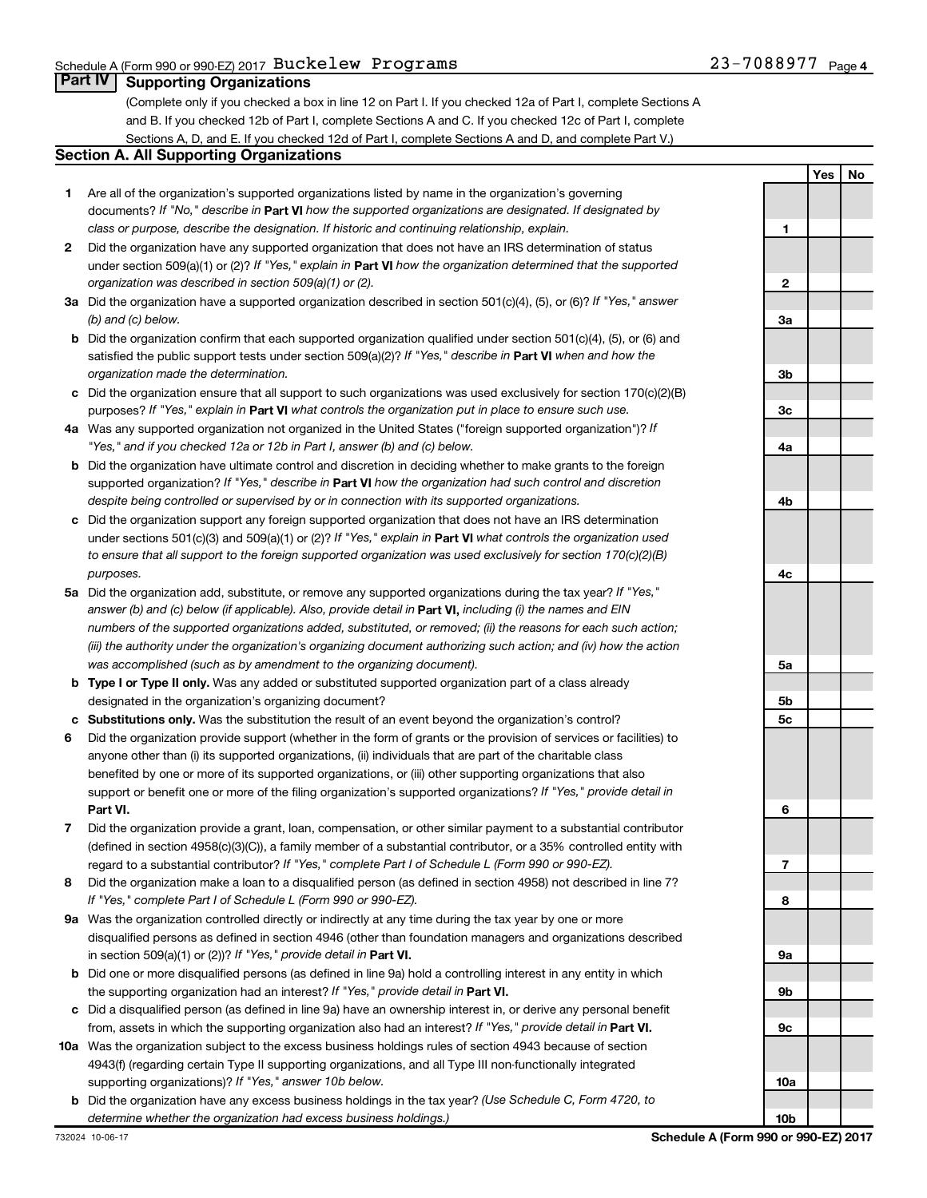Schedule A (Form 990 or 990-EZ) 2017 Buckelew Programs 23-7088977 Page 4

## Part IV Supporting Organizations

(Complete only if you checked a box in line 12 on Part I. If you checked 12a of Part I, complete Sections A and B. If you checked 12b of Part I, complete Sections A and C. If you checked 12c of Part I, complete Sections A, D, and E. If you checked 12d of Part I, complete Sections A and D, and complete Part V.)

### Section A. All Supporting Organizations

| | | | Yes | No |
|---|---|---|---|---|
| **1** | Are all of the organization's supported organizations listed by name in the organization's governing documents? *If "No," describe in* **Part VI** *how the supported organizations are designated. If designated by class or purpose, describe the designation. If historic and continuing relationship, explain.* | 1 | | |
| **2** | Did the organization have any supported organization that does not have an IRS determination of status under section 509(a)(1) or (2)? *If "Yes," explain in* **Part VI** *how the organization determined that the supported organization was described in section 509(a)(1) or (2).* | 2 | | |
| **3a** | Did the organization have a supported organization described in section 501(c)(4), (5), or (6)? *If "Yes," answer (b) and (c) below.* | 3a | | |
| **b** | Did the organization confirm that each supported organization qualified under section 501(c)(4), (5), or (6) and satisfied the public support tests under section 509(a)(2)? *If "Yes," describe in* **Part VI** *when and how the organization made the determination.* | 3b | | |
| **c** | Did the organization ensure that all support to such organizations was used exclusively for section 170(c)(2)(B) purposes? *If "Yes," explain in* **Part VI** *what controls the organization put in place to ensure such use.* | 3c | | |
| **4a** | Was any supported organization not organized in the United States ("foreign supported organization")? *If "Yes," and if you checked 12a or 12b in Part I, answer (b) and (c) below.* | 4a | | |
| **b** | Did the organization have ultimate control and discretion in deciding whether to make grants to the foreign supported organization? *If "Yes," describe in* **Part VI** *how the organization had such control and discretion despite being controlled or supervised by or in connection with its supported organizations.* | 4b | | |
| **c** | Did the organization support any foreign supported organization that does not have an IRS determination under sections 501(c)(3) and 509(a)(1) or (2)? *If "Yes," explain in* **Part VI** *what controls the organization used to ensure that all support to the foreign supported organization was used exclusively for section 170(c)(2)(B) purposes.* | 4c | | |
| **5a** | Did the organization add, substitute, or remove any supported organizations during the tax year? *If "Yes," answer (b) and (c) below (if applicable). Also, provide detail in* **Part VI,** *including (i) the names and EIN numbers of the supported organizations added, substituted, or removed; (ii) the reasons for each such action; (iii) the authority under the organization's organizing document authorizing such action; and (iv) how the action was accomplished (such as by amendment to the organizing document).* | 5a | | |
| **b** | **Type I or Type II only.** Was any added or substituted supported organization part of a class already designated in the organization's organizing document? | 5b | | |
| **c** | **Substitutions only.** Was the substitution the result of an event beyond the organization's control? | 5c | | |
| **6** | Did the organization provide support (whether in the form of grants or the provision of services or facilities) to anyone other than (i) its supported organizations, (ii) individuals that are part of the charitable class benefited by one or more of its supported organizations, or (iii) other supporting organizations that also support or benefit one or more of the filing organization's supported organizations? *If "Yes," provide detail in* **Part VI.** | 6 | | |
| **7** | Did the organization provide a grant, loan, compensation, or other similar payment to a substantial contributor (defined in section 4958(c)(3)(C)), a family member of a substantial contributor, or a 35% controlled entity with regard to a substantial contributor? *If "Yes," complete Part I of Schedule L (Form 990 or 990-EZ).* | 7 | | |
| **8** | Did the organization make a loan to a disqualified person (as defined in section 4958) not described in line 7? *If "Yes," complete Part I of Schedule L (Form 990 or 990-EZ).* | 8 | | |
| **9a** | Was the organization controlled directly or indirectly at any time during the tax year by one or more disqualified persons as defined in section 4946 (other than foundation managers and organizations described in section 509(a)(1) or (2))? *If "Yes," provide detail in* **Part VI.** | 9a | | |
| **b** | Did one or more disqualified persons (as defined in line 9a) hold a controlling interest in any entity in which the supporting organization had an interest? *If "Yes," provide detail in* **Part VI.** | 9b | | |
| **c** | Did a disqualified person (as defined in line 9a) have an ownership interest in, or derive any personal benefit from, assets in which the supporting organization also had an interest? *If "Yes," provide detail in* **Part VI.** | 9c | | |
| **10a** | Was the organization subject to the excess business holdings rules of section 4943 because of section 4943(f) (regarding certain Type II supporting organizations, and all Type III non-functionally integrated supporting organizations)? *If "Yes," answer 10b below.* | 10a | | |
| **b** | Did the organization have any excess business holdings in the tax year? *(Use Schedule C, Form 4720, to determine whether the organization had excess business holdings.)* | 10b | | |

732024 10-06-17 **Schedule A (Form 990 or 990-EZ) 2017**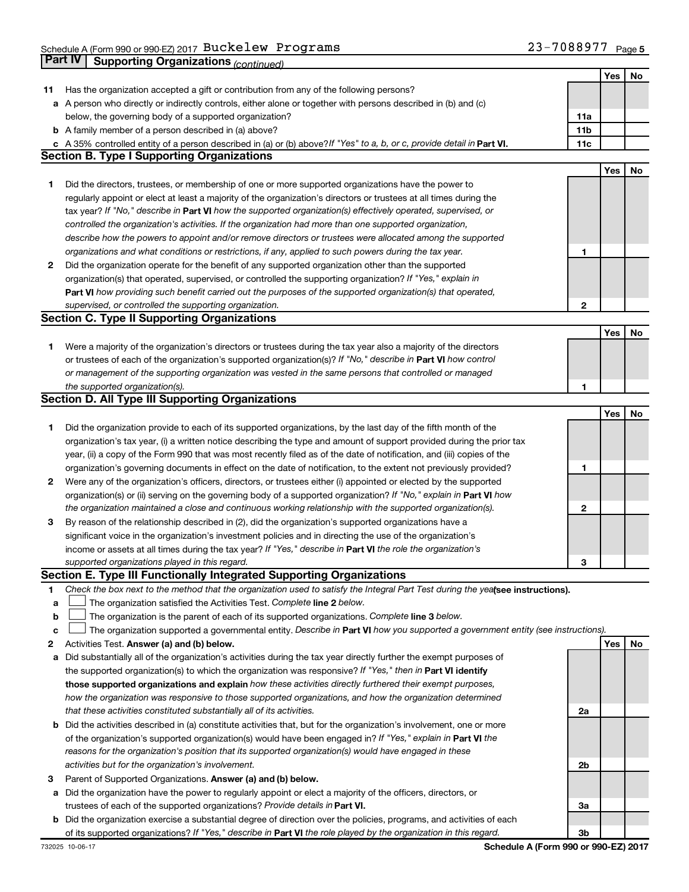## Part IV Supporting Organizations *(continued)*

| | | | Yes | No |
|---|---|---|---|---|
| **11** | Has the organization accepted a gift or contribution from any of the following persons? | | | |
| **a** | A person who directly or indirectly controls, either alone or together with persons described in (b) and (c) below, the governing body of a supported organization? | **11a** | | |
| **b** | A family member of a person described in (a) above? | **11b** | | |
| **c** | A 35% controlled entity of a person described in (a) or (b) above? *If "Yes" to a, b, or c, provide detail in* **Part VI.** | **11c** | | |

### Section B. Type I Supporting Organizations

| | | | Yes | No |
|---|---|---|---|---|
| **1** | Did the directors, trustees, or membership of one or more supported organizations have the power to regularly appoint or elect at least a majority of the organization's directors or trustees at all times during the tax year? *If "No," describe in* **Part VI** *how the supported organization(s) effectively operated, supervised, or controlled the organization's activities. If the organization had more than one supported organization, describe how the powers to appoint and/or remove directors or trustees were allocated among the supported organizations and what conditions or restrictions, if any, applied to such powers during the tax year.* | **1** | | |
| **2** | Did the organization operate for the benefit of any supported organization other than the supported organization(s) that operated, supervised, or controlled the supporting organization? *If "Yes," explain in* **Part VI** *how providing such benefit carried out the purposes of the supported organization(s) that operated, supervised, or controlled the supporting organization.* | **2** | | |

### Section C. Type II Supporting Organizations

| | | | Yes | No |
|---|---|---|---|---|
| **1** | Were a majority of the organization's directors or trustees during the tax year also a majority of the directors or trustees of each of the organization's supported organization(s)? *If "No," describe in* **Part VI** *how control or management of the supporting organization was vested in the same persons that controlled or managed the supported organization(s).* | **1** | | |

### Section D. All Type III Supporting Organizations

| | | | Yes | No |
|---|---|---|---|---|
| **1** | Did the organization provide to each of its supported organizations, by the last day of the fifth month of the organization's tax year, (i) a written notice describing the type and amount of support provided during the prior tax year, (ii) a copy of the Form 990 that was most recently filed as of the date of notification, and (iii) copies of the organization's governing documents in effect on the date of notification, to the extent not previously provided? | **1** | | |
| **2** | Were any of the organization's officers, directors, or trustees either (i) appointed or elected by the supported organization(s) or (ii) serving on the governing body of a supported organization? *If "No," explain in* **Part VI** *how the organization maintained a close and continuous working relationship with the supported organization(s).* | **2** | | |
| **3** | By reason of the relationship described in (2), did the organization's supported organizations have a significant voice in the organization's investment policies and in directing the use of the organization's income or assets at all times during the tax year? *If "Yes," describe in* **Part VI** *the role the organization's supported organizations played in this regard.* | **3** | | |

### Section E. Type III Functionally Integrated Supporting Organizations

**1** *Check the box next to the method that the organization used to satisfy the Integral Part Test during the year* **(see instructions).**

- **a** ☐ The organization satisfied the Activities Test. *Complete* **line 2** *below.*
- **b** ☐ The organization is the parent of each of its supported organizations. *Complete* **line 3** *below.*
- **c** ☐ The organization supported a governmental entity. *Describe in* **Part VI** *how you supported a government entity (see instructions).*

| | | | Yes | No |
|---|---|---|---|---|
| **2** | Activities Test. **Answer (a) and (b) below.** | | | |
| **a** | Did substantially all of the organization's activities during the tax year directly further the exempt purposes of the supported organization(s) to which the organization was responsive? *If "Yes," then in* **Part VI identify those supported organizations and explain** *how these activities directly furthered their exempt purposes, how the organization was responsive to those supported organizations, and how the organization determined that these activities constituted substantially all of its activities.* | **2a** | | |
| **b** | Did the activities described in (a) constitute activities that, but for the organization's involvement, one or more of the organization's supported organization(s) would have been engaged in? *If "Yes," explain in* **Part VI** *the reasons for the organization's position that its supported organization(s) would have engaged in these activities but for the organization's involvement.* | **2b** | | |
| **3** | Parent of Supported Organizations. **Answer (a) and (b) below.** | | | |
| **a** | Did the organization have the power to regularly appoint or elect a majority of the officers, directors, or trustees of each of the supported organizations? *Provide details in* **Part VI.** | **3a** | | |
| **b** | Did the organization exercise a substantial degree of direction over the policies, programs, and activities of each of its supported organizations? *If "Yes," describe in* **Part VI** *the role played by the organization in this regard.* | **3b** | | |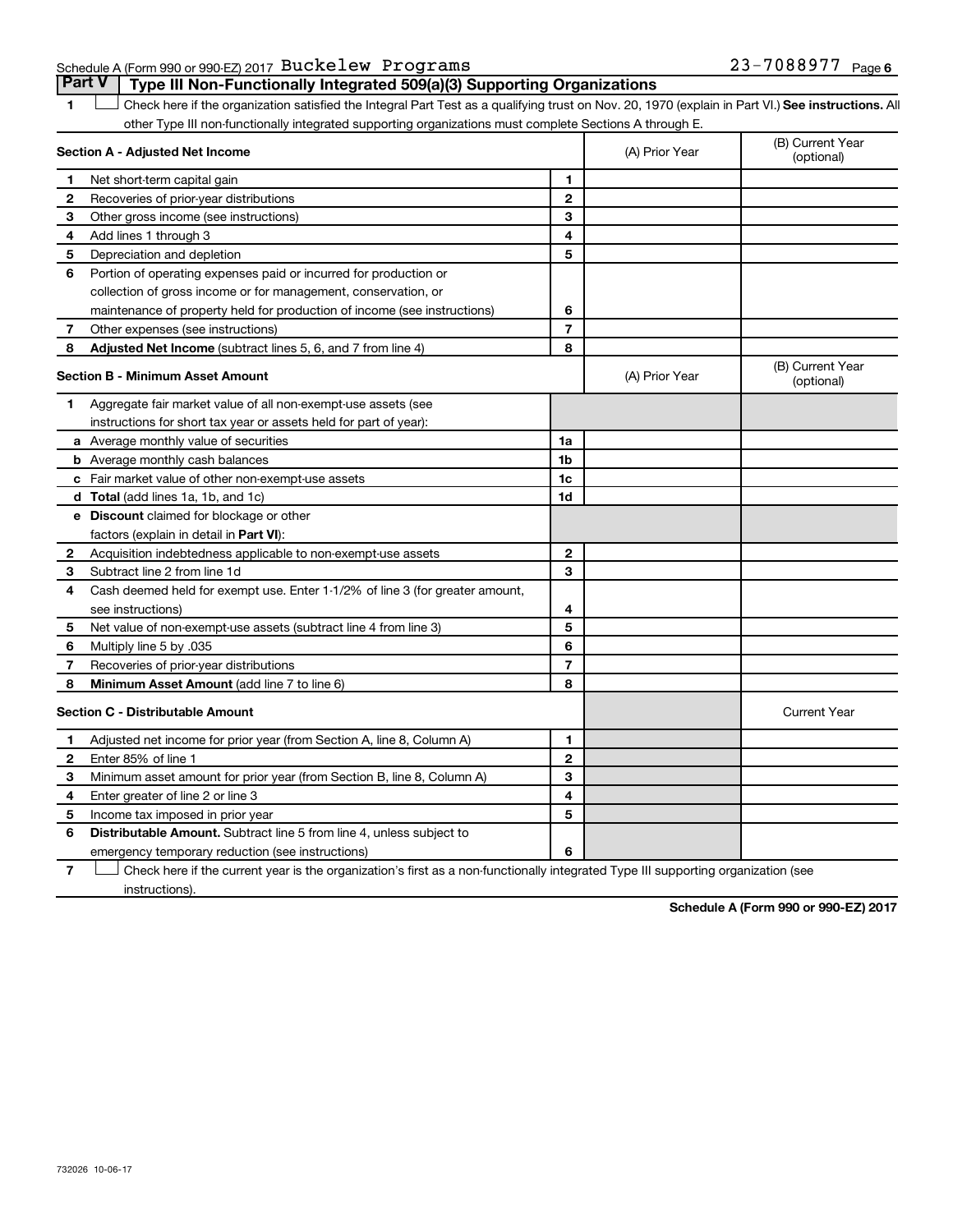Schedule A (Form 990 or 990-EZ) 2017 Buckelew Programs 23-7088977 Page 6

## Part V Type III Non-Functionally Integrated 509(a)(3) Supporting Organizations

1 ☐ Check here if the organization satisfied the Integral Part Test as a qualifying trust on Nov. 20, 1970 (explain in Part VI.) **See instructions.** All other Type III non-functionally integrated supporting organizations must complete Sections A through E.

| **Section A - Adjusted Net Income** | | | (A) Prior Year | (B) Current Year (optional) |
|---|---|---|---|---|
| 1 | Net short-term capital gain | 1 | | |
| 2 | Recoveries of prior-year distributions | 2 | | |
| 3 | Other gross income (see instructions) | 3 | | |
| 4 | Add lines 1 through 3 | 4 | | |
| 5 | Depreciation and depletion | 5 | | |
| 6 | Portion of operating expenses paid or incurred for production or collection of gross income or for management, conservation, or maintenance of property held for production of income (see instructions) | 6 | | |
| 7 | Other expenses (see instructions) | 7 | | |
| 8 | **Adjusted Net Income** (subtract lines 5, 6, and 7 from line 4) | 8 | | |

| **Section B - Minimum Asset Amount** | | | (A) Prior Year | (B) Current Year (optional) |
|---|---|---|---|---|
| 1 | Aggregate fair market value of all non-exempt-use assets (see instructions for short tax year or assets held for part of year): | | | |
| a | Average monthly value of securities | 1a | | |
| b | Average monthly cash balances | 1b | | |
| c | Fair market value of other non-exempt-use assets | 1c | | |
| d | **Total** (add lines 1a, 1b, and 1c) | 1d | | |
| e | **Discount** claimed for blockage or other factors (explain in detail in **Part VI**): | | | |
| 2 | Acquisition indebtedness applicable to non-exempt-use assets | 2 | | |
| 3 | Subtract line 2 from line 1d | 3 | | |
| 4 | Cash deemed held for exempt use. Enter 1-1/2% of line 3 (for greater amount, see instructions) | 4 | | |
| 5 | Net value of non-exempt-use assets (subtract line 4 from line 3) | 5 | | |
| 6 | Multiply line 5 by .035 | 6 | | |
| 7 | Recoveries of prior-year distributions | 7 | | |
| 8 | **Minimum Asset Amount** (add line 7 to line 6) | 8 | | |

| **Section C - Distributable Amount** | | | | Current Year |
|---|---|---|---|---|
| 1 | Adjusted net income for prior year (from Section A, line 8, Column A) | 1 | | |
| 2 | Enter 85% of line 1 | 2 | | |
| 3 | Minimum asset amount for prior year (from Section B, line 8, Column A) | 3 | | |
| 4 | Enter greater of line 2 or line 3 | 4 | | |
| 5 | Income tax imposed in prior year | 5 | | |
| 6 | **Distributable Amount.** Subtract line 5 from line 4, unless subject to emergency temporary reduction (see instructions) | 6 | | |

7 ☐ Check here if the current year is the organization's first as a non-functionally integrated Type III supporting organization (see instructions).

**Schedule A (Form 990 or 990-EZ) 2017**

732026 10-06-17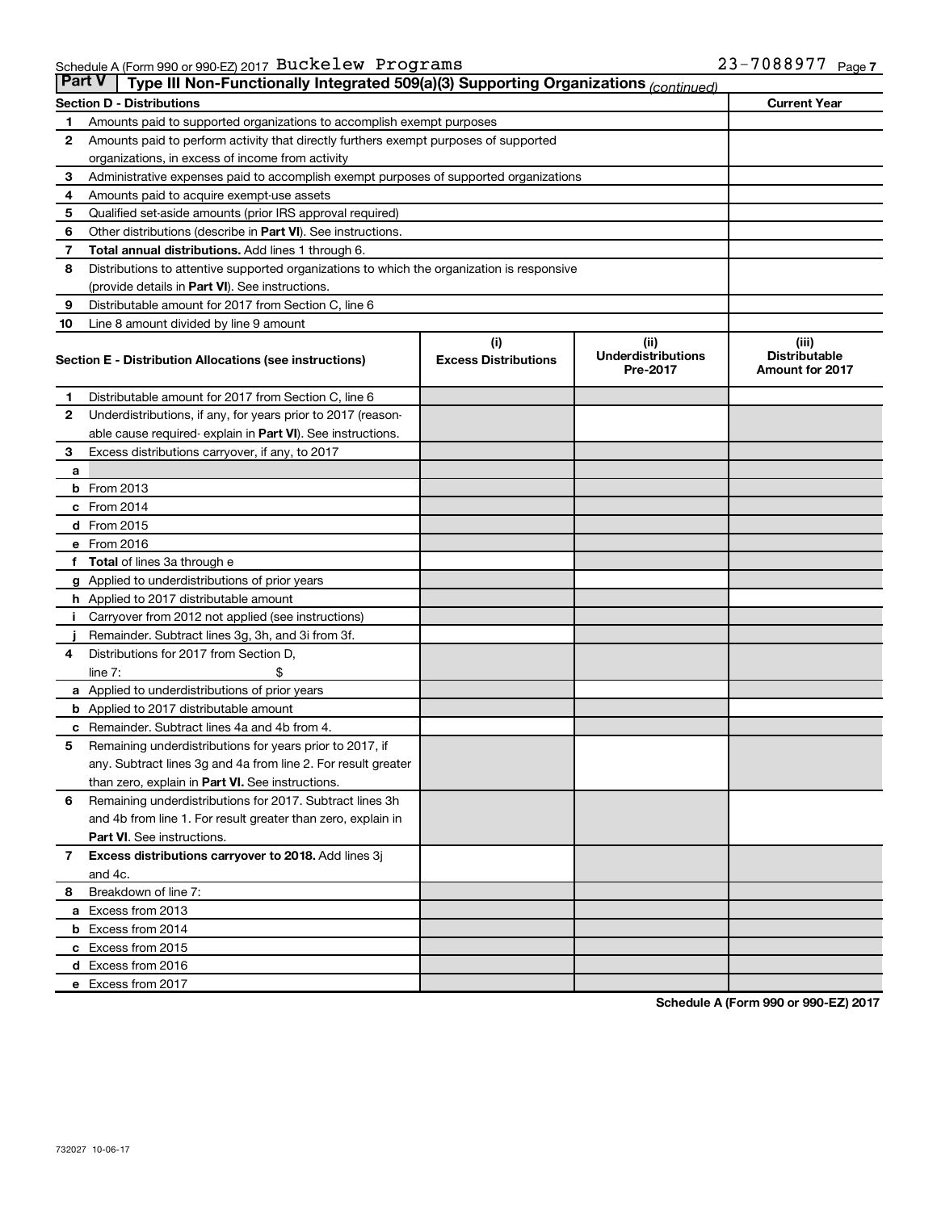Schedule A (Form 990 or 990-EZ) 2017 Buckelew Programs 23-7088977

## Part V | Type III Non-Functionally Integrated 509(a)(3) Supporting Organizations *(continued)*

| Section D - Distributions | | Current Year |
|---|---|---|
| 1 | Amounts paid to supported organizations to accomplish exempt purposes | |
| 2 | Amounts paid to perform activity that directly furthers exempt purposes of supported organizations, in excess of income from activity | |
| 3 | Administrative expenses paid to accomplish exempt purposes of supported organizations | |
| 4 | Amounts paid to acquire exempt-use assets | |
| 5 | Qualified set-aside amounts (prior IRS approval required) | |
| 6 | Other distributions (describe in **Part VI**). See instructions. | |
| 7 | **Total annual distributions.** Add lines 1 through 6. | |
| 8 | Distributions to attentive supported organizations to which the organization is responsive (provide details in **Part VI**). See instructions. | |
| 9 | Distributable amount for 2017 from Section C, line 6 | |
| 10 | Line 8 amount divided by line 9 amount | |

| | Section E - Distribution Allocations (see instructions) | (i) Excess Distributions | (ii) Underdistributions Pre-2017 | (iii) Distributable Amount for 2017 |
|---|---|---|---|---|
| 1 | Distributable amount for 2017 from Section C, line 6 | | | |
| 2 | Underdistributions, if any, for years prior to 2017 (reasonable cause required- explain in **Part VI**). See instructions. | | | |
| 3 | Excess distributions carryover, if any, to 2017 | | | |
| a | | | | |
| b | From 2013 | | | |
| c | From 2014 | | | |
| d | From 2015 | | | |
| e | From 2016 | | | |
| f | **Total** of lines 3a through e | | | |
| g | Applied to underdistributions of prior years | | | |
| h | Applied to 2017 distributable amount | | | |
| i | Carryover from 2012 not applied (see instructions) | | | |
| j | Remainder. Subtract lines 3g, 3h, and 3i from 3f. | | | |
| 4 | Distributions for 2017 from Section D, line 7: $ | | | |
| a | Applied to underdistributions of prior years | | | |
| b | Applied to 2017 distributable amount | | | |
| c | Remainder. Subtract lines 4a and 4b from 4. | | | |
| 5 | Remaining underdistributions for years prior to 2017, if any. Subtract lines 3g and 4a from line 2. For result greater than zero, explain in **Part VI.** See instructions. | | | |
| 6 | Remaining underdistributions for 2017. Subtract lines 3h and 4b from line 1. For result greater than zero, explain in **Part VI**. See instructions. | | | |
| 7 | **Excess distributions carryover to 2018.** Add lines 3j and 4c. | | | |
| 8 | Breakdown of line 7: | | | |
| a | Excess from 2013 | | | |
| b | Excess from 2014 | | | |
| c | Excess from 2015 | | | |
| d | Excess from 2016 | | | |
| e | Excess from 2017 | | | |

**Schedule A (Form 990 or 990-EZ) 2017**

732027 10-06-17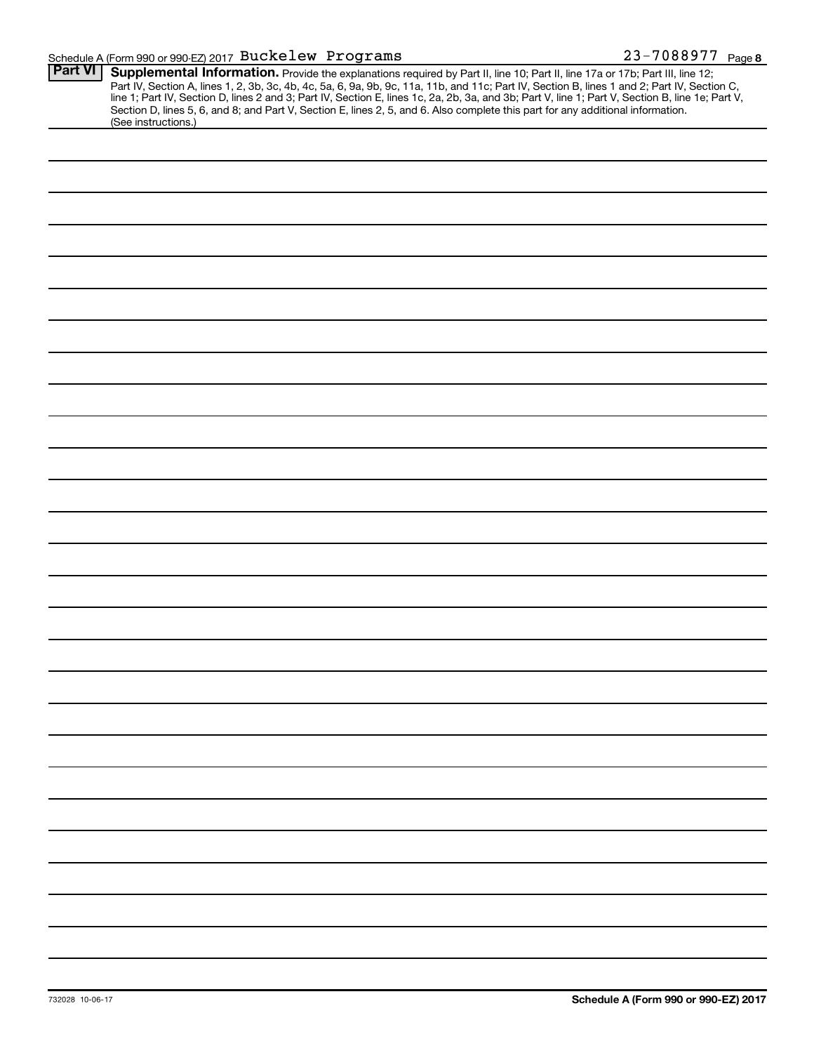Schedule A (Form 990 or 990-EZ) 2017 Buckelew Programs 23-7088977 Page **8**

**Part VI** **Supplemental Information.** Provide the explanations required by Part II, line 10; Part II, line 17a or 17b; Part III, line 12; Part IV, Section A, lines 1, 2, 3b, 3c, 4b, 4c, 5a, 6, 9a, 9b, 9c, 11a, 11b, and 11c; Part IV, Section B, lines 1 and 2; Part IV, Section C, line 1; Part IV, Section D, lines 2 and 3; Part IV, Section E, lines 1c, 2a, 2b, 3a, and 3b; Part V, line 1; Part V, Section B, line 1e; Part V, Section D, lines 5, 6, and 8; and Part V, Section E, lines 2, 5, and 6. Also complete this part for any additional information. (See instructions.)

732028 10-06-17

**Schedule A (Form 990 or 990-EZ) 2017**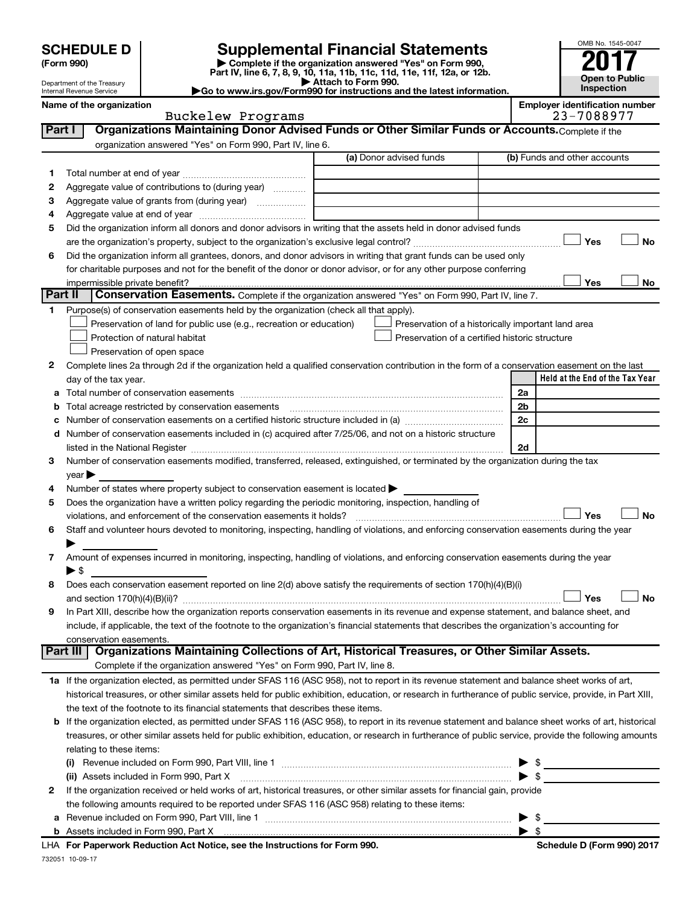# SCHEDULE D (Form 990)

Department of the Treasury
Internal Revenue Service

## Supplemental Financial Statements

▶ Complete if the organization answered "Yes" on Form 990, Part IV, line 6, 7, 8, 9, 10, 11a, 11b, 11c, 11d, 11e, 11f, 12a, or 12b.
▶ Attach to Form 990.
▶Go to www.irs.gov/Form990 for instructions and the latest information.

OMB No. 1545-0047

**2017**

**Open to Public Inspection**

**Name of the organization:** Buckelew Programs

**Employer identification number:** 23-7088977

### Part I — Organizations Maintaining Donor Advised Funds or Other Similar Funds or Accounts.

Complete if the organization answered "Yes" on Form 990, Part IV, line 6.

| | | (a) Donor advised funds | (b) Funds and other accounts |
|---|---|---|---|
| 1 | Total number at end of year | | |
| 2 | Aggregate value of contributions to (during year) | | |
| 3 | Aggregate value of grants from (during year) | | |
| 4 | Aggregate value at end of year | | |

5 Did the organization inform all donors and donor advisors in writing that the assets held in donor advised funds are the organization's property, subject to the organization's exclusive legal control? ☐ Yes ☐ No

6 Did the organization inform all grantees, donors, and donor advisors in writing that grant funds can be used only for charitable purposes and not for the benefit of the donor or donor advisor, or for any other purpose conferring impermissible private benefit? ☐ Yes ☐ No

### Part II — Conservation Easements.

Complete if the organization answered "Yes" on Form 990, Part IV, line 7.

1 Purpose(s) of conservation easements held by the organization (check all that apply).

- ☐ Preservation of land for public use (e.g., recreation or education)
- ☐ Protection of natural habitat
- ☐ Preservation of open space
- ☐ Preservation of a historically important land area
- ☐ Preservation of a certified historic structure

2 Complete lines 2a through 2d if the organization held a qualified conservation contribution in the form of a conservation easement on the last day of the tax year.

| | | | Held at the End of the Tax Year |
|---|---|---|---|
| a | Total number of conservation easements | 2a | |
| b | Total acreage restricted by conservation easements | 2b | |
| c | Number of conservation easements on a certified historic structure included in (a) | 2c | |
| d | Number of conservation easements included in (c) acquired after 7/25/06, and not on a historic structure listed in the National Register | 2d | |

3 Number of conservation easements modified, transferred, released, extinguished, or terminated by the organization during the tax year ▶

4 Number of states where property subject to conservation easement is located ▶

5 Does the organization have a written policy regarding the periodic monitoring, inspection, handling of violations, and enforcement of the conservation easements it holds? ☐ Yes ☐ No

6 Staff and volunteer hours devoted to monitoring, inspecting, handling of violations, and enforcing conservation easements during the year ▶

7 Amount of expenses incurred in monitoring, inspecting, handling of violations, and enforcing conservation easements during the year ▶ $

8 Does each conservation easement reported on line 2(d) above satisfy the requirements of section 170(h)(4)(B)(i) and section 170(h)(4)(B)(ii)? ☐ Yes ☐ No

9 In Part XIII, describe how the organization reports conservation easements in its revenue and expense statement, and balance sheet, and include, if applicable, the text of the footnote to the organization's financial statements that describes the organization's accounting for conservation easements.

### Part III — Organizations Maintaining Collections of Art, Historical Treasures, or Other Similar Assets.

Complete if the organization answered "Yes" on Form 990, Part IV, line 8.

1a If the organization elected, as permitted under SFAS 116 (ASC 958), not to report in its revenue statement and balance sheet works of art, historical treasures, or other similar assets held for public exhibition, education, or research in furtherance of public service, provide, in Part XIII, the text of the footnote to its financial statements that describes these items.

b If the organization elected, as permitted under SFAS 116 (ASC 958), to report in its revenue statement and balance sheet works of art, historical treasures, or other similar assets held for public exhibition, education, or research in furtherance of public service, provide the following amounts relating to these items:

(i) Revenue included on Form 990, Part VIII, line 1 ▶ $

(ii) Assets included in Form 990, Part X ▶ $

2 If the organization received or held works of art, historical treasures, or other similar assets for financial gain, provide the following amounts required to be reported under SFAS 116 (ASC 958) relating to these items:

a Revenue included on Form 990, Part VIII, line 1 ▶ $

b Assets included in Form 990, Part X ▶ $

LHA For Paperwork Reduction Act Notice, see the Instructions for Form 990.

Schedule D (Form 990) 2017

732051 10-09-17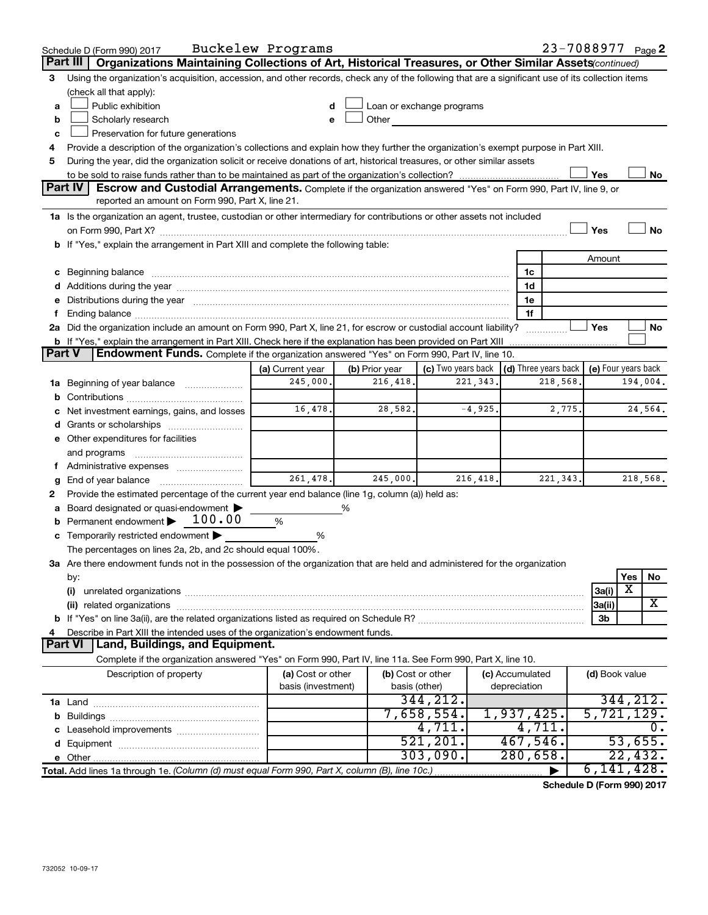Schedule D (Form 990) 2017 Buckelew Programs 23-7088977 Page 2

**Part III** Organizations Maintaining Collections of Art, Historical Treasures, or Other Similar Assets *(continued)*

3 Using the organization's acquisition, accession, and other records, check any of the following that are a significant use of its collection items (check all that apply):

a ☐ Public exhibition
b ☐ Scholarly research
c ☐ Preservation for future generations
d ☐ Loan or exchange programs
e ☐ Other

4 Provide a description of the organization's collections and explain how they further the organization's exempt purpose in Part XIII.

5 During the year, did the organization solicit or receive donations of art, historical treasures, or other similar assets to be sold to raise funds rather than to be maintained as part of the organization's collection? ☐ Yes ☐ No

**Part IV** **Escrow and Custodial Arrangements.** Complete if the organization answered "Yes" on Form 990, Part IV, line 9, or reported an amount on Form 990, Part X, line 21.

1a Is the organization an agent, trustee, custodian or other intermediary for contributions or other assets not included on Form 990, Part X? ☐ Yes ☐ No

b If "Yes," explain the arrangement in Part XIII and complete the following table:

| | | Amount |
|---|---|---|
| c Beginning balance | 1c | |
| d Additions during the year | 1d | |
| e Distributions during the year | 1e | |
| f Ending balance | 1f | |

2a Did the organization include an amount on Form 990, Part X, line 21, for escrow or custodial account liability? ☐ Yes ☐ No

b If "Yes," explain the arrangement in Part XIII. Check here if the explanation has been provided on Part XIII ☐

**Part V** **Endowment Funds.** Complete if the organization answered "Yes" on Form 990, Part IV, line 10.

| | (a) Current year | (b) Prior year | (c) Two years back | (d) Three years back | (e) Four years back |
|---|---|---|---|---|---|
| 1a Beginning of year balance | 245,000. | 216,418. | 221,343. | 218,568. | 194,004. |
| b Contributions | | | | | |
| c Net investment earnings, gains, and losses | 16,478. | 28,582. | -4,925. | 2,775. | 24,564. |
| d Grants or scholarships | | | | | |
| e Other expenditures for facilities and programs | | | | | |
| f Administrative expenses | | | | | |
| g End of year balance | 261,478. | 245,000. | 216,418. | 221,343. | 218,568. |

2 Provide the estimated percentage of the current year end balance (line 1g, column (a)) held as:

a Board designated or quasi-endowment ▶ ______ %
b Permanent endowment ▶ 100.00 %
c Temporarily restricted endowment ▶ ______ %

The percentages on lines 2a, 2b, and 2c should equal 100%.

3a Are there endowment funds not in the possession of the organization that are held and administered for the organization by:

| | | Yes | No |
|---|---|---|---|
| (i) unrelated organizations | 3a(i) | X | |
| (ii) related organizations | 3a(ii) | | X |
| b If "Yes" on line 3a(ii), are the related organizations listed as required on Schedule R? | 3b | | |

4 Describe in Part XIII the intended uses of the organization's endowment funds.

**Part VI** **Land, Buildings, and Equipment.**

Complete if the organization answered "Yes" on Form 990, Part IV, line 11a. See Form 990, Part X, line 10.

| Description of property | (a) Cost or other basis (investment) | (b) Cost or other basis (other) | (c) Accumulated depreciation | (d) Book value |
|---|---|---|---|---|
| 1a Land | | 344,212. | | 344,212. |
| b Buildings | | 7,658,554. | 1,937,425. | 5,721,129. |
| c Leasehold improvements | | 4,711. | 4,711. | 0. |
| d Equipment | | 521,201. | 467,546. | 53,655. |
| e Other | | 303,090. | 280,658. | 22,432. |
| Total. Add lines 1a through 1e. *(Column (d) must equal Form 990, Part X, column (B), line 10c.)* | | | ▶ | 6,141,428. |

Schedule D (Form 990) 2017

732052 10-09-17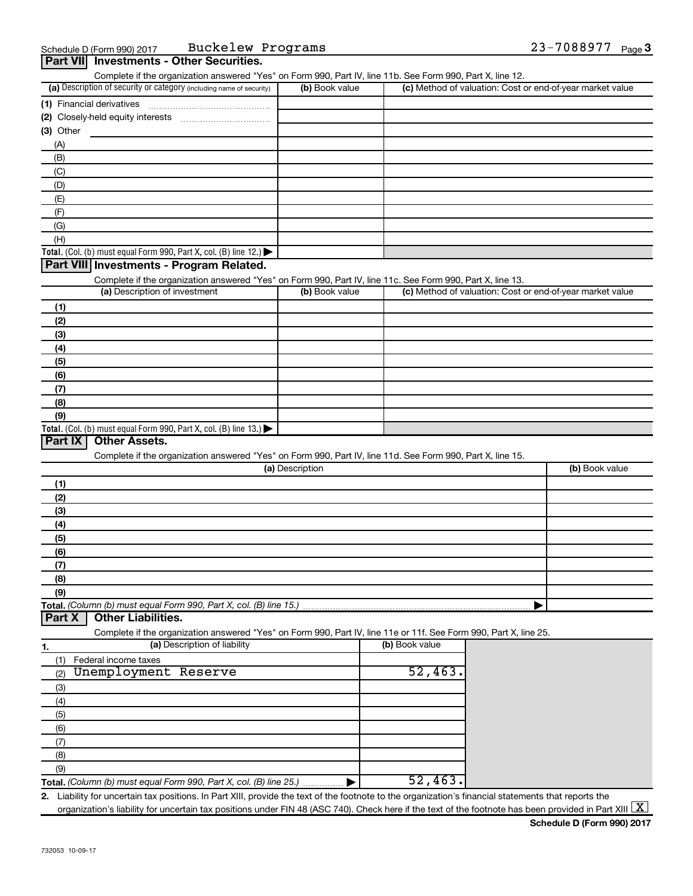Schedule D (Form 990) 2017 Buckelew Programs 23-7088977

## Part VII Investments - Other Securities.

Complete if the organization answered "Yes" on Form 990, Part IV, line 11b. See Form 990, Part X, line 12.

| (a) Description of security or category (including name of security) | (b) Book value | (c) Method of valuation: Cost or end-of-year market value |
|---|---|---|
| (1) Financial derivatives | | |
| (2) Closely-held equity interests | | |
| (3) Other | | |
| (A) | | |
| (B) | | |
| (C) | | |
| (D) | | |
| (E) | | |
| (F) | | |
| (G) | | |
| (H) | | |
| **Total.** (Col. (b) must equal Form 990, Part X, col. (B) line 12.) ▶ | | |

## Part VIII Investments - Program Related.

Complete if the organization answered "Yes" on Form 990, Part IV, line 11c. See Form 990, Part X, line 13.

| (a) Description of investment | (b) Book value | (c) Method of valuation: Cost or end-of-year market value |
|---|---|---|
| (1) | | |
| (2) | | |
| (3) | | |
| (4) | | |
| (5) | | |
| (6) | | |
| (7) | | |
| (8) | | |
| (9) | | |
| **Total.** (Col. (b) must equal Form 990, Part X, col. (B) line 13.) ▶ | | |

## Part IX Other Assets.

Complete if the organization answered "Yes" on Form 990, Part IV, line 11d. See Form 990, Part X, line 15.

| (a) Description | (b) Book value |
|---|---|
| (1) | |
| (2) | |
| (3) | |
| (4) | |
| (5) | |
| (6) | |
| (7) | |
| (8) | |
| (9) | |
| **Total.** *(Column (b) must equal Form 990, Part X, col. (B) line 15.)* ▶ | |

## Part X Other Liabilities.

Complete if the organization answered "Yes" on Form 990, Part IV, line 11e or 11f. See Form 990, Part X, line 25.

| 1. (a) Description of liability | (b) Book value |
|---|---|
| (1) Federal income taxes | |
| (2) Unemployment Reserve | 52,463. |
| (3) | |
| (4) | |
| (5) | |
| (6) | |
| (7) | |
| (8) | |
| (9) | |
| **Total.** *(Column (b) must equal Form 990, Part X, col. (B) line 25.)* ▶ | 52,463. |

2. Liability for uncertain tax positions. In Part XIII, provide the text of the footnote to the organization's financial statements that reports the organization's liability for uncertain tax positions under FIN 48 (ASC 740). Check here if the text of the footnote has been provided in Part XIII [X]

**Schedule D (Form 990) 2017**

732053 10-09-17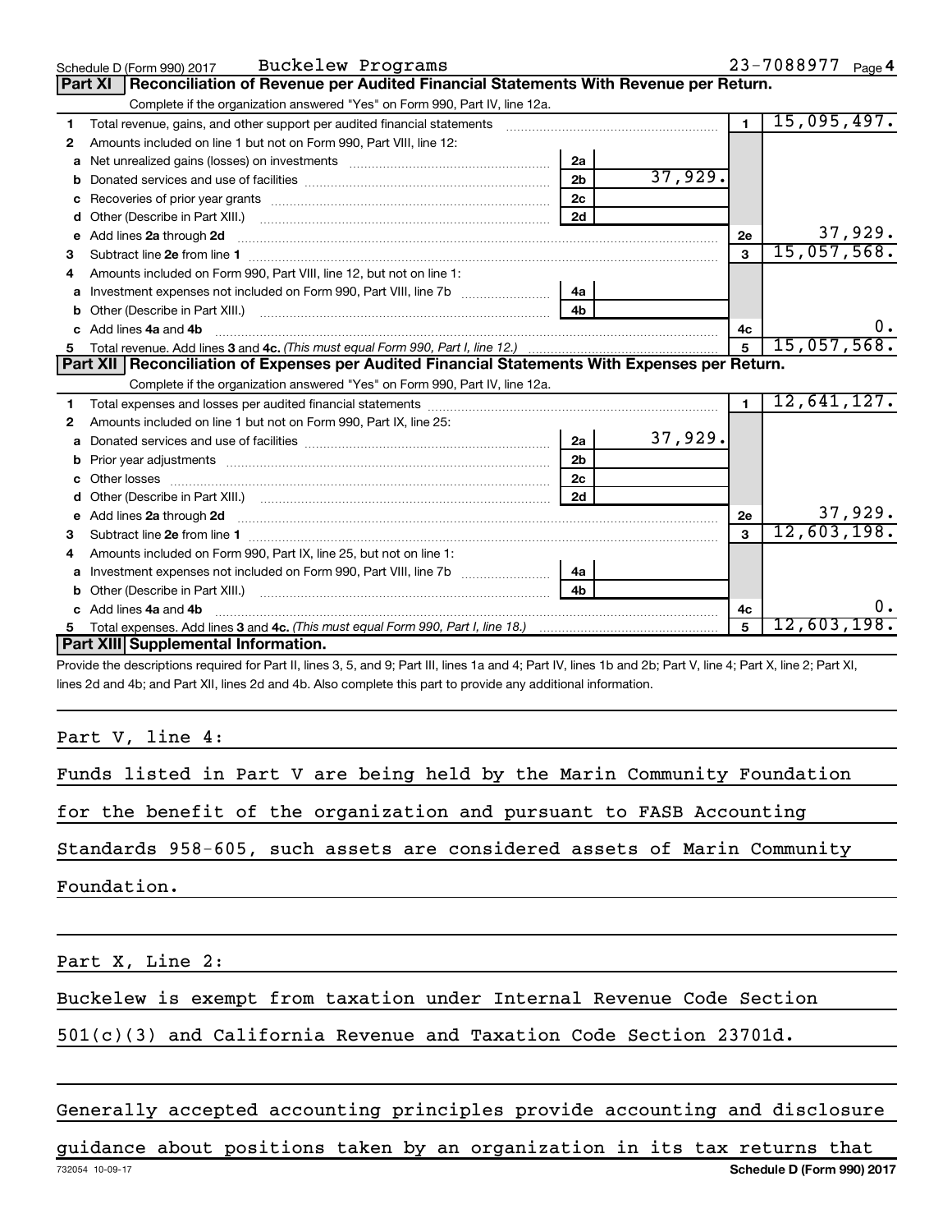Schedule D (Form 990) 2017 Buckelew Programs 23-7088977 Page 4

## Part XI Reconciliation of Revenue per Audited Financial Statements With Revenue per Return.

Complete if the organization answered "Yes" on Form 990, Part IV, line 12a.

| | | | | | |
|---|---|---|---|---|---|
| 1 | Total revenue, gains, and other support per audited financial statements | | | 1 | 15,095,497. |
| 2 | Amounts included on line 1 but not on Form 990, Part VIII, line 12: | | | | |
| a | Net unrealized gains (losses) on investments | 2a | | | |
| b | Donated services and use of facilities | 2b | 37,929. | | |
| c | Recoveries of prior year grants | 2c | | | |
| d | Other (Describe in Part XIII.) | 2d | | | |
| e | Add lines 2a through 2d | | | 2e | 37,929. |
| 3 | Subtract line 2e from line 1 | | | 3 | 15,057,568. |
| 4 | Amounts included on Form 990, Part VIII, line 12, but not on line 1: | | | | |
| a | Investment expenses not included on Form 990, Part VIII, line 7b | 4a | | | |
| b | Other (Describe in Part XIII.) | 4b | | | |
| c | Add lines 4a and 4b | | | 4c | 0. |
| 5 | Total revenue. Add lines 3 and 4c. *(This must equal Form 990, Part I, line 12.)* | | | 5 | 15,057,568. |

## Part XII Reconciliation of Expenses per Audited Financial Statements With Expenses per Return.

Complete if the organization answered "Yes" on Form 990, Part IV, line 12a.

| | | | | | |
|---|---|---|---|---|---|
| 1 | Total expenses and losses per audited financial statements | | | 1 | 12,641,127. |
| 2 | Amounts included on line 1 but not on Form 990, Part IX, line 25: | | | | |
| a | Donated services and use of facilities | 2a | 37,929. | | |
| b | Prior year adjustments | 2b | | | |
| c | Other losses | 2c | | | |
| d | Other (Describe in Part XIII.) | 2d | | | |
| e | Add lines 2a through 2d | | | 2e | 37,929. |
| 3 | Subtract line 2e from line 1 | | | 3 | 12,603,198. |
| 4 | Amounts included on Form 990, Part IX, line 25, but not on line 1: | | | | |
| a | Investment expenses not included on Form 990, Part VIII, line 7b | 4a | | | |
| b | Other (Describe in Part XIII.) | 4b | | | |
| c | Add lines 4a and 4b | | | 4c | 0. |
| 5 | Total expenses. Add lines 3 and 4c. *(This must equal Form 990, Part I, line 18.)* | | | 5 | 12,603,198. |

## Part XIII Supplemental Information.

Provide the descriptions required for Part II, lines 3, 5, and 9; Part III, lines 1a and 4; Part IV, lines 1b and 2b; Part V, line 4; Part X, line 2; Part XI, lines 2d and 4b; and Part XII, lines 2d and 4b. Also complete this part to provide any additional information.

Part V, line 4:

Funds listed in Part V are being held by the Marin Community Foundation for the benefit of the organization and pursuant to FASB Accounting Standards 958-605, such assets are considered assets of Marin Community Foundation.

Part X, Line 2:

Buckelew is exempt from taxation under Internal Revenue Code Section 501(c)(3) and California Revenue and Taxation Code Section 23701d.

Generally accepted accounting principles provide accounting and disclosure guidance about positions taken by an organization in its tax returns that

732054 10-09-17 **Schedule D (Form 990) 2017**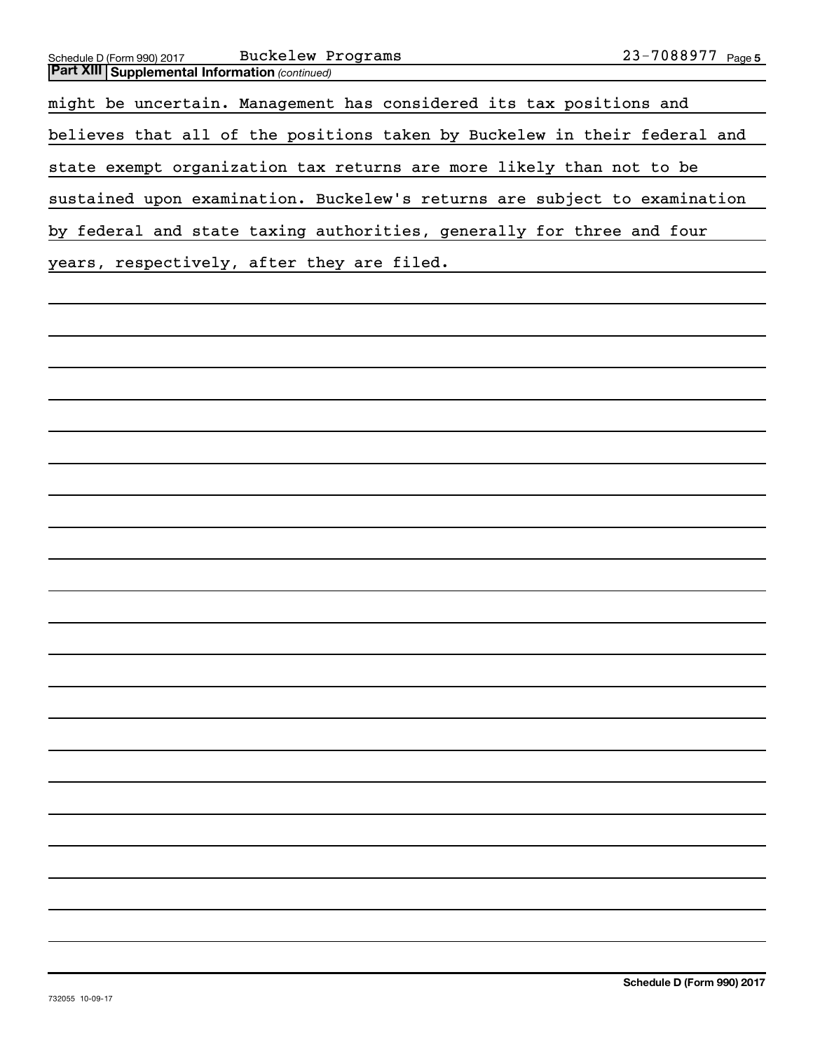**Part XIII | Supplemental Information** *(continued)*

might be uncertain. Management has considered its tax positions and believes that all of the positions taken by Buckelew in their federal and state exempt organization tax returns are more likely than not to be sustained upon examination. Buckelew's returns are subject to examination by federal and state taxing authorities, generally for three and four years, respectively, after they are filed.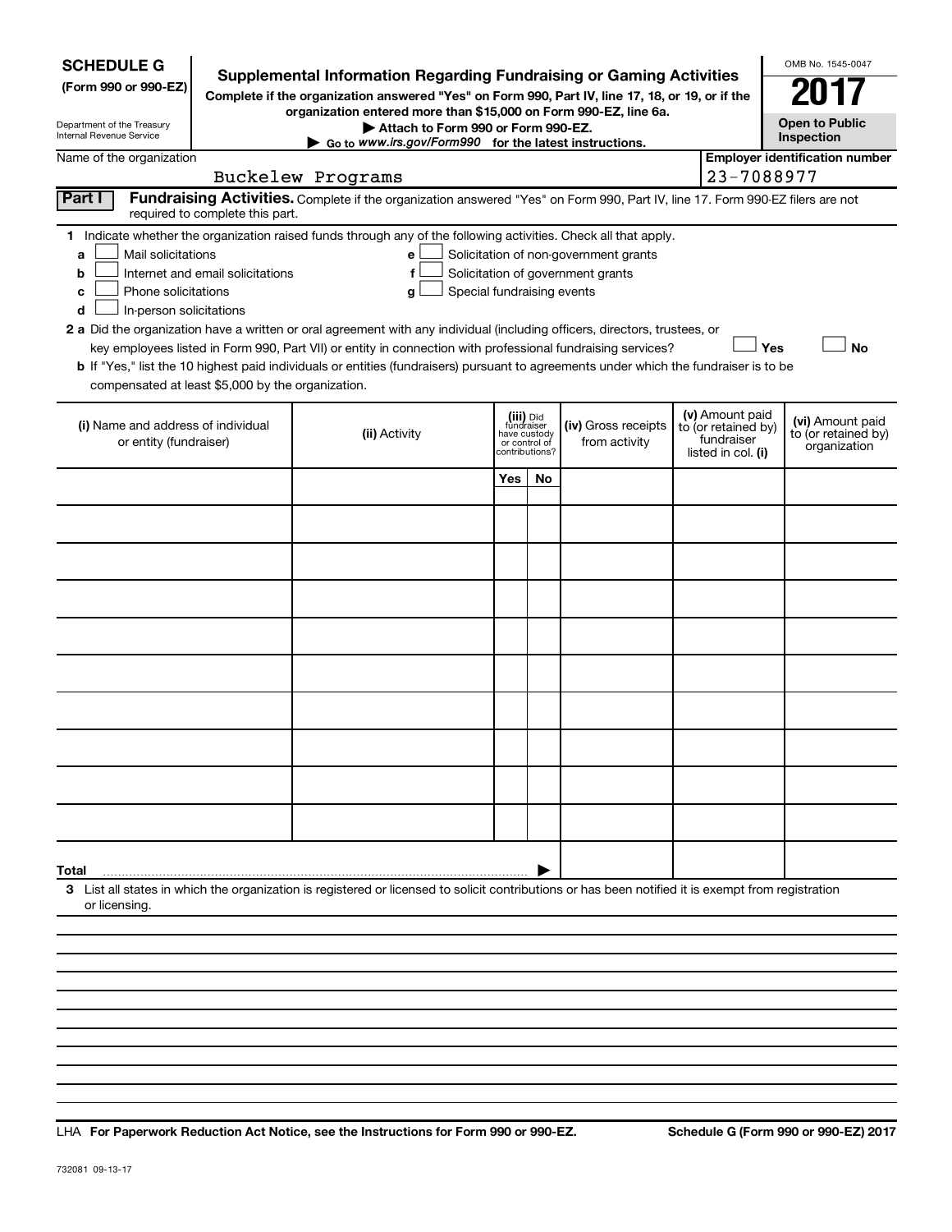**SCHEDULE G**
**(Form 990 or 990-EZ)**

Department of the Treasury
Internal Revenue Service

# Supplemental Information Regarding Fundraising or Gaming Activities

**Complete if the organization answered "Yes" on Form 990, Part IV, line 17, 18, or 19, or if the organization entered more than $15,000 on Form 990-EZ, line 6a.**

**▶ Attach to Form 990 or Form 990-EZ.**

**▶ Go to www.irs.gov/Form990 for the latest instructions.**

OMB No. 1545-0047

**2017**

**Open to Public Inspection**

Name of the organization: Buckelew Programs

**Employer identification number:** 23-7088977

**Part I** **Fundraising Activities.** Complete if the organization answered "Yes" on Form 990, Part IV, line 17. Form 990-EZ filers are not required to complete this part.

**1** Indicate whether the organization raised funds through any of the following activities. Check all that apply.

- **a** ☐ Mail solicitations
- **b** ☐ Internet and email solicitations
- **c** ☐ Phone solicitations
- **d** ☐ In-person solicitations
- **e** ☐ Solicitation of non-government grants
- **f** ☐ Solicitation of government grants
- **g** ☐ Special fundraising events

**2 a** Did the organization have a written or oral agreement with any individual (including officers, directors, trustees, or key employees listed in Form 990, Part VII) or entity in connection with professional fundraising services? ☐ **Yes** ☐ **No**

**b** If "Yes," list the 10 highest paid individuals or entities (fundraisers) pursuant to agreements under which the fundraiser is to be compensated at least $5,000 by the organization.

| (i) Name and address of individual or entity (fundraiser) | (ii) Activity | (iii) Did fundraiser have custody or control of contributions? | | (iv) Gross receipts from activity | (v) Amount paid to (or retained by) fundraiser listed in col. (i) | (vi) Amount paid to (or retained by) organization |
|---|---|---|---|---|---|---|
| | | Yes | No | | | |
| | | | | | | |
| | | | | | | |
| | | | | | | |
| | | | | | | |
| | | | | | | |
| | | | | | | |
| | | | | | | |
| | | | | | | |
| | | | | | | |
| | | | | | | |
| **Total** ▶ | | | | | | |

**3** List all states in which the organization is registered or licensed to solicit contributions or has been notified it is exempt from registration or licensing.

LHA **For Paperwork Reduction Act Notice, see the Instructions for Form 990 or 990-EZ.** **Schedule G (Form 990 or 990-EZ) 2017**

732081 09-13-17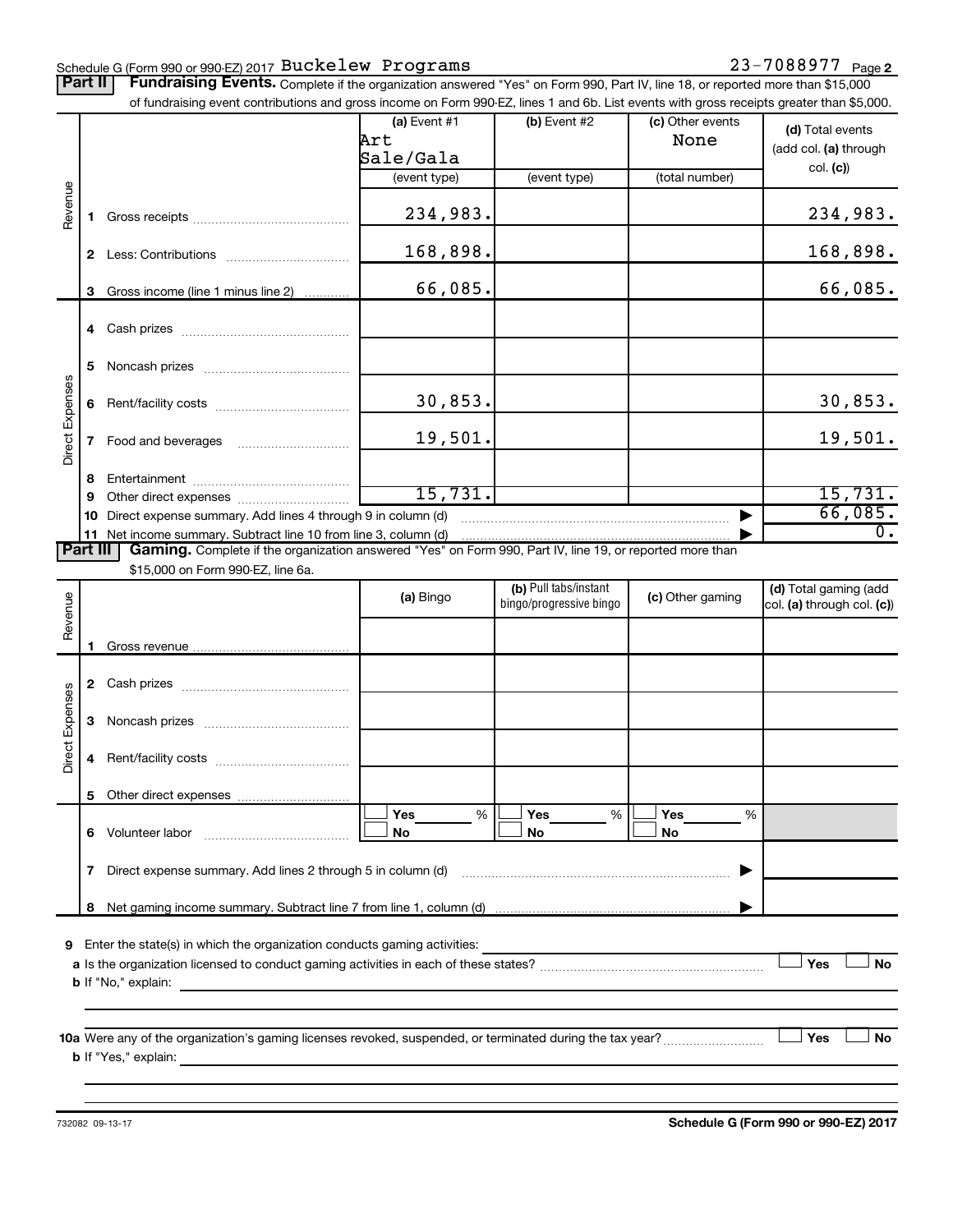Schedule G (Form 990 or 990-EZ) 2017 Buckelew Programs 23-7088977 Page **2**

**Part II** **Fundraising Events.** Complete if the organization answered "Yes" on Form 990, Part IV, line 18, or reported more than $15,000 of fundraising event contributions and gross income on Form 990-EZ, lines 1 and 6b. List events with gross receipts greater than $5,000.

| | | | (a) Event #1 Art Sale/Gala (event type) | (b) Event #2 (event type) | (c) Other events None (total number) | (d) Total events (add col. (a) through col. (c)) |
|---|---|---|---|---|---|---|
| Revenue | 1 | Gross receipts | 234,983. | | | 234,983. |
| | 2 | Less: Contributions | 168,898. | | | 168,898. |
| | 3 | Gross income (line 1 minus line 2) | 66,085. | | | 66,085. |
| Direct Expenses | 4 | Cash prizes | | | | |
| | 5 | Noncash prizes | | | | |
| | 6 | Rent/facility costs | 30,853. | | | 30,853. |
| | 7 | Food and beverages | 19,501. | | | 19,501. |
| | 8 | Entertainment | | | | |
| | 9 | Other direct expenses | 15,731. | | | 15,731. |
| | 10 | Direct expense summary. Add lines 4 through 9 in column (d) | | | ▶ | 66,085. |
| | 11 | Net income summary. Subtract line 10 from line 3, column (d) | | | ▶ | 0. |

**Part III** **Gaming.** Complete if the organization answered "Yes" on Form 990, Part IV, line 19, or reported more than $15,000 on Form 990-EZ, line 6a.

| | | | (a) Bingo | (b) Pull tabs/instant bingo/progressive bingo | (c) Other gaming | (d) Total gaming (add col. (a) through col. (c)) |
|---|---|---|---|---|---|---|
| Revenue | 1 | Gross revenue | | | | |
| Direct Expenses | 2 | Cash prizes | | | | |
| | 3 | Noncash prizes | | | | |
| | 4 | Rent/facility costs | | | | |
| | 5 | Other direct expenses | | | | |
| | 6 | Volunteer labor | ☐ Yes ___ % ☐ No | ☐ Yes ___ % ☐ No | ☐ Yes ___ % ☐ No | |
| | 7 | Direct expense summary. Add lines 2 through 5 in column (d) | | | ▶ | |
| | 8 | Net gaming income summary. Subtract line 7 from line 1, column (d) | | | ▶ | |

**9** Enter the state(s) in which the organization conducts gaming activities: ______

**a** Is the organization licensed to conduct gaming activities in each of these states? ☐ Yes ☐ No

**b** If "No," explain: ______

**10a** Were any of the organization's gaming licenses revoked, suspended, or terminated during the tax year? ☐ Yes ☐ No

**b** If "Yes," explain: ______

732082 09-13-17 **Schedule G (Form 990 or 990-EZ) 2017**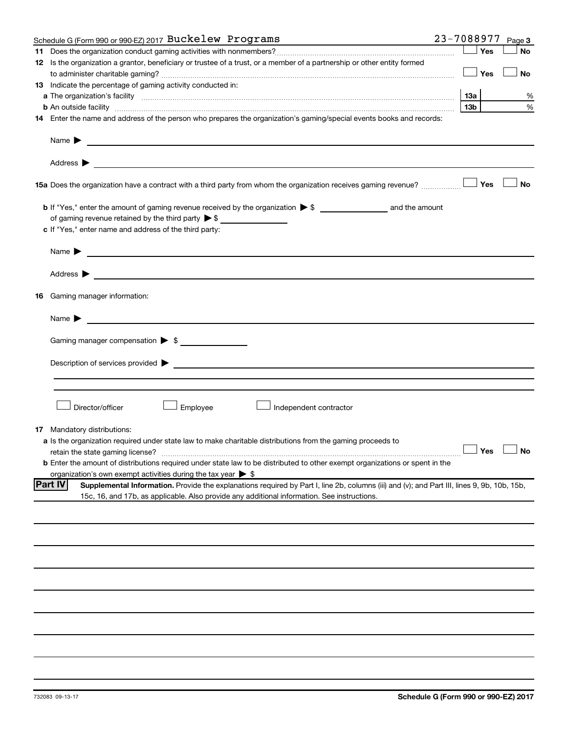Schedule G (Form 990 or 990-EZ) 2017 Buckelew Programs 23-7088977

**11** Does the organization conduct gaming activities with nonmembers? ☐ Yes ☐ No

**12** Is the organization a grantor, beneficiary or trustee of a trust, or a member of a partnership or other entity formed to administer charitable gaming? ☐ Yes ☐ No

**13** Indicate the percentage of gaming activity conducted in:

**a** The organization's facility **13a** %

**b** An outside facility **13b** %

**14** Enter the name and address of the person who prepares the organization's gaming/special events books and records:

Name ▶

Address ▶

**15a** Does the organization have a contract with a third party from whom the organization receives gaming revenue? ☐ Yes ☐ No

**b** If "Yes," enter the amount of gaming revenue received by the organization ▶ $ \_\_\_\_\_\_\_\_ and the amount of gaming revenue retained by the third party ▶ $ \_\_\_\_\_\_\_\_

**c** If "Yes," enter name and address of the third party:

Name ▶

Address ▶

**16** Gaming manager information:

Name ▶

Gaming manager compensation ▶ $

Description of services provided ▶

☐ Director/officer ☐ Employee ☐ Independent contractor

**17** Mandatory distributions:

**a** Is the organization required under state law to make charitable distributions from the gaming proceeds to retain the state gaming license? ☐ Yes ☐ No

**b** Enter the amount of distributions required under state law to be distributed to other exempt organizations or spent in the organization's own exempt activities during the tax year ▶ $

## Part IV Supplemental Information.

Provide the explanations required by Part I, line 2b, columns (iii) and (v); and Part III, lines 9, 9b, 10b, 15b, 15c, 16, and 17b, as applicable. Also provide any additional information. See instructions.

732083 09-13-17

**Schedule G (Form 990 or 990-EZ) 2017**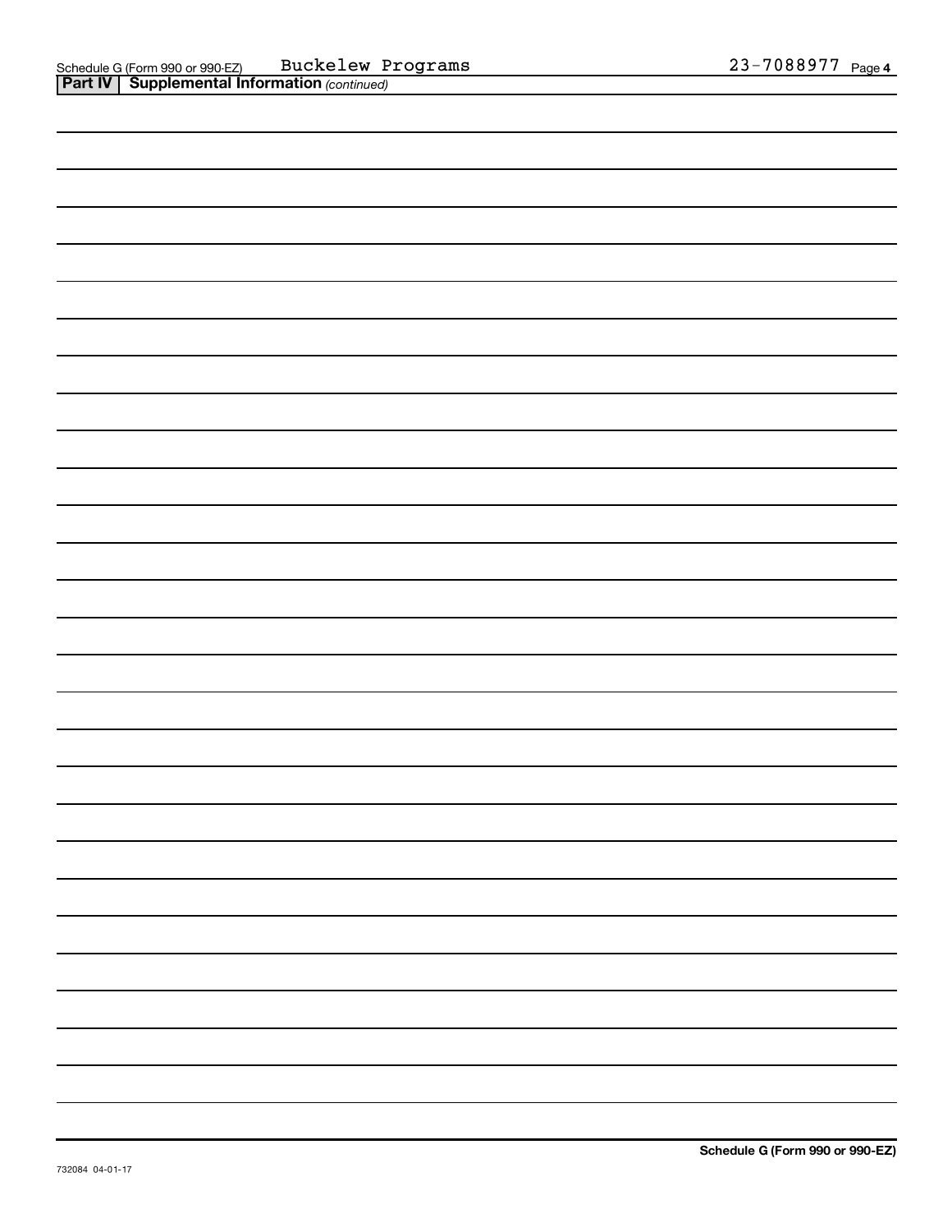Schedule G (Form 990 or 990-EZ) Buckelew Programs 23-7088977 Page 4

**Part IV | Supplemental Information** *(continued)*

Schedule G (Form 990 or 990-EZ)

732084 04-01-17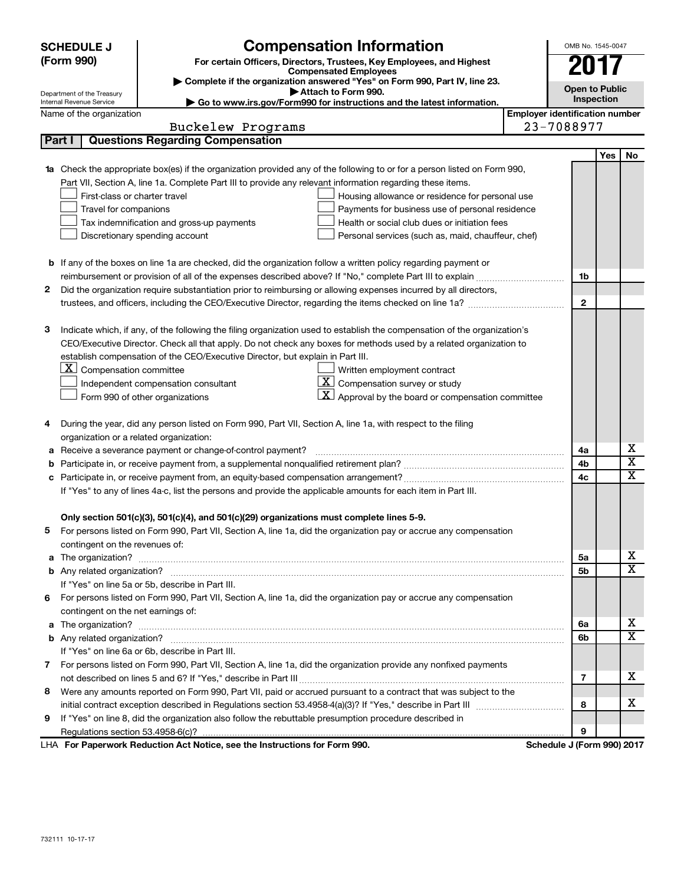**SCHEDULE J (Form 990)**

Department of the Treasury
Internal Revenue Service

# Compensation Information

**For certain Officers, Directors, Trustees, Key Employees, and Highest Compensated Employees**

▶ Complete if the organization answered "Yes" on Form 990, Part IV, line 23.
▶ Attach to Form 990.
▶ Go to www.irs.gov/Form990 for instructions and the latest information.

OMB No. 1545-0047

**2017**

**Open to Public Inspection**

Name of the organization: Buckelew Programs

Employer identification number: 23-7088977

## Part I | Questions Regarding Compensation

| | | | Yes | No |
|---|---|---|---|---|
| **1a** | Check the appropriate box(es) if the organization provided any of the following to or for a person listed on Form 990, Part VII, Section A, line 1a. Complete Part III to provide any relevant information regarding these items.<br>☐ First-class or charter travel ☐ Housing allowance or residence for personal use<br>☐ Travel for companions ☐ Payments for business use of personal residence<br>☐ Tax indemnification and gross-up payments ☐ Health or social club dues or initiation fees<br>☐ Discretionary spending account ☐ Personal services (such as, maid, chauffeur, chef) | | | |
| **b** | If any of the boxes on line 1a are checked, did the organization follow a written policy regarding payment or reimbursement or provision of all of the expenses described above? If "No," complete Part III to explain | 1b | | |
| **2** | Did the organization require substantiation prior to reimbursing or allowing expenses incurred by all directors, trustees, and officers, including the CEO/Executive Director, regarding the items checked on line 1a? | 2 | | |
| **3** | Indicate which, if any, of the following the filing organization used to establish the compensation of the organization's CEO/Executive Director. Check all that apply. Do not check any boxes for methods used by a related organization to establish compensation of the CEO/Executive Director, but explain in Part III.<br>☒ Compensation committee ☐ Written employment contract<br>☐ Independent compensation consultant ☒ Compensation survey or study<br>☐ Form 990 of other organizations ☒ Approval by the board or compensation committee | | | |
| **4** | During the year, did any person listed on Form 990, Part VII, Section A, line 1a, with respect to the filing organization or a related organization: | | | |
| **a** | Receive a severance payment or change-of-control payment? | 4a | | X |
| **b** | Participate in, or receive payment from, a supplemental nonqualified retirement plan? | 4b | | X |
| **c** | Participate in, or receive payment from, an equity-based compensation arrangement? | 4c | | X |
| | If "Yes" to any of lines 4a-c, list the persons and provide the applicable amounts for each item in Part III. | | | |
| | **Only section 501(c)(3), 501(c)(4), and 501(c)(29) organizations must complete lines 5-9.** | | | |
| **5** | For persons listed on Form 990, Part VII, Section A, line 1a, did the organization pay or accrue any compensation contingent on the revenues of: | | | |
| **a** | The organization? | 5a | | X |
| **b** | Any related organization? | 5b | | X |
| | If "Yes" on line 5a or 5b, describe in Part III. | | | |
| **6** | For persons listed on Form 990, Part VII, Section A, line 1a, did the organization pay or accrue any compensation contingent on the net earnings of: | | | |
| **a** | The organization? | 6a | | X |
| **b** | Any related organization? | 6b | | X |
| | If "Yes" on line 6a or 6b, describe in Part III. | | | |
| **7** | For persons listed on Form 990, Part VII, Section A, line 1a, did the organization provide any nonfixed payments not described on lines 5 and 6? If "Yes," describe in Part III | 7 | | X |
| **8** | Were any amounts reported on Form 990, Part VII, paid or accrued pursuant to a contract that was subject to the initial contract exception described in Regulations section 53.4958-4(a)(3)? If "Yes," describe in Part III | 8 | | X |
| **9** | If "Yes" on line 8, did the organization also follow the rebuttable presumption procedure described in Regulations section 53.4958-6(c)? | 9 | | |

LHA **For Paperwork Reduction Act Notice, see the Instructions for Form 990.** **Schedule J (Form 990) 2017**

732111 10-17-17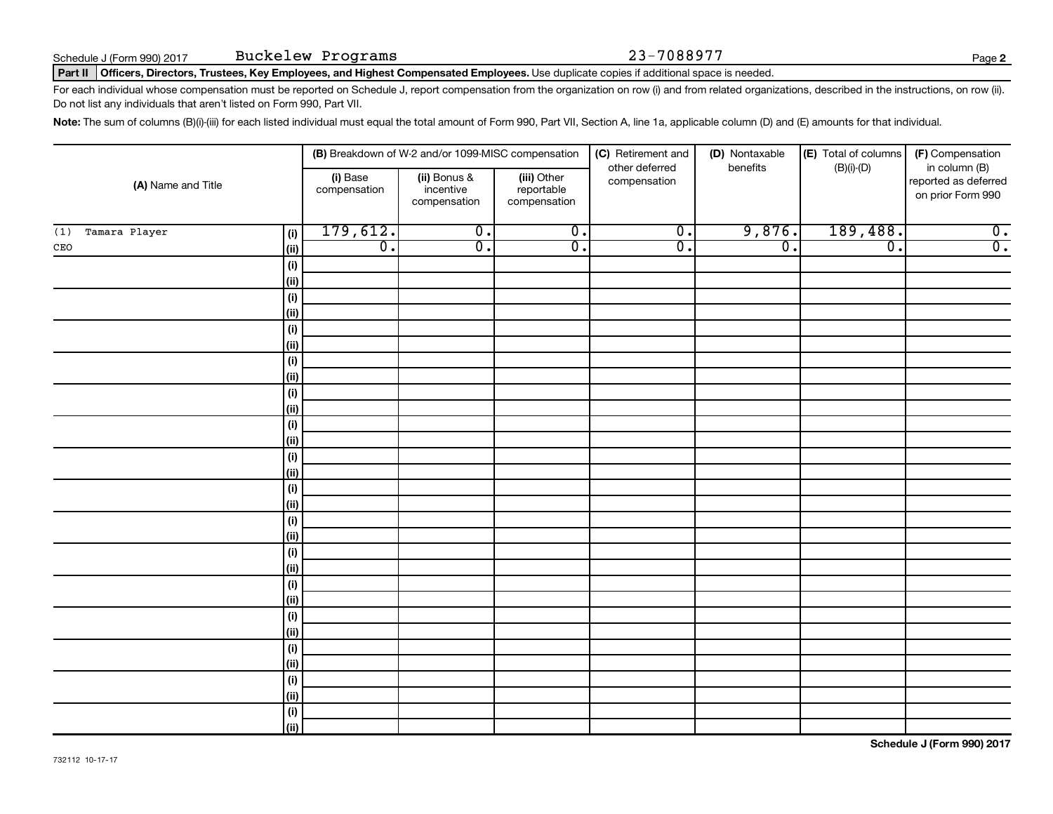Schedule J (Form 990) 2017 Buckelew Programs 23-7088977

**Part II** **Officers, Directors, Trustees, Key Employees, and Highest Compensated Employees.** Use duplicate copies if additional space is needed.

For each individual whose compensation must be reported on Schedule J, report compensation from the organization on row (i) and from related organizations, described in the instructions, on row (ii). Do not list any individuals that aren't listed on Form 990, Part VII.

**Note:** The sum of columns (B)(i)-(iii) for each listed individual must equal the total amount of Form 990, Part VII, Section A, line 1a, applicable column (D) and (E) amounts for that individual.

| (A) Name and Title | | (B) Breakdown of W-2 and/or 1099-MISC compensation | | | (C) Retirement and other deferred compensation | (D) Nontaxable benefits | (E) Total of columns (B)(i)-(D) | (F) Compensation in column (B) reported as deferred on prior Form 990 |
|---|---|---|---|---|---|---|---|---|
| | | (i) Base compensation | (ii) Bonus & incentive compensation | (iii) Other reportable compensation | | | | |
| (1) Tamara Player | (i) | 179,612. | 0. | 0. | 0. | 9,876. | 189,488. | 0. |
| CEO | (ii) | 0. | 0. | 0. | 0. | 0. | 0. | 0. |
| | (i) | | | | | | | |
| | (ii) | | | | | | | |
| | (i) | | | | | | | |
| | (ii) | | | | | | | |
| | (i) | | | | | | | |
| | (ii) | | | | | | | |
| | (i) | | | | | | | |
| | (ii) | | | | | | | |
| | (i) | | | | | | | |
| | (ii) | | | | | | | |
| | (i) | | | | | | | |
| | (ii) | | | | | | | |
| | (i) | | | | | | | |
| | (ii) | | | | | | | |
| | (i) | | | | | | | |
| | (ii) | | | | | | | |
| | (i) | | | | | | | |
| | (ii) | | | | | | | |
| | (i) | | | | | | | |
| | (ii) | | | | | | | |
| | (i) | | | | | | | |
| | (ii) | | | | | | | |
| | (i) | | | | | | | |
| | (ii) | | | | | | | |
| | (i) | | | | | | | |
| | (ii) | | | | | | | |
| | (i) | | | | | | | |
| | (ii) | | | | | | | |
| | (i) | | | | | | | |
| | (ii) | | | | | | | |

732112 10-17-17

**Schedule J (Form 990) 2017**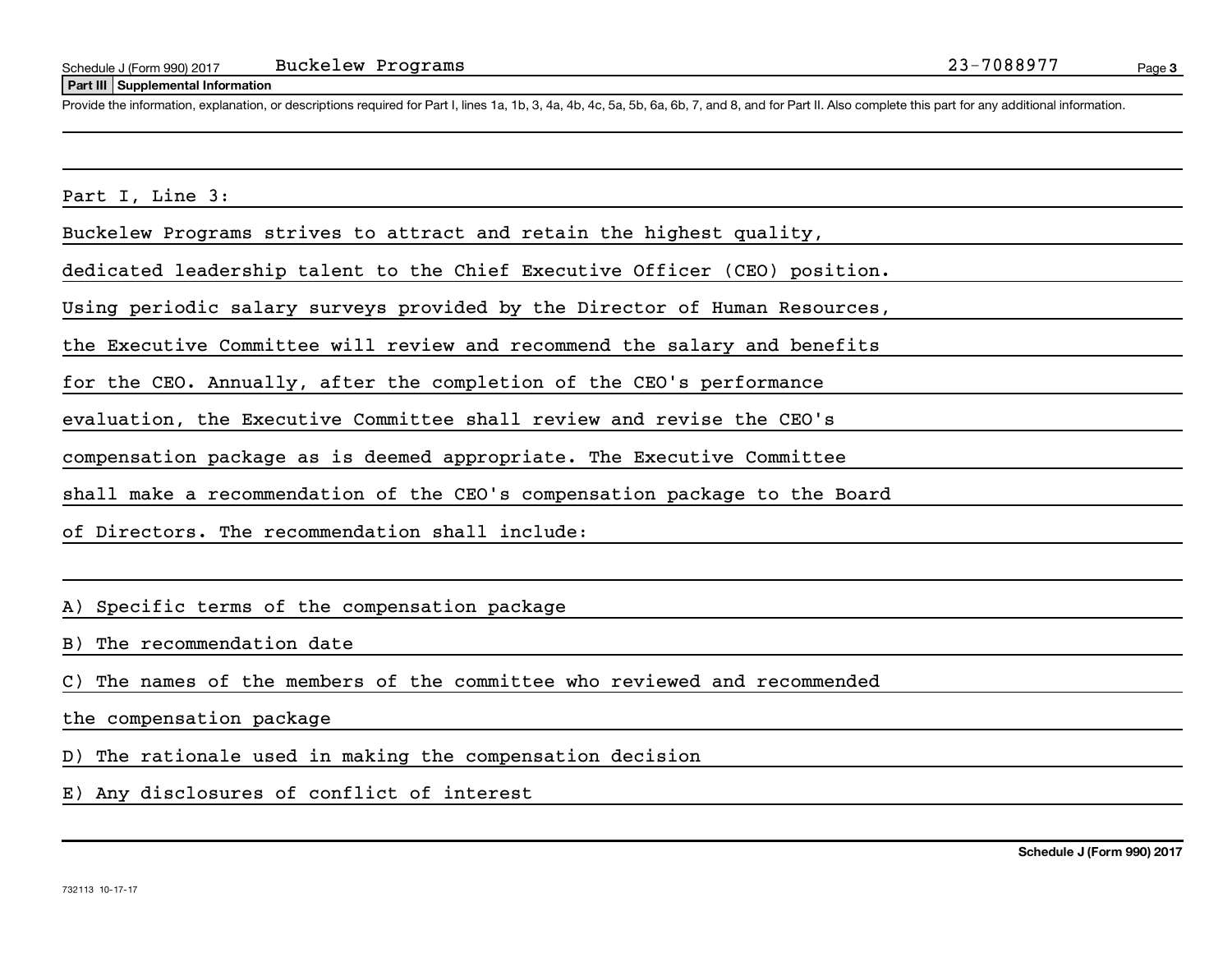**Part III | Supplemental Information**

Provide the information, explanation, or descriptions required for Part I, lines 1a, 1b, 3, 4a, 4b, 4c, 5a, 5b, 6a, 6b, 7, and 8, and for Part II. Also complete this part for any additional information.

Part I, Line 3:

Buckelew Programs strives to attract and retain the highest quality, dedicated leadership talent to the Chief Executive Officer (CEO) position. Using periodic salary surveys provided by the Director of Human Resources, the Executive Committee will review and recommend the salary and benefits for the CEO. Annually, after the completion of the CEO's performance evaluation, the Executive Committee shall review and revise the CEO's compensation package as is deemed appropriate. The Executive Committee shall make a recommendation of the CEO's compensation package to the Board of Directors. The recommendation shall include:

A) Specific terms of the compensation package

B) The recommendation date

C) The names of the members of the committee who reviewed and recommended the compensation package

D) The rationale used in making the compensation decision

E) Any disclosures of conflict of interest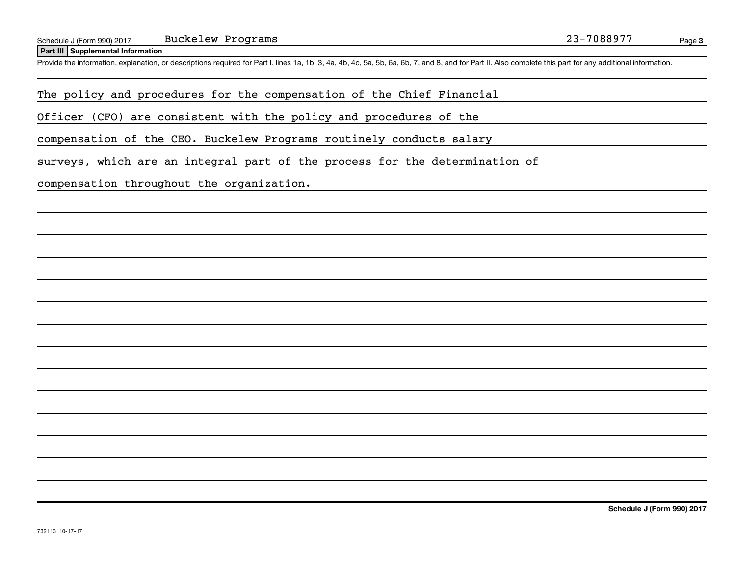Schedule J (Form 990) 2017 Buckelew Programs 23-7088977

**Part III Supplemental Information**

Provide the information, explanation, or descriptions required for Part I, lines 1a, 1b, 3, 4a, 4b, 4c, 5a, 5b, 6a, 6b, 7, and 8, and for Part II. Also complete this part for any additional information.

The policy and procedures for the compensation of the Chief Financial Officer (CFO) are consistent with the policy and procedures of the compensation of the CEO. Buckelew Programs routinely conducts salary surveys, which are an integral part of the process for the determination of compensation throughout the organization.

**Schedule J (Form 990) 2017**

732113 10-17-17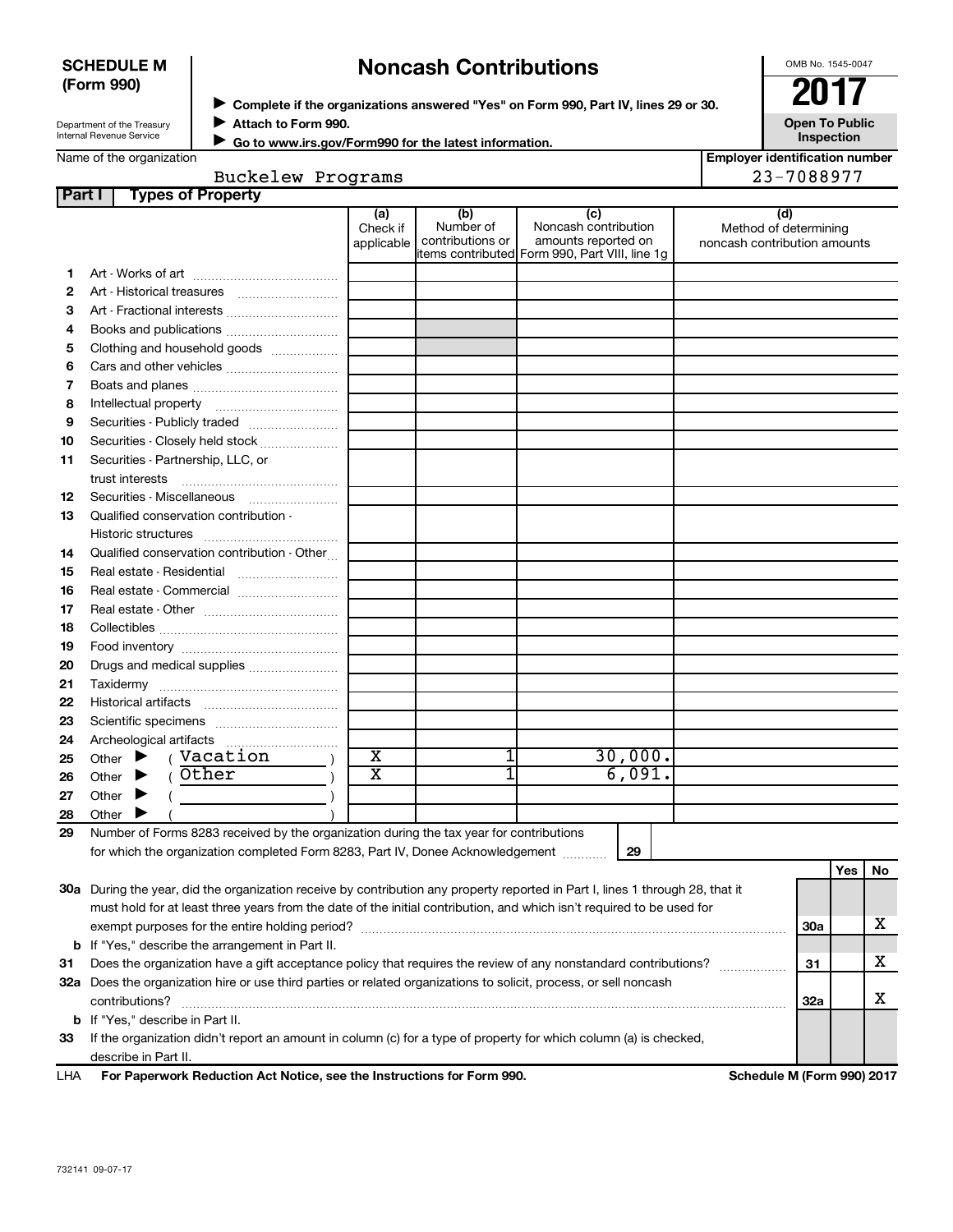**SCHEDULE M (Form 990)**

Department of the Treasury
Internal Revenue Service

# Noncash Contributions

▶ Complete if the organizations answered "Yes" on Form 990, Part IV, lines 29 or 30.
▶ Attach to Form 990.
▶ Go to www.irs.gov/Form990 for the latest information.

OMB No. 1545-0047

**2017**

**Open To Public Inspection**

Name of the organization: Buckelew Programs

Employer identification number: 23-7088977

## Part I Types of Property

| | | (a) Check if applicable | (b) Number of contributions or items contributed | (c) Noncash contribution amounts reported on Form 990, Part VIII, line 1g | (d) Method of determining noncash contribution amounts |
|---|---|---|---|---|---|
| 1 | Art - Works of art | | | | |
| 2 | Art - Historical treasures | | | | |
| 3 | Art - Fractional interests | | | | |
| 4 | Books and publications | | | | |
| 5 | Clothing and household goods | | | | |
| 6 | Cars and other vehicles | | | | |
| 7 | Boats and planes | | | | |
| 8 | Intellectual property | | | | |
| 9 | Securities - Publicly traded | | | | |
| 10 | Securities - Closely held stock | | | | |
| 11 | Securities - Partnership, LLC, or trust interests | | | | |
| 12 | Securities - Miscellaneous | | | | |
| 13 | Qualified conservation contribution - Historic structures | | | | |
| 14 | Qualified conservation contribution - Other | | | | |
| 15 | Real estate - Residential | | | | |
| 16 | Real estate - Commercial | | | | |
| 17 | Real estate - Other | | | | |
| 18 | Collectibles | | | | |
| 19 | Food inventory | | | | |
| 20 | Drugs and medical supplies | | | | |
| 21 | Taxidermy | | | | |
| 22 | Historical artifacts | | | | |
| 23 | Scientific specimens | | | | |
| 24 | Archeological artifacts | | | | |
| 25 | Other ▶ ( Vacation ) | X | 1 | 30,000. | |
| 26 | Other ▶ ( Other ) | X | 1 | 6,091. | |
| 27 | Other ▶ ( ) | | | | |
| 28 | Other ▶ ( ) | | | | |

29 Number of Forms 8283 received by the organization during the tax year for contributions for which the organization completed Form 8283, Part IV, Donee Acknowledgement ..... **29**

| | | | Yes | No |
|---|---|---|---|---|
| 30a | During the year, did the organization receive by contribution any property reported in Part I, lines 1 through 28, that it must hold for at least three years from the date of the initial contribution, and which isn't required to be used for exempt purposes for the entire holding period? | 30a | | X |
| b | If "Yes," describe the arrangement in Part II. | | | |
| 31 | Does the organization have a gift acceptance policy that requires the review of any nonstandard contributions? | 31 | | X |
| 32a | Does the organization hire or use third parties or related organizations to solicit, process, or sell noncash contributions? | 32a | | X |
| b | If "Yes," describe in Part II. | | | |
| 33 | If the organization didn't report an amount in column (c) for a type of property for which column (a) is checked, describe in Part II. | | | |

LHA **For Paperwork Reduction Act Notice, see the Instructions for Form 990.** **Schedule M (Form 990) 2017**

732141 09-07-17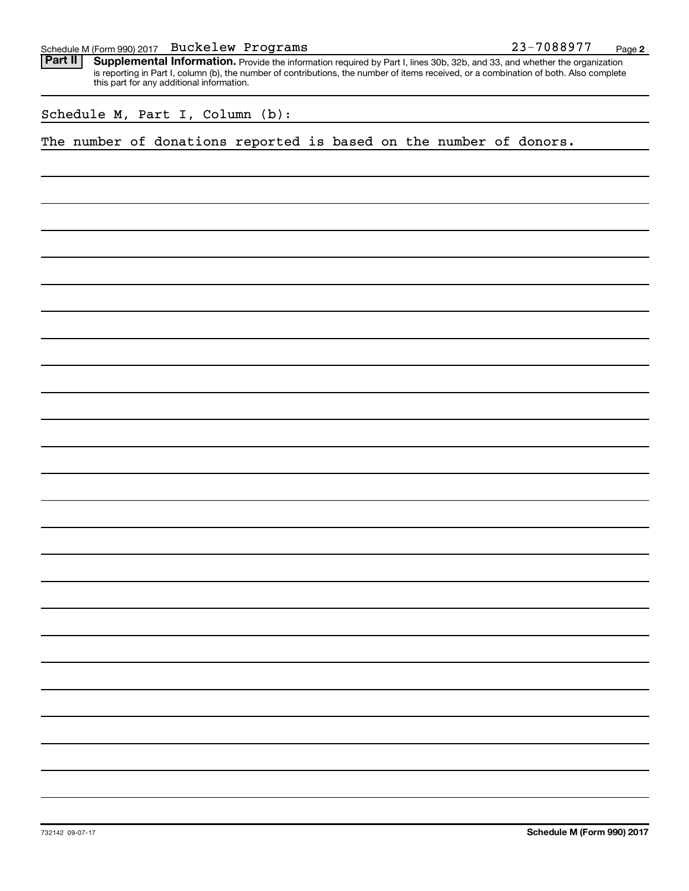Schedule M (Form 990) 2017 Buckelew Programs 23-7088977

**Part II** **Supplemental Information.** Provide the information required by Part I, lines 30b, 32b, and 33, and whether the organization is reporting in Part I, column (b), the number of contributions, the number of items received, or a combination of both. Also complete this part for any additional information.

Schedule M, Part I, Column (b):

The number of donations reported is based on the number of donors.

732142 09-07-17

**Schedule M (Form 990) 2017**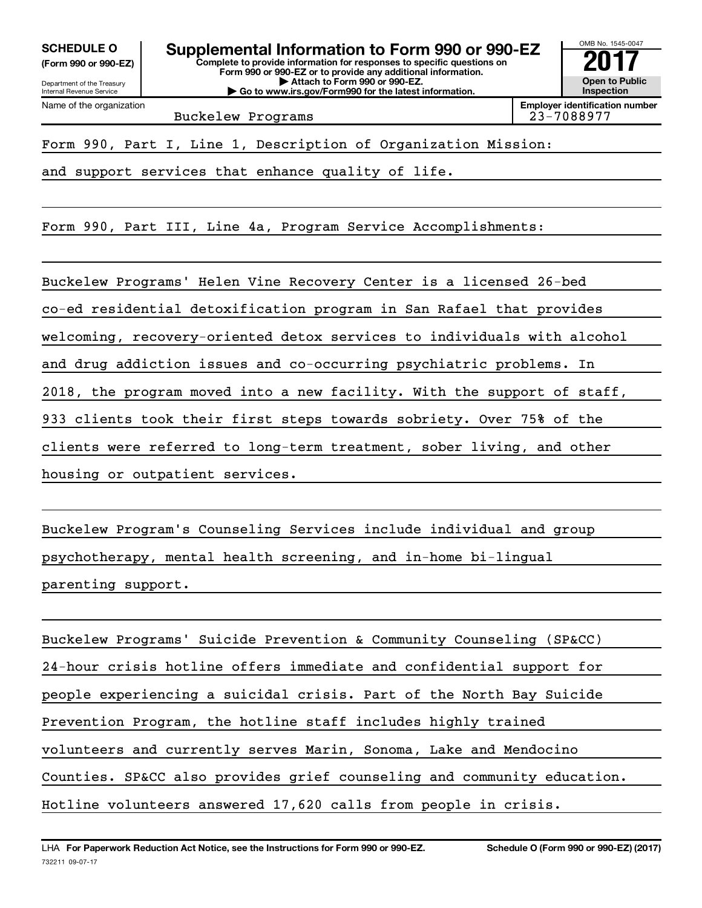**SCHEDULE O** (Form 990 or 990-EZ)

Department of the Treasury
Internal Revenue Service

# Supplemental Information to Form 990 or 990-EZ

**Complete to provide information for responses to specific questions on Form 990 or 990-EZ or to provide any additional information.**
**▶ Attach to Form 990 or 990-EZ.**
**▶ Go to www.irs.gov/Form990 for the latest information.**

OMB No. 1545-0047

**2017**

**Open to Public Inspection**

Name of the organization: Buckelew Programs

**Employer identification number**: 23-7088977

Form 990, Part I, Line 1, Description of Organization Mission:

and support services that enhance quality of life.

Form 990, Part III, Line 4a, Program Service Accomplishments:

Buckelew Programs' Helen Vine Recovery Center is a licensed 26-bed co-ed residential detoxification program in San Rafael that provides welcoming, recovery-oriented detox services to individuals with alcohol and drug addiction issues and co-occurring psychiatric problems. In 2018, the program moved into a new facility. With the support of staff, 933 clients took their first steps towards sobriety. Over 75% of the clients were referred to long-term treatment, sober living, and other housing or outpatient services.

Buckelew Program's Counseling Services include individual and group psychotherapy, mental health screening, and in-home bi-lingual parenting support.

Buckelew Programs' Suicide Prevention & Community Counseling (SP&CC) 24-hour crisis hotline offers immediate and confidential support for people experiencing a suicidal crisis. Part of the North Bay Suicide Prevention Program, the hotline staff includes highly trained volunteers and currently serves Marin, Sonoma, Lake and Mendocino Counties. SP&CC also provides grief counseling and community education. Hotline volunteers answered 17,620 calls from people in crisis.

LHA **For Paperwork Reduction Act Notice, see the Instructions for Form 990 or 990-EZ.** **Schedule O (Form 990 or 990-EZ) (2017)**
732211 09-07-17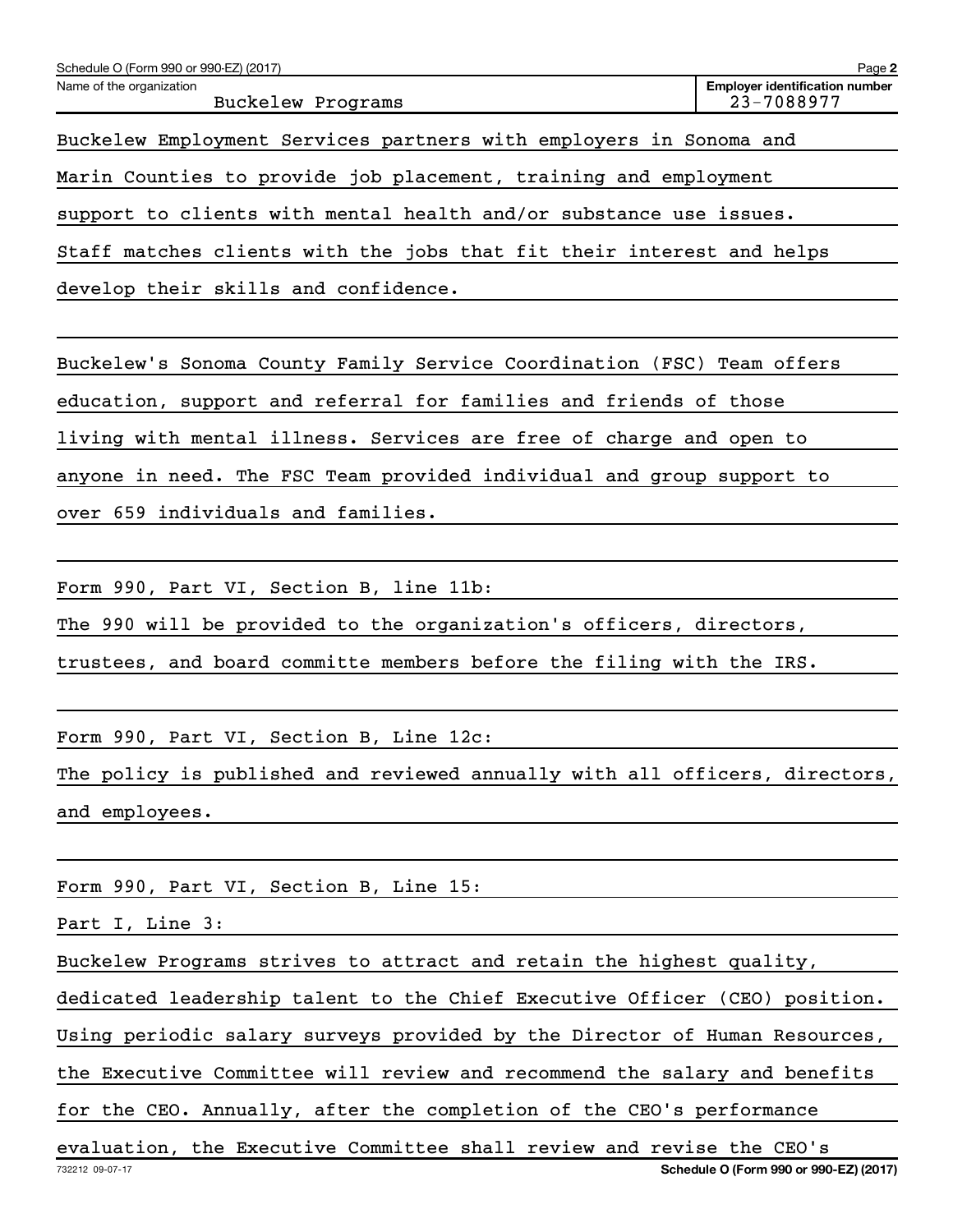Schedule O (Form 990 or 990-EZ) (2017)

Name of the organization: Buckelew Programs

Employer identification number: 23-7088977

Buckelew Employment Services partners with employers in Sonoma and Marin Counties to provide job placement, training and employment support to clients with mental health and/or substance use issues. Staff matches clients with the jobs that fit their interest and helps develop their skills and confidence.

Buckelew's Sonoma County Family Service Coordination (FSC) Team offers education, support and referral for families and friends of those living with mental illness. Services are free of charge and open to anyone in need. The FSC Team provided individual and group support to over 659 individuals and families.

Form 990, Part VI, Section B, line 11b:

The 990 will be provided to the organization's officers, directors, trustees, and board committe members before the filing with the IRS.

Form 990, Part VI, Section B, Line 12c:

The policy is published and reviewed annually with all officers, directors, and employees.

Form 990, Part VI, Section B, Line 15:

Part I, Line 3:

Buckelew Programs strives to attract and retain the highest quality, dedicated leadership talent to the Chief Executive Officer (CEO) position. Using periodic salary surveys provided by the Director of Human Resources, the Executive Committee will review and recommend the salary and benefits for the CEO. Annually, after the completion of the CEO's performance evaluation, the Executive Committee shall review and revise the CEO's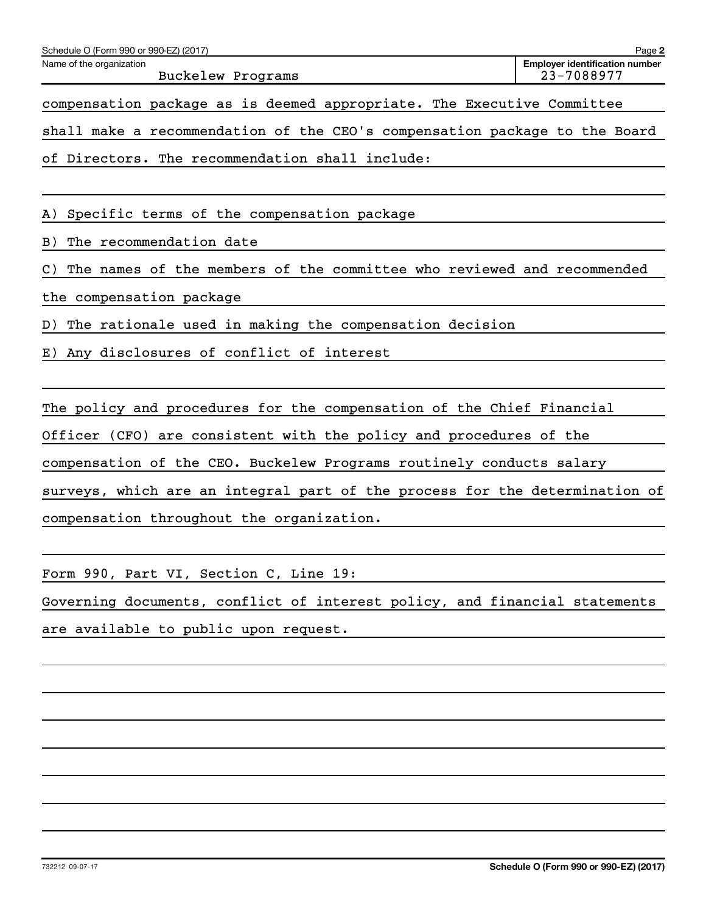Name of the organization: Buckelew Programs

Employer identification number: 23-7088977

compensation package as is deemed appropriate. The Executive Committee shall make a recommendation of the CEO's compensation package to the Board of Directors. The recommendation shall include:

A) Specific terms of the compensation package

B) The recommendation date

C) The names of the members of the committee who reviewed and recommended the compensation package

D) The rationale used in making the compensation decision

E) Any disclosures of conflict of interest

The policy and procedures for the compensation of the Chief Financial Officer (CFO) are consistent with the policy and procedures of the compensation of the CEO. Buckelew Programs routinely conducts salary surveys, which are an integral part of the process for the determination of compensation throughout the organization.

Form 990, Part VI, Section C, Line 19:

Governing documents, conflict of interest policy, and financial statements are available to public upon request.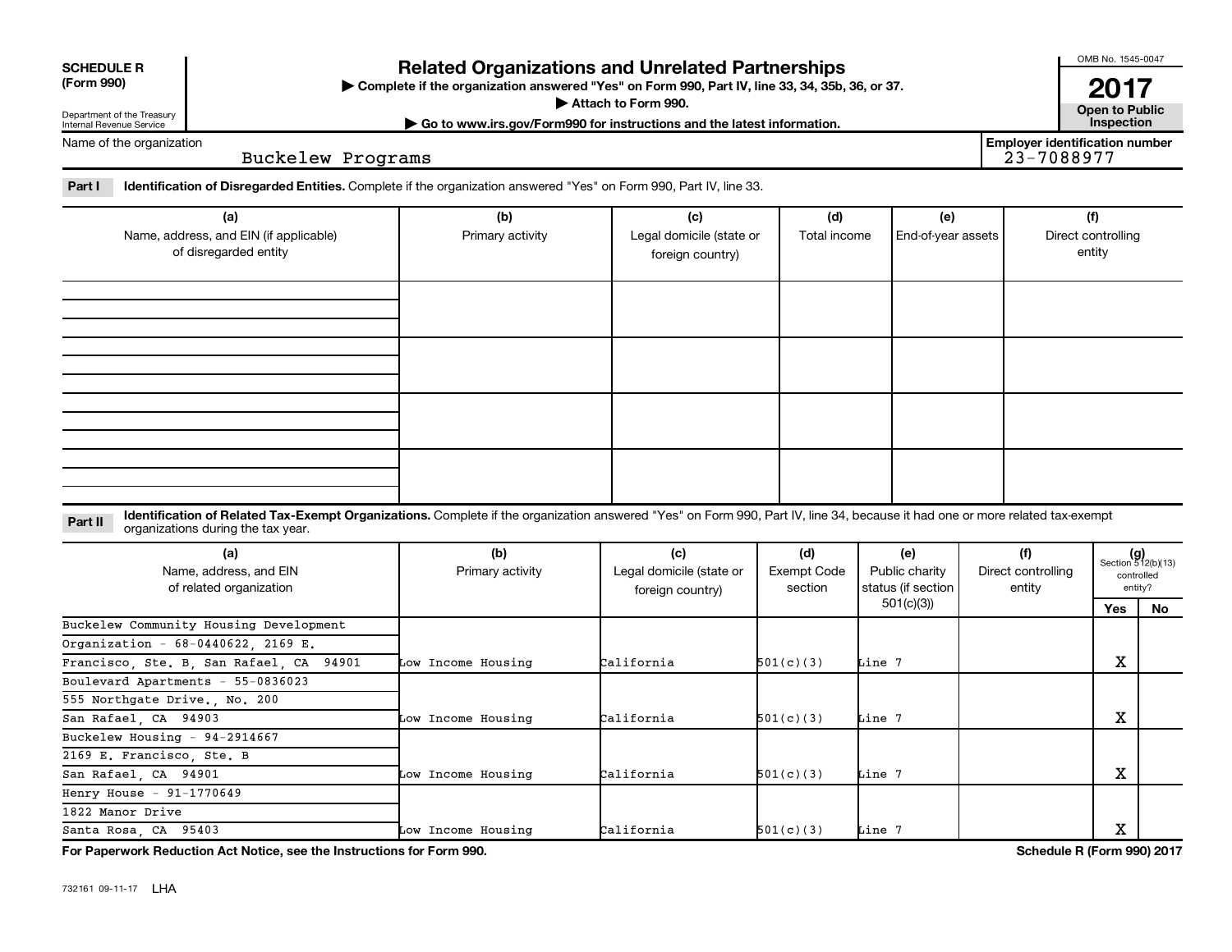**SCHEDULE R (Form 990)**

Department of the Treasury
Internal Revenue Service

# Related Organizations and Unrelated Partnerships

▶ Complete if the organization answered "Yes" on Form 990, Part IV, line 33, 34, 35b, 36, or 37.
▶ Attach to Form 990.
▶ Go to www.irs.gov/Form990 for instructions and the latest information.

OMB No. 1545-0047

**2017**

**Open to Public Inspection**

Name of the organization: Buckelew Programs

Employer identification number: 23-7088977

**Part I** **Identification of Disregarded Entities.** Complete if the organization answered "Yes" on Form 990, Part IV, line 33.

| (a) Name, address, and EIN (if applicable) of disregarded entity | (b) Primary activity | (c) Legal domicile (state or foreign country) | (d) Total income | (e) End-of-year assets | (f) Direct controlling entity |
|---|---|---|---|---|---|
| | | | | | |
| | | | | | |
| | | | | | |
| | | | | | |

**Part II** **Identification of Related Tax-Exempt Organizations.** Complete if the organization answered "Yes" on Form 990, Part IV, line 34, because it had one or more related tax-exempt organizations during the tax year.

| (a) Name, address, and EIN of related organization | (b) Primary activity | (c) Legal domicile (state or foreign country) | (d) Exempt Code section | (e) Public charity status (if section 501(c)(3)) | (f) Direct controlling entity | (g) Section 512(b)(13) controlled entity? Yes | No |
|---|---|---|---|---|---|---|---|
| Buckelew Community Housing Development Organization - 68-0440622, 2169 E. Francisco, Ste. B, San Rafael, CA 94901 | Low Income Housing | California | 501(c)(3) | Line 7 | | | X |
| Boulevard Apartments - 55-0836023 555 Northgate Drive., No. 200 San Rafael, CA 94903 | Low Income Housing | California | 501(c)(3) | Line 7 | | | X |
| Buckelew Housing - 94-2914667 2169 E. Francisco, Ste. B San Rafael, CA 94901 | Low Income Housing | California | 501(c)(3) | Line 7 | | | X |
| Henry House - 91-1770649 1822 Manor Drive Santa Rosa, CA 95403 | Low Income Housing | California | 501(c)(3) | Line 7 | | | X |

**For Paperwork Reduction Act Notice, see the Instructions for Form 990.** **Schedule R (Form 990) 2017**

732161 09-11-17 LHA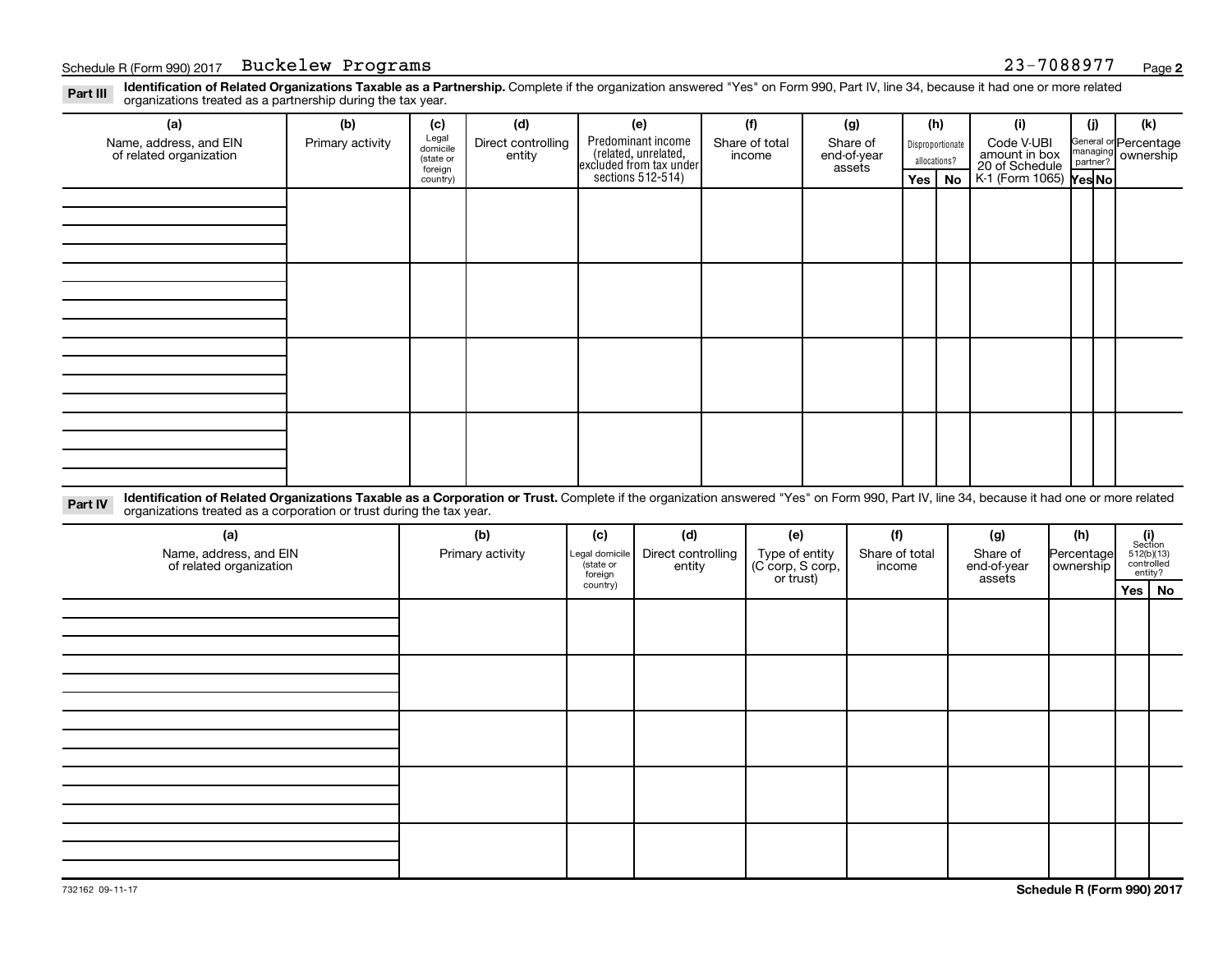Schedule R (Form 990) 2017 Buckelew Programs 23-7088977 Page **2**

**Part III** **Identification of Related Organizations Taxable as a Partnership.** Complete if the organization answered "Yes" on Form 990, Part IV, line 34, because it had one or more related organizations treated as a partnership during the tax year.

| (a) Name, address, and EIN of related organization | (b) Primary activity | (c) Legal domicile (state or foreign country) | (d) Direct controlling entity | (e) Predominant income (related, unrelated, excluded from tax under sections 512-514) | (f) Share of total income | (g) Share of end-of-year assets | (h) Disproportionate allocations? Yes | (h) No | (i) Code V-UBI amount in box 20 of Schedule K-1 (Form 1065) | (j) General or managing partner? Yes | (j) No | (k) Percentage ownership |
|---|---|---|---|---|---|---|---|---|---|---|---|---|
| | | | | | | | | | | | | |
| | | | | | | | | | | | | |
| | | | | | | | | | | | | |
| | | | | | | | | | | | | |

**Part IV** **Identification of Related Organizations Taxable as a Corporation or Trust.** Complete if the organization answered "Yes" on Form 990, Part IV, line 34, because it had one or more related organizations treated as a corporation or trust during the tax year.

| (a) Name, address, and EIN of related organization | (b) Primary activity | (c) Legal domicile (state or foreign country) | (d) Direct controlling entity | (e) Type of entity (C corp, S corp, or trust) | (f) Share of total income | (g) Share of end-of-year assets | (h) Percentage ownership | (i) Section 512(b)(13) controlled entity? Yes | (i) No |
|---|---|---|---|---|---|---|---|---|---|
| | | | | | | | | | |
| | | | | | | | | | |
| | | | | | | | | | |
| | | | | | | | | | |
| | | | | | | | | | |

732162 09-11-17 **Schedule R (Form 990) 2017**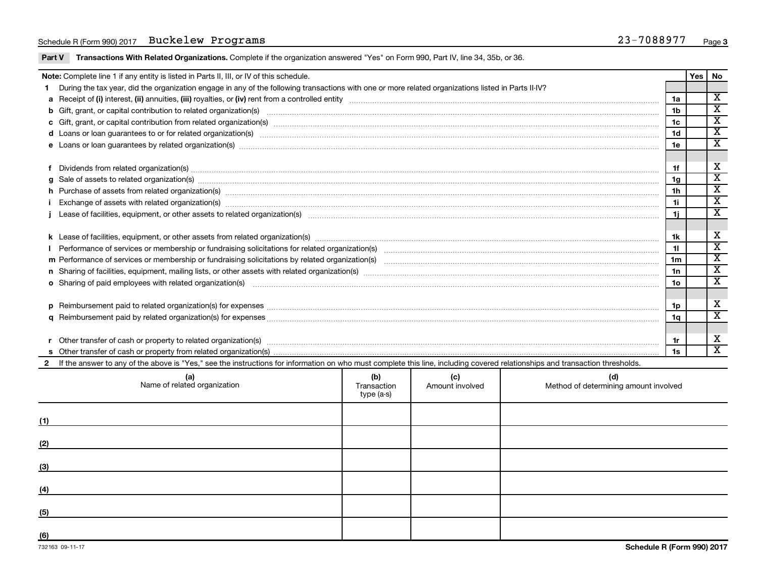Schedule R (Form 990) 2017 Buckelew Programs 23-7088977 Page 3

**Part V Transactions With Related Organizations.** Complete if the organization answered "Yes" on Form 990, Part IV, line 34, 35b, or 36.

| **Note:** Complete line 1 if any entity is listed in Parts II, III, or IV of this schedule. | | Yes | No |
|---|---|---|---|
| **1** During the tax year, did the organization engage in any of the following transactions with one or more related organizations listed in Parts II-IV? | | | |
| **a** Receipt of **(i)** interest, **(ii)** annuities, **(iii)** royalties, or **(iv)** rent from a controlled entity | 1a | | X |
| **b** Gift, grant, or capital contribution to related organization(s) | 1b | | X |
| **c** Gift, grant, or capital contribution from related organization(s) | 1c | | X |
| **d** Loans or loan guarantees to or for related organization(s) | 1d | | X |
| **e** Loans or loan guarantees by related organization(s) | 1e | | X |
| **f** Dividends from related organization(s) | 1f | | X |
| **g** Sale of assets to related organization(s) | 1g | | X |
| **h** Purchase of assets from related organization(s) | 1h | | X |
| **i** Exchange of assets with related organization(s) | 1i | | X |
| **j** Lease of facilities, equipment, or other assets to related organization(s) | 1j | | X |
| **k** Lease of facilities, equipment, or other assets from related organization(s) | 1k | | X |
| **l** Performance of services or membership or fundraising solicitations for related organization(s) | 1l | | X |
| **m** Performance of services or membership or fundraising solicitations by related organization(s) | 1m | | X |
| **n** Sharing of facilities, equipment, mailing lists, or other assets with related organization(s) | 1n | | X |
| **o** Sharing of paid employees with related organization(s) | 1o | | X |
| **p** Reimbursement paid to related organization(s) for expenses | 1p | | X |
| **q** Reimbursement paid by related organization(s) for expenses | 1q | | X |
| **r** Other transfer of cash or property to related organization(s) | 1r | | X |
| **s** Other transfer of cash or property from related organization(s) | 1s | | X |

**2** If the answer to any of the above is "Yes," see the instructions for information on who must complete this line, including covered relationships and transaction thresholds.

| | (a) Name of related organization | (b) Transaction type (a-s) | (c) Amount involved | (d) Method of determining amount involved |
|---|---|---|---|---|
| (1) | | | | |
| (2) | | | | |
| (3) | | | | |
| (4) | | | | |
| (5) | | | | |
| (6) | | | | |

732163 09-11-17 **Schedule R (Form 990) 2017**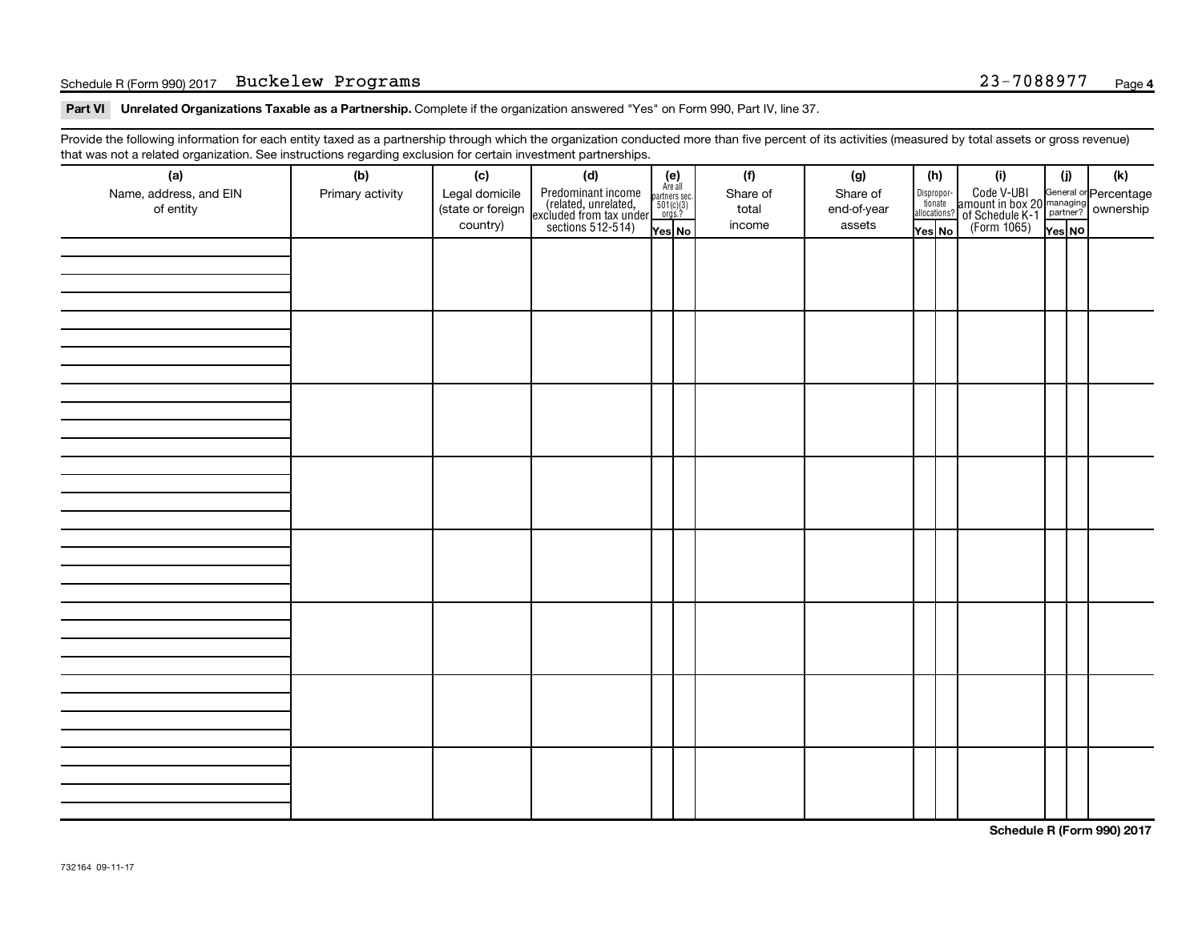Schedule R (Form 990) 2017 Buckelew Programs 23-7088977

**Part VI Unrelated Organizations Taxable as a Partnership.** Complete if the organization answered "Yes" on Form 990, Part IV, line 37.

Provide the following information for each entity taxed as a partnership through which the organization conducted more than five percent of its activities (measured by total assets or gross revenue) that was not a related organization. See instructions regarding exclusion for certain investment partnerships.

| (a) Name, address, and EIN of entity | (b) Primary activity | (c) Legal domicile (state or foreign country) | (d) Predominant income (related, unrelated, excluded from tax under sections 512-514) | (e) Are all partners sec. 501(c)(3) orgs.? | | (f) Share of total income | (g) Share of end-of-year assets | (h) Disproportionate allocations? | | (i) Code V-UBI amount in box 20 of Schedule K-1 (Form 1065) | (j) General or managing partner? | | (k) Percentage ownership |
|---|---|---|---|---|---|---|---|---|---|---|---|---|---|
| | | | | Yes | No | | | Yes | No | | Yes | No | |
| | | | | | | | | | | | | | |
| | | | | | | | | | | | | | |
| | | | | | | | | | | | | | |
| | | | | | | | | | | | | | |
| | | | | | | | | | | | | | |
| | | | | | | | | | | | | | |
| | | | | | | | | | | | | | |
| | | | | | | | | | | | | | |

**Schedule R (Form 990) 2017**

732164 09-11-17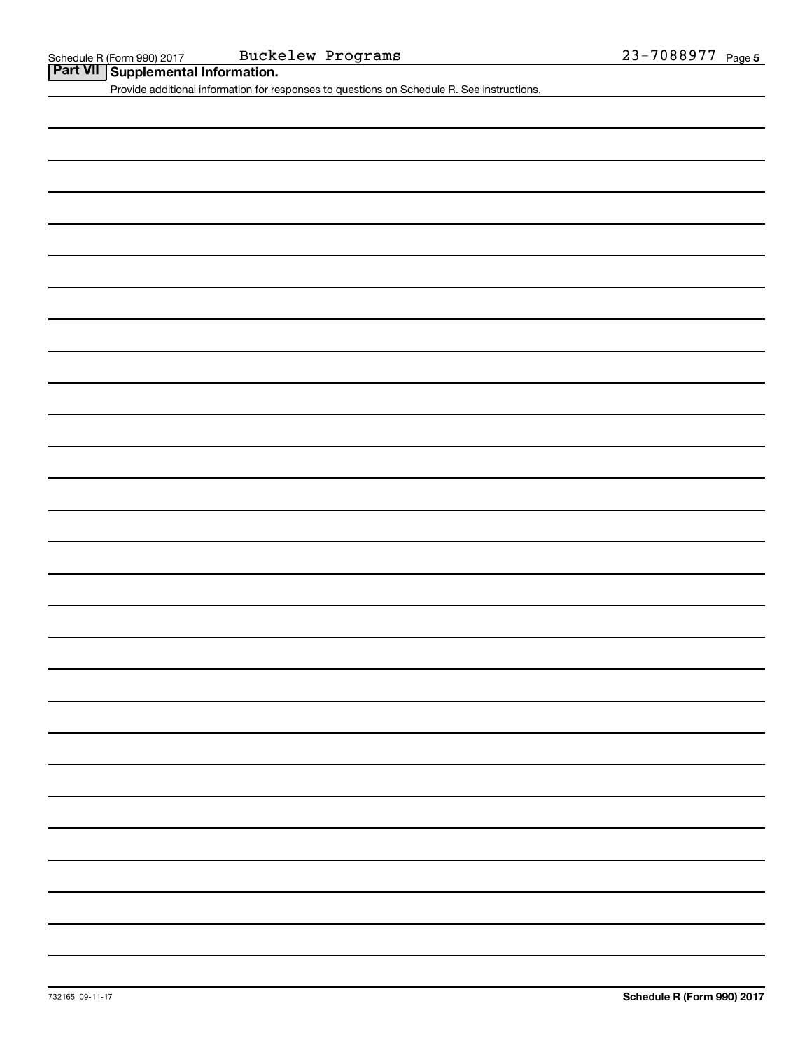Schedule R (Form 990) 2017 Buckelew Programs 23-7088977 Page 5

## Part VII Supplemental Information.

Provide additional information for responses to questions on Schedule R. See instructions.

732165 09-11-17

**Schedule R (Form 990) 2017**